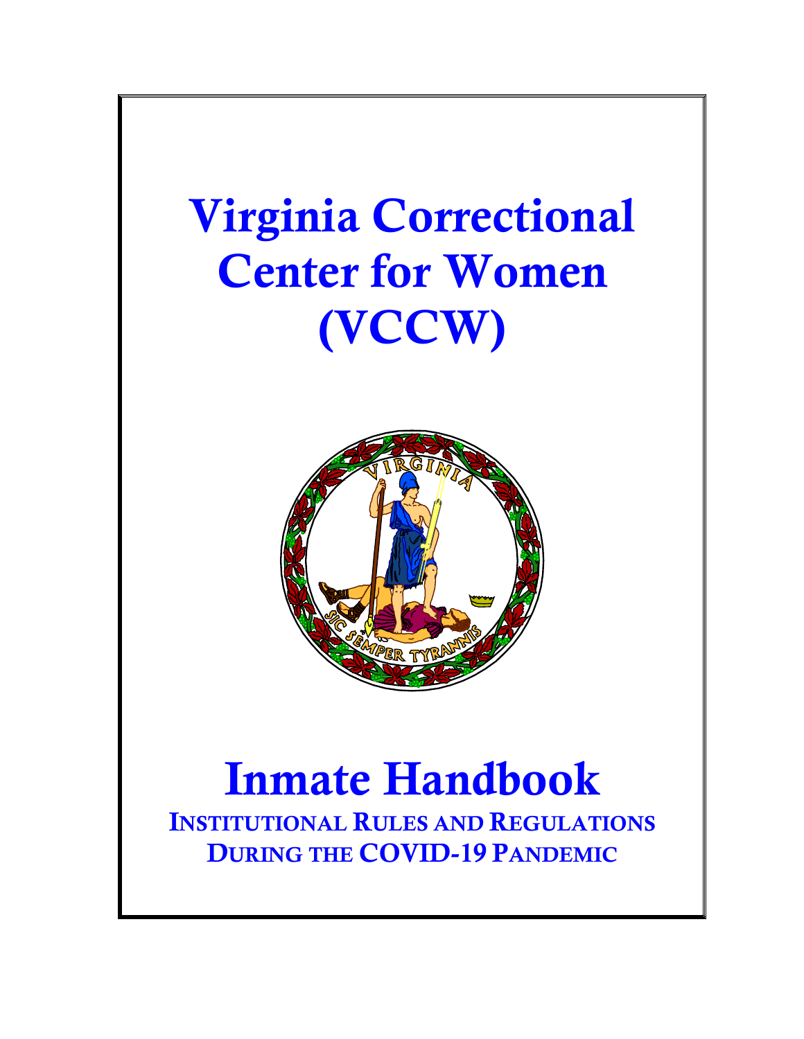# Virginia Correctional Center for Women (VCCW)

# Inmate Handbook

## Institutional Rules and Regulations During the COVID-19 Pandemic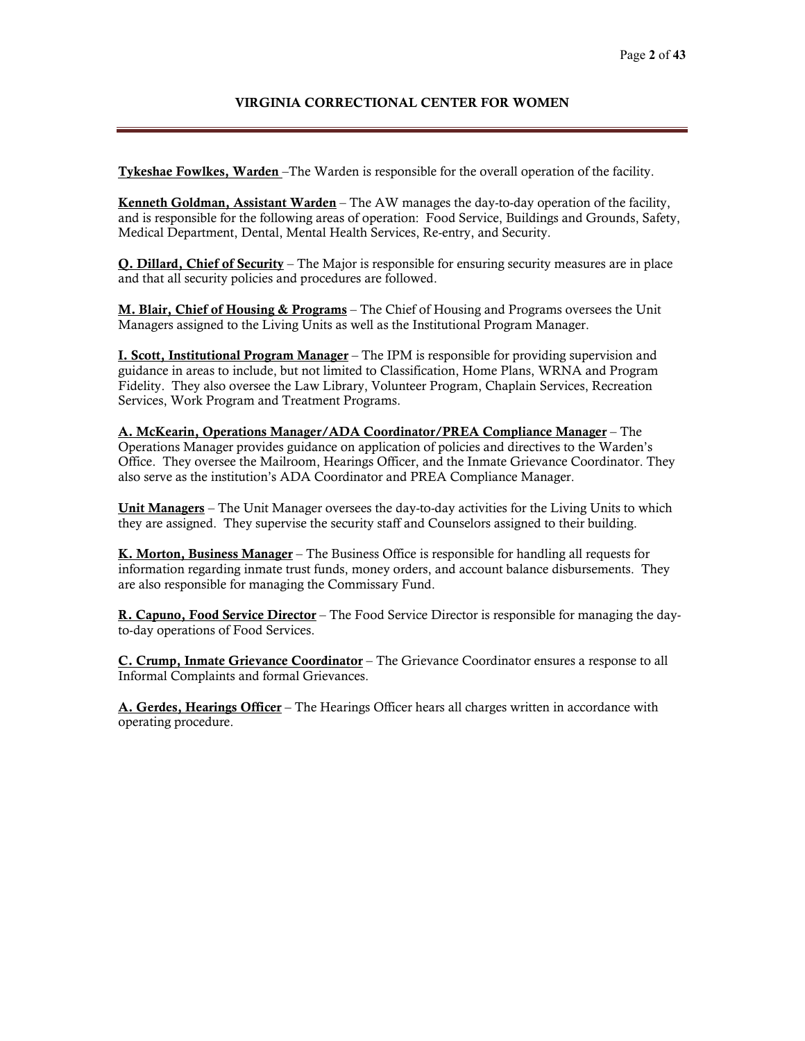## VIRGINIA CORRECTIONAL CENTER FOR WOMEN

**Tykeshae Fowlkes, Warden** –The Warden is responsible for the overall operation of the facility.

**Kenneth Goldman, Assistant Warden** – The AW manages the day-to-day operation of the facility, and is responsible for the following areas of operation: Food Service, Buildings and Grounds, Safety, Medical Department, Dental, Mental Health Services, Re-entry, and Security.

**Q. Dillard, Chief of Security** – The Major is responsible for ensuring security measures are in place and that all security policies and procedures are followed.

**M. Blair, Chief of Housing & Programs** – The Chief of Housing and Programs oversees the Unit Managers assigned to the Living Units as well as the Institutional Program Manager.

**I. Scott, Institutional Program Manager** – The IPM is responsible for providing supervision and guidance in areas to include, but not limited to Classification, Home Plans, WRNA and Program Fidelity. They also oversee the Law Library, Volunteer Program, Chaplain Services, Recreation Services, Work Program and Treatment Programs.

**A. McKearin, Operations Manager/ADA Coordinator/PREA Compliance Manager** – The Operations Manager provides guidance on application of policies and directives to the Warden's Office. They oversee the Mailroom, Hearings Officer, and the Inmate Grievance Coordinator. They also serve as the institution's ADA Coordinator and PREA Compliance Manager.

**Unit Managers** – The Unit Manager oversees the day-to-day activities for the Living Units to which they are assigned. They supervise the security staff and Counselors assigned to their building.

**K. Morton, Business Manager** – The Business Office is responsible for handling all requests for information regarding inmate trust funds, money orders, and account balance disbursements. They are also responsible for managing the Commissary Fund.

**R. Capuno, Food Service Director** – The Food Service Director is responsible for managing the day-to-day operations of Food Services.

**C. Crump, Inmate Grievance Coordinator** – The Grievance Coordinator ensures a response to all Informal Complaints and formal Grievances.

**A. Gerdes, Hearings Officer** – The Hearings Officer hears all charges written in accordance with operating procedure.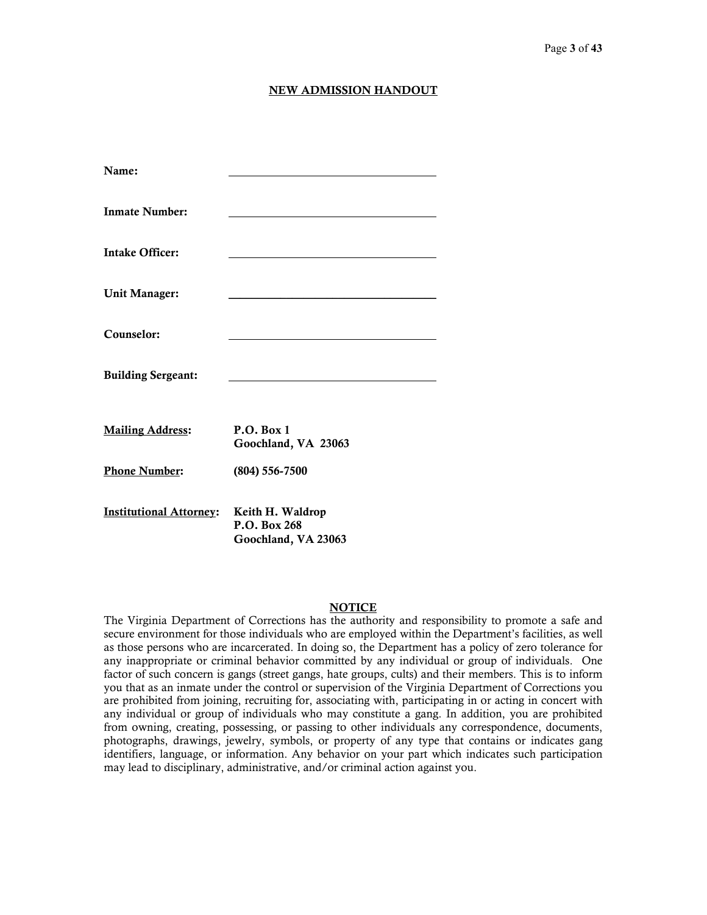## NEW ADMISSION HANDOUT

**Name:** ______________________________

**Inmate Number:** ______________________________

**Intake Officer:** ______________________________

**Unit Manager:** ______________________________

**Counselor:** ______________________________

**Building Sergeant:** ______________________________

**Mailing Address:** **P.O. Box 1**
**Goochland, VA 23063**

**Phone Number:** **(804) 556-7500**

**Institutional Attorney:** **Keith H. Waldrop**
**P.O. Box 268**
**Goochland, VA 23063**

### NOTICE

The Virginia Department of Corrections has the authority and responsibility to promote a safe and secure environment for those individuals who are employed within the Department's facilities, as well as those persons who are incarcerated. In doing so, the Department has a policy of zero tolerance for any inappropriate or criminal behavior committed by any individual or group of individuals. One factor of such concern is gangs (street gangs, hate groups, cults) and their members. This is to inform you that as an inmate under the control or supervision of the Virginia Department of Corrections you are prohibited from joining, recruiting for, associating with, participating in or acting in concert with any individual or group of individuals who may constitute a gang. In addition, you are prohibited from owning, creating, possessing, or passing to other individuals any correspondence, documents, photographs, drawings, jewelry, symbols, or property of any type that contains or indicates gang identifiers, language, or information. Any behavior on your part which indicates such participation may lead to disciplinary, administrative, and/or criminal action against you.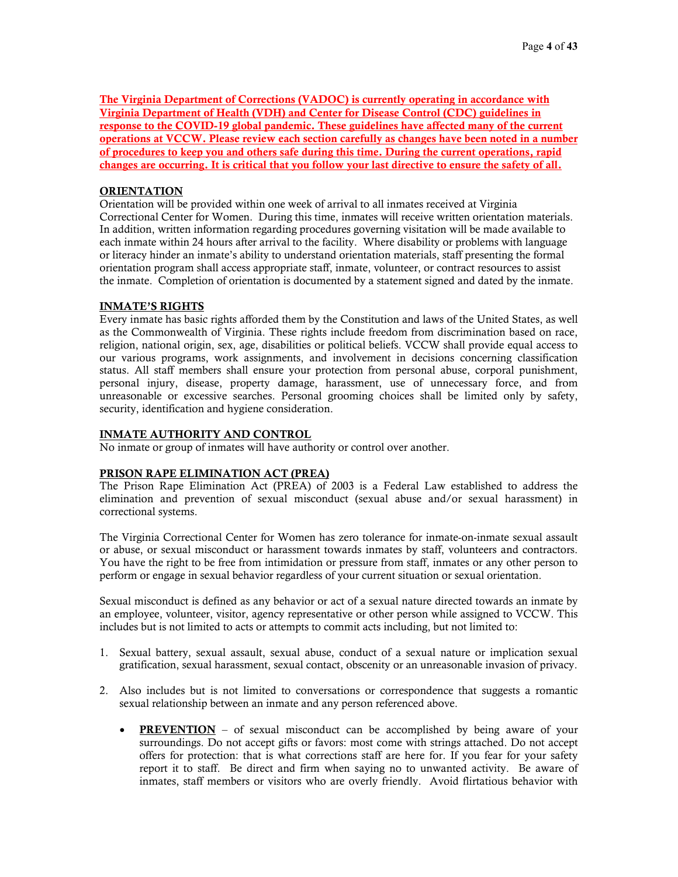**The Virginia Department of Corrections (VADOC) is currently operating in accordance with Virginia Department of Health (VDH) and Center for Disease Control (CDC) guidelines in response to the COVID-19 global pandemic. These guidelines have affected many of the current operations at VCCW. Please review each section carefully as changes have been noted in a number of procedures to keep you and others safe during this time. During the current operations, rapid changes are occurring. It is critical that you follow your last directive to ensure the safety of all.**

## ORIENTATION

Orientation will be provided within one week of arrival to all inmates received at Virginia Correctional Center for Women. During this time, inmates will receive written orientation materials. In addition, written information regarding procedures governing visitation will be made available to each inmate within 24 hours after arrival to the facility. Where disability or problems with language or literacy hinder an inmate's ability to understand orientation materials, staff presenting the formal orientation program shall access appropriate staff, inmate, volunteer, or contract resources to assist the inmate. Completion of orientation is documented by a statement signed and dated by the inmate.

## INMATE'S RIGHTS

Every inmate has basic rights afforded them by the Constitution and laws of the United States, as well as the Commonwealth of Virginia. These rights include freedom from discrimination based on race, religion, national origin, sex, age, disabilities or political beliefs. VCCW shall provide equal access to our various programs, work assignments, and involvement in decisions concerning classification status. All staff members shall ensure your protection from personal abuse, corporal punishment, personal injury, disease, property damage, harassment, use of unnecessary force, and from unreasonable or excessive searches. Personal grooming choices shall be limited only by safety, security, identification and hygiene consideration.

## INMATE AUTHORITY AND CONTROL

No inmate or group of inmates will have authority or control over another.

## PRISON RAPE ELIMINATION ACT (PREA)

The Prison Rape Elimination Act (PREA) of 2003 is a Federal Law established to address the elimination and prevention of sexual misconduct (sexual abuse and/or sexual harassment) in correctional systems.

The Virginia Correctional Center for Women has zero tolerance for inmate-on-inmate sexual assault or abuse, or sexual misconduct or harassment towards inmates by staff, volunteers and contractors. You have the right to be free from intimidation or pressure from staff, inmates or any other person to perform or engage in sexual behavior regardless of your current situation or sexual orientation.

Sexual misconduct is defined as any behavior or act of a sexual nature directed towards an inmate by an employee, volunteer, visitor, agency representative or other person while assigned to VCCW. This includes but is not limited to acts or attempts to commit acts including, but not limited to:

1. Sexual battery, sexual assault, sexual abuse, conduct of a sexual nature or implication sexual gratification, sexual harassment, sexual contact, obscenity or an unreasonable invasion of privacy.

2. Also includes but is not limited to conversations or correspondence that suggests a romantic sexual relationship between an inmate and any person referenced above.

   - **PREVENTION** – of sexual misconduct can be accomplished by being aware of your surroundings. Do not accept gifts or favors: most come with strings attached. Do not accept offers for protection: that is what corrections staff are here for. If you fear for your safety report it to staff. Be direct and firm when saying no to unwanted activity. Be aware of inmates, staff members or visitors who are overly friendly. Avoid flirtatious behavior with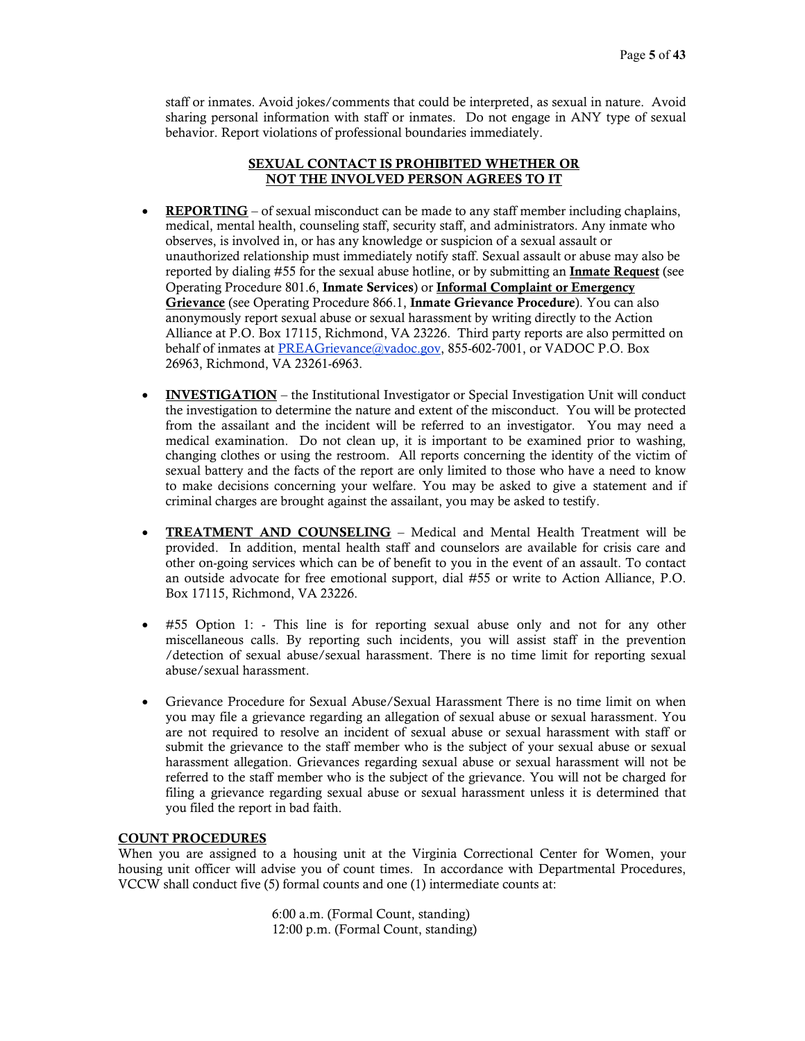staff or inmates. Avoid jokes/comments that could be interpreted, as sexual in nature. Avoid sharing personal information with staff or inmates. Do not engage in ANY type of sexual behavior. Report violations of professional boundaries immediately.

**SEXUAL CONTACT IS PROHIBITED WHETHER OR NOT THE INVOLVED PERSON AGREES TO IT**

- **REPORTING** – of sexual misconduct can be made to any staff member including chaplains, medical, mental health, counseling staff, security staff, and administrators. Any inmate who observes, is involved in, or has any knowledge or suspicion of a sexual assault or unauthorized relationship must immediately notify staff. Sexual assault or abuse may also be reported by dialing #55 for the sexual abuse hotline, or by submitting an **Inmate Request** (see Operating Procedure 801.6, **Inmate Services**) or **Informal Complaint or Emergency Grievance** (see Operating Procedure 866.1, **Inmate Grievance Procedure**). You can also anonymously report sexual abuse or sexual harassment by writing directly to the Action Alliance at P.O. Box 17115, Richmond, VA 23226. Third party reports are also permitted on behalf of inmates at PREAGrievance@vadoc.gov, 855-602-7001, or VADOC P.O. Box 26963, Richmond, VA 23261-6963.

- **INVESTIGATION** – the Institutional Investigator or Special Investigation Unit will conduct the investigation to determine the nature and extent of the misconduct. You will be protected from the assailant and the incident will be referred to an investigator. You may need a medical examination. Do not clean up, it is important to be examined prior to washing, changing clothes or using the restroom. All reports concerning the identity of the victim of sexual battery and the facts of the report are only limited to those who have a need to know to make decisions concerning your welfare. You may be asked to give a statement and if criminal charges are brought against the assailant, you may be asked to testify.

- **TREATMENT AND COUNSELING** – Medical and Mental Health Treatment will be provided. In addition, mental health staff and counselors are available for crisis care and other on-going services which can be of benefit to you in the event of an assault. To contact an outside advocate for free emotional support, dial #55 or write to Action Alliance, P.O. Box 17115, Richmond, VA 23226.

- #55 Option 1: - This line is for reporting sexual abuse only and not for any other miscellaneous calls. By reporting such incidents, you will assist staff in the prevention /detection of sexual abuse/sexual harassment. There is no time limit for reporting sexual abuse/sexual harassment.

- Grievance Procedure for Sexual Abuse/Sexual Harassment There is no time limit on when you may file a grievance regarding an allegation of sexual abuse or sexual harassment. You are not required to resolve an incident of sexual abuse or sexual harassment with staff or submit the grievance to the staff member who is the subject of your sexual abuse or sexual harassment allegation. Grievances regarding sexual abuse or sexual harassment will not be referred to the staff member who is the subject of the grievance. You will not be charged for filing a grievance regarding sexual abuse or sexual harassment unless it is determined that you filed the report in bad faith.

## COUNT PROCEDURES

When you are assigned to a housing unit at the Virginia Correctional Center for Women, your housing unit officer will advise you of count times. In accordance with Departmental Procedures, VCCW shall conduct five (5) formal counts and one (1) intermediate counts at:

6:00 a.m. (Formal Count, standing)
12:00 p.m. (Formal Count, standing)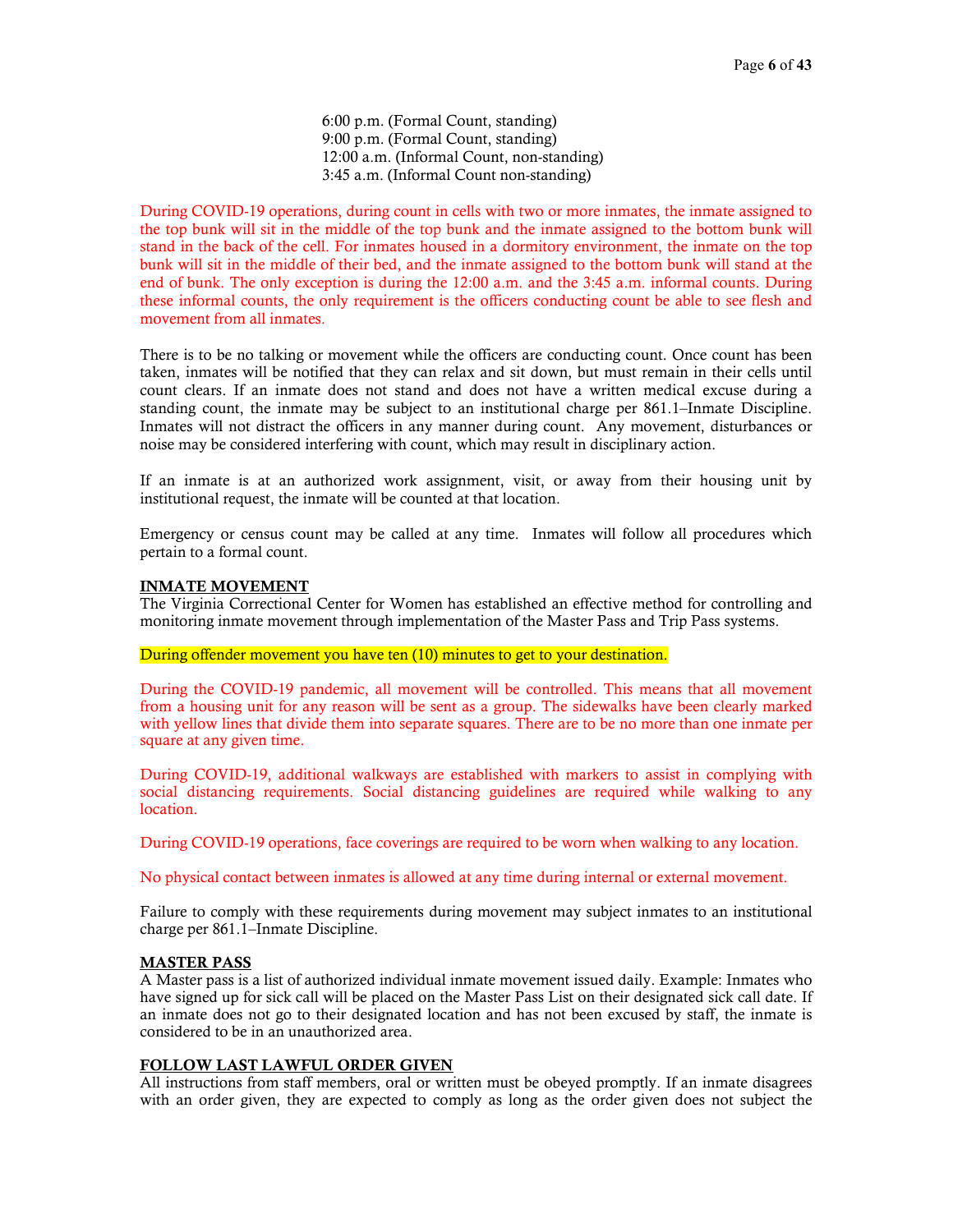6:00 p.m. (Formal Count, standing)
9:00 p.m. (Formal Count, standing)
12:00 a.m. (Informal Count, non-standing)
3:45 a.m. (Informal Count non-standing)

During COVID-19 operations, during count in cells with two or more inmates, the inmate assigned to the top bunk will sit in the middle of the top bunk and the inmate assigned to the bottom bunk will stand in the back of the cell. For inmates housed in a dormitory environment, the inmate on the top bunk will sit in the middle of their bed, and the inmate assigned to the bottom bunk will stand at the end of bunk. The only exception is during the 12:00 a.m. and the 3:45 a.m. informal counts. During these informal counts, the only requirement is the officers conducting count be able to see flesh and movement from all inmates.

There is to be no talking or movement while the officers are conducting count. Once count has been taken, inmates will be notified that they can relax and sit down, but must remain in their cells until count clears. If an inmate does not stand and does not have a written medical excuse during a standing count, the inmate may be subject to an institutional charge per 861.1–Inmate Discipline. Inmates will not distract the officers in any manner during count. Any movement, disturbances or noise may be considered interfering with count, which may result in disciplinary action.

If an inmate is at an authorized work assignment, visit, or away from their housing unit by institutional request, the inmate will be counted at that location.

Emergency or census count may be called at any time. Inmates will follow all procedures which pertain to a formal count.

## INMATE MOVEMENT

The Virginia Correctional Center for Women has established an effective method for controlling and monitoring inmate movement through implementation of the Master Pass and Trip Pass systems.

During offender movement you have ten (10) minutes to get to your destination.

During the COVID-19 pandemic, all movement will be controlled. This means that all movement from a housing unit for any reason will be sent as a group. The sidewalks have been clearly marked with yellow lines that divide them into separate squares. There are to be no more than one inmate per square at any given time.

During COVID-19, additional walkways are established with markers to assist in complying with social distancing requirements. Social distancing guidelines are required while walking to any location.

During COVID-19 operations, face coverings are required to be worn when walking to any location.

No physical contact between inmates is allowed at any time during internal or external movement.

Failure to comply with these requirements during movement may subject inmates to an institutional charge per 861.1–Inmate Discipline.

## MASTER PASS

A Master pass is a list of authorized individual inmate movement issued daily. Example: Inmates who have signed up for sick call will be placed on the Master Pass List on their designated sick call date. If an inmate does not go to their designated location and has not been excused by staff, the inmate is considered to be in an unauthorized area.

## FOLLOW LAST LAWFUL ORDER GIVEN

All instructions from staff members, oral or written must be obeyed promptly. If an inmate disagrees with an order given, they are expected to comply as long as the order given does not subject the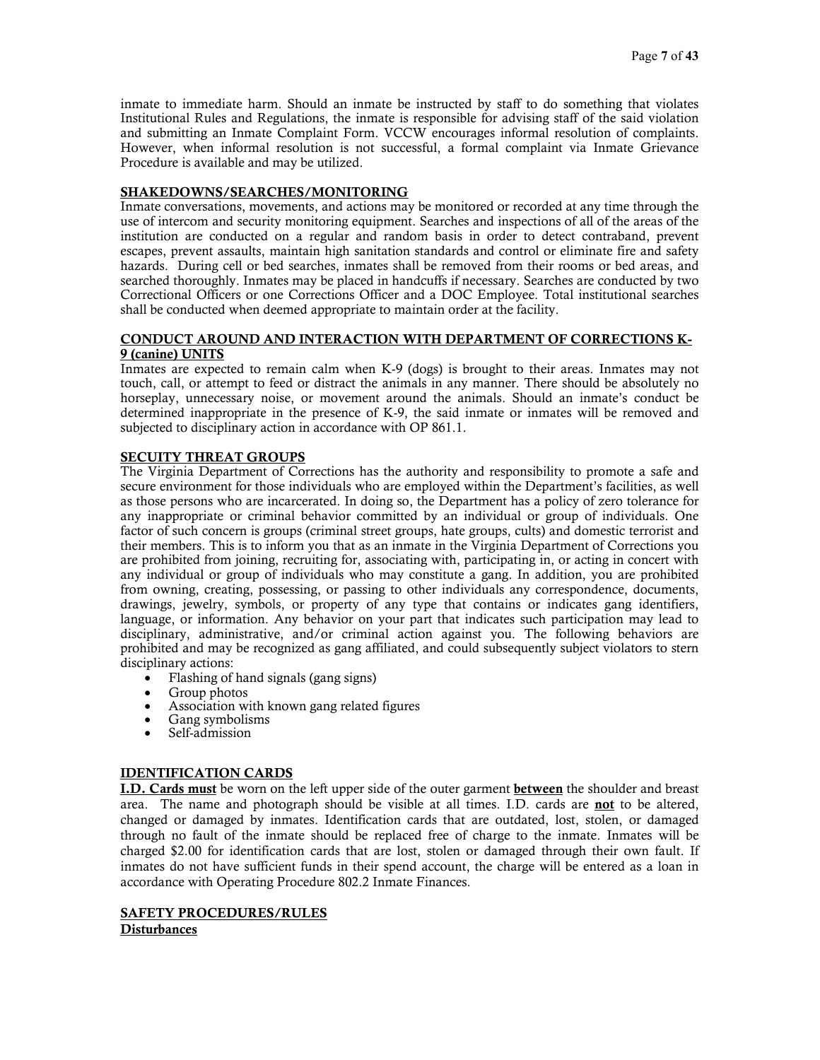inmate to immediate harm. Should an inmate be instructed by staff to do something that violates Institutional Rules and Regulations, the inmate is responsible for advising staff of the said violation and submitting an Inmate Complaint Form. VCCW encourages informal resolution of complaints. However, when informal resolution is not successful, a formal complaint via Inmate Grievance Procedure is available and may be utilized.

## SHAKEDOWNS/SEARCHES/MONITORING

Inmate conversations, movements, and actions may be monitored or recorded at any time through the use of intercom and security monitoring equipment. Searches and inspections of all of the areas of the institution are conducted on a regular and random basis in order to detect contraband, prevent escapes, prevent assaults, maintain high sanitation standards and control or eliminate fire and safety hazards. During cell or bed searches, inmates shall be removed from their rooms or bed areas, and searched thoroughly. Inmates may be placed in handcuffs if necessary. Searches are conducted by two Correctional Officers or one Corrections Officer and a DOC Employee. Total institutional searches shall be conducted when deemed appropriate to maintain order at the facility.

## CONDUCT AROUND AND INTERACTION WITH DEPARTMENT OF CORRECTIONS K-9 (canine) UNITS

Inmates are expected to remain calm when K-9 (dogs) is brought to their areas. Inmates may not touch, call, or attempt to feed or distract the animals in any manner. There should be absolutely no horseplay, unnecessary noise, or movement around the animals. Should an inmate's conduct be determined inappropriate in the presence of K-9, the said inmate or inmates will be removed and subjected to disciplinary action in accordance with OP 861.1.

## SECUITY THREAT GROUPS

The Virginia Department of Corrections has the authority and responsibility to promote a safe and secure environment for those individuals who are employed within the Department's facilities, as well as those persons who are incarcerated. In doing so, the Department has a policy of zero tolerance for any inappropriate or criminal behavior committed by an individual or group of individuals. One factor of such concern is groups (criminal street groups, hate groups, cults) and domestic terrorist and their members. This is to inform you that as an inmate in the Virginia Department of Corrections you are prohibited from joining, recruiting for, associating with, participating in, or acting in concert with any individual or group of individuals who may constitute a gang. In addition, you are prohibited from owning, creating, possessing, or passing to other individuals any correspondence, documents, drawings, jewelry, symbols, or property of any type that contains or indicates gang identifiers, language, or information. Any behavior on your part that indicates such participation may lead to disciplinary, administrative, and/or criminal action against you. The following behaviors are prohibited and may be recognized as gang affiliated, and could subsequently subject violators to stern disciplinary actions:

- Flashing of hand signals (gang signs)
- Group photos
- Association with known gang related figures
- Gang symbolisms
- Self-admission

## IDENTIFICATION CARDS

**I.D. Cards must** be worn on the left upper side of the outer garment **between** the shoulder and breast area. The name and photograph should be visible at all times. I.D. cards are **not** to be altered, changed or damaged by inmates. Identification cards that are outdated, lost, stolen, or damaged through no fault of the inmate should be replaced free of charge to the inmate. Inmates will be charged $2.00 for identification cards that are lost, stolen or damaged through their own fault. If inmates do not have sufficient funds in their spend account, the charge will be entered as a loan in accordance with Operating Procedure 802.2 Inmate Finances.

## SAFETY PROCEDURES/RULES

### Disturbances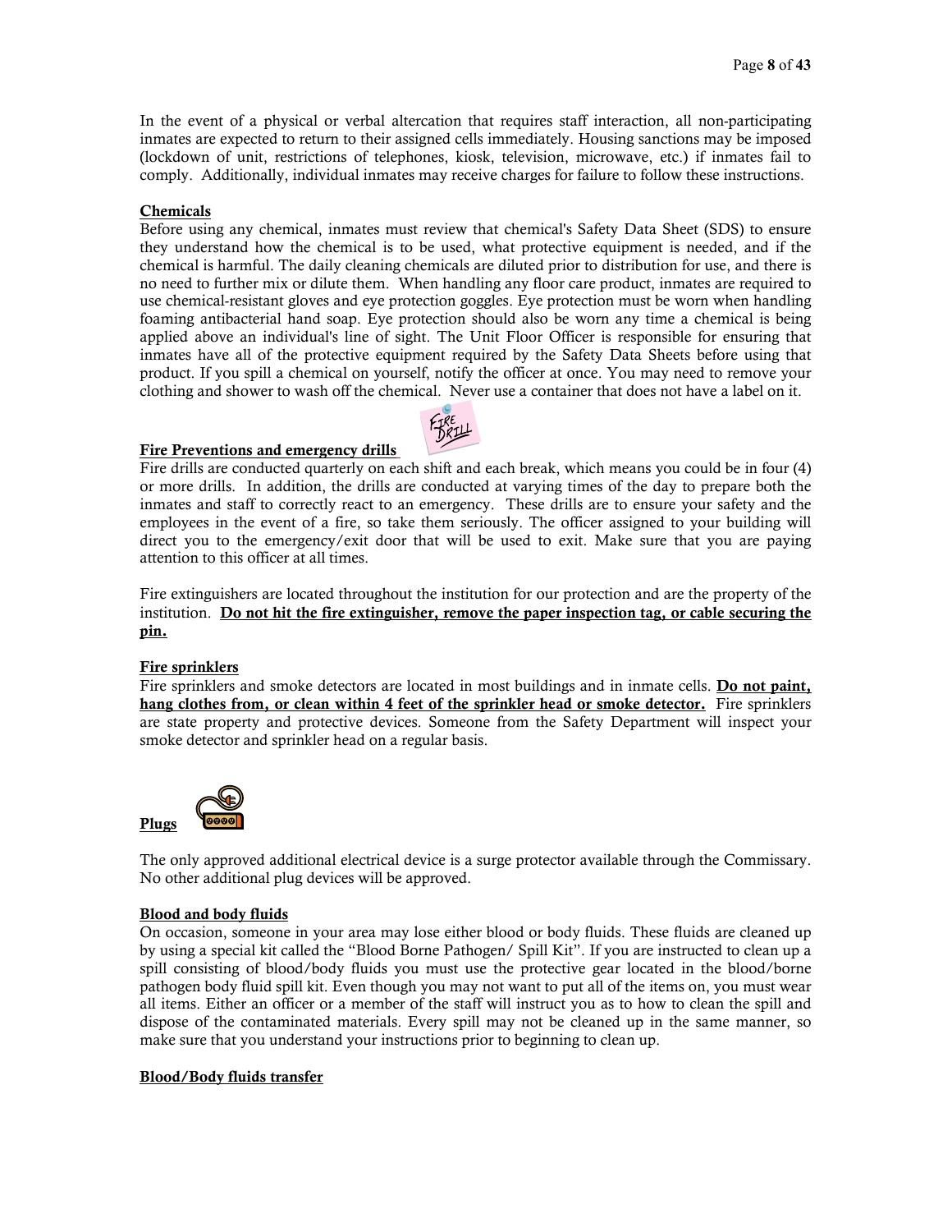In the event of a physical or verbal altercation that requires staff interaction, all non-participating inmates are expected to return to their assigned cells immediately. Housing sanctions may be imposed (lockdown of unit, restrictions of telephones, kiosk, television, microwave, etc.) if inmates fail to comply. Additionally, individual inmates may receive charges for failure to follow these instructions.

**Chemicals**

Before using any chemical, inmates must review that chemical's Safety Data Sheet (SDS) to ensure they understand how the chemical is to be used, what protective equipment is needed, and if the chemical is harmful. The daily cleaning chemicals are diluted prior to distribution for use, and there is no need to further mix or dilute them. When handling any floor care product, inmates are required to use chemical-resistant gloves and eye protection goggles. Eye protection must be worn when handling foaming antibacterial hand soap. Eye protection should also be worn any time a chemical is being applied above an individual's line of sight. The Unit Floor Officer is responsible for ensuring that inmates have all of the protective equipment required by the Safety Data Sheets before using that product. If you spill a chemical on yourself, notify the officer at once. You may need to remove your clothing and shower to wash off the chemical. Never use a container that does not have a label on it.

**Fire Preventions and emergency drills**

Fire drills are conducted quarterly on each shift and each break, which means you could be in four (4) or more drills. In addition, the drills are conducted at varying times of the day to prepare both the inmates and staff to correctly react to an emergency. These drills are to ensure your safety and the employees in the event of a fire, so take them seriously. The officer assigned to your building will direct you to the emergency/exit door that will be used to exit. Make sure that you are paying attention to this officer at all times.

Fire extinguishers are located throughout the institution for our protection and are the property of the institution. **Do not hit the fire extinguisher, remove the paper inspection tag, or cable securing the pin.**

**Fire sprinklers**

Fire sprinklers and smoke detectors are located in most buildings and in inmate cells. **Do not paint, hang clothes from, or clean within 4 feet of the sprinkler head or smoke detector.** Fire sprinklers are state property and protective devices. Someone from the Safety Department will inspect your smoke detector and sprinkler head on a regular basis.

**Plugs**

The only approved additional electrical device is a surge protector available through the Commissary. No other additional plug devices will be approved.

**Blood and body fluids**

On occasion, someone in your area may lose either blood or body fluids. These fluids are cleaned up by using a special kit called the "Blood Borne Pathogen/ Spill Kit". If you are instructed to clean up a spill consisting of blood/body fluids you must use the protective gear located in the blood/borne pathogen body fluid spill kit. Even though you may not want to put all of the items on, you must wear all items. Either an officer or a member of the staff will instruct you as to how to clean the spill and dispose of the contaminated materials. Every spill may not be cleaned up in the same manner, so make sure that you understand your instructions prior to beginning to clean up.

**Blood/Body fluids transfer**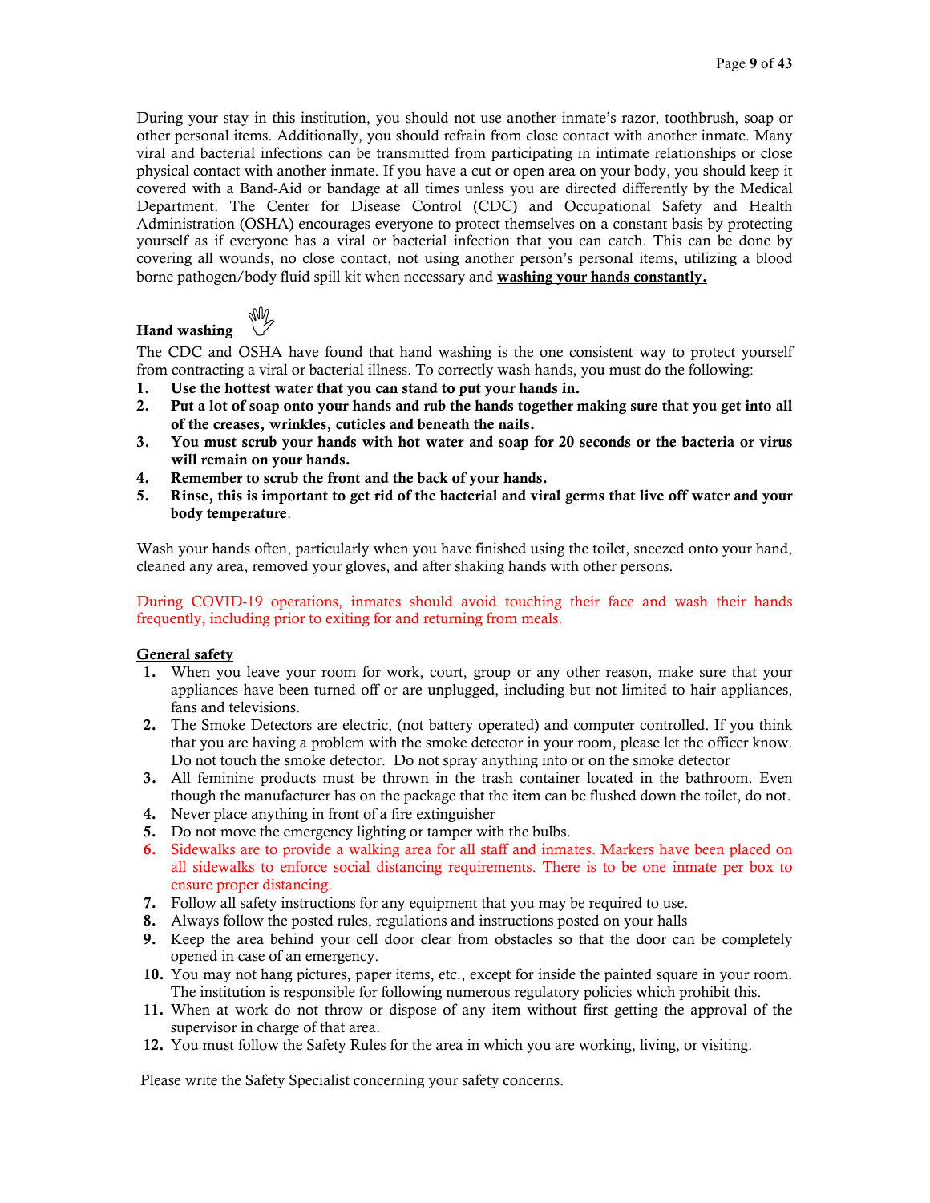During your stay in this institution, you should not use another inmate's razor, toothbrush, soap or other personal items. Additionally, you should refrain from close contact with another inmate. Many viral and bacterial infections can be transmitted from participating in intimate relationships or close physical contact with another inmate. If you have a cut or open area on your body, you should keep it covered with a Band-Aid or bandage at all times unless you are directed differently by the Medical Department. The Center for Disease Control (CDC) and Occupational Safety and Health Administration (OSHA) encourages everyone to protect themselves on a constant basis by protecting yourself as if everyone has a viral or bacterial infection that you can catch. This can be done by covering all wounds, no close contact, not using another person's personal items, utilizing a blood borne pathogen/body fluid spill kit when necessary and **washing your hands constantly.**

## Hand washing

The CDC and OSHA have found that hand washing is the one consistent way to protect yourself from contracting a viral or bacterial illness. To correctly wash hands, you must do the following:

1. **Use the hottest water that you can stand to put your hands in.**
2. **Put a lot of soap onto your hands and rub the hands together making sure that you get into all of the creases, wrinkles, cuticles and beneath the nails.**
3. **You must scrub your hands with hot water and soap for 20 seconds or the bacteria or virus will remain on your hands.**
4. **Remember to scrub the front and the back of your hands.**
5. **Rinse, this is important to get rid of the bacterial and viral germs that live off water and your body temperature**.

Wash your hands often, particularly when you have finished using the toilet, sneezed onto your hand, cleaned any area, removed your gloves, and after shaking hands with other persons.

During COVID-19 operations, inmates should avoid touching their face and wash their hands frequently, including prior to exiting for and returning from meals.

## General safety

1. When you leave your room for work, court, group or any other reason, make sure that your appliances have been turned off or are unplugged, including but not limited to hair appliances, fans and televisions.
2. The Smoke Detectors are electric, (not battery operated) and computer controlled. If you think that you are having a problem with the smoke detector in your room, please let the officer know. Do not touch the smoke detector. Do not spray anything into or on the smoke detector
3. All feminine products must be thrown in the trash container located in the bathroom. Even though the manufacturer has on the package that the item can be flushed down the toilet, do not.
4. Never place anything in front of a fire extinguisher
5. Do not move the emergency lighting or tamper with the bulbs.
6. Sidewalks are to provide a walking area for all staff and inmates. Markers have been placed on all sidewalks to enforce social distancing requirements. There is to be one inmate per box to ensure proper distancing.
7. Follow all safety instructions for any equipment that you may be required to use.
8. Always follow the posted rules, regulations and instructions posted on your halls
9. Keep the area behind your cell door clear from obstacles so that the door can be completely opened in case of an emergency.
10. You may not hang pictures, paper items, etc., except for inside the painted square in your room. The institution is responsible for following numerous regulatory policies which prohibit this.
11. When at work do not throw or dispose of any item without first getting the approval of the supervisor in charge of that area.
12. You must follow the Safety Rules for the area in which you are working, living, or visiting.

Please write the Safety Specialist concerning your safety concerns.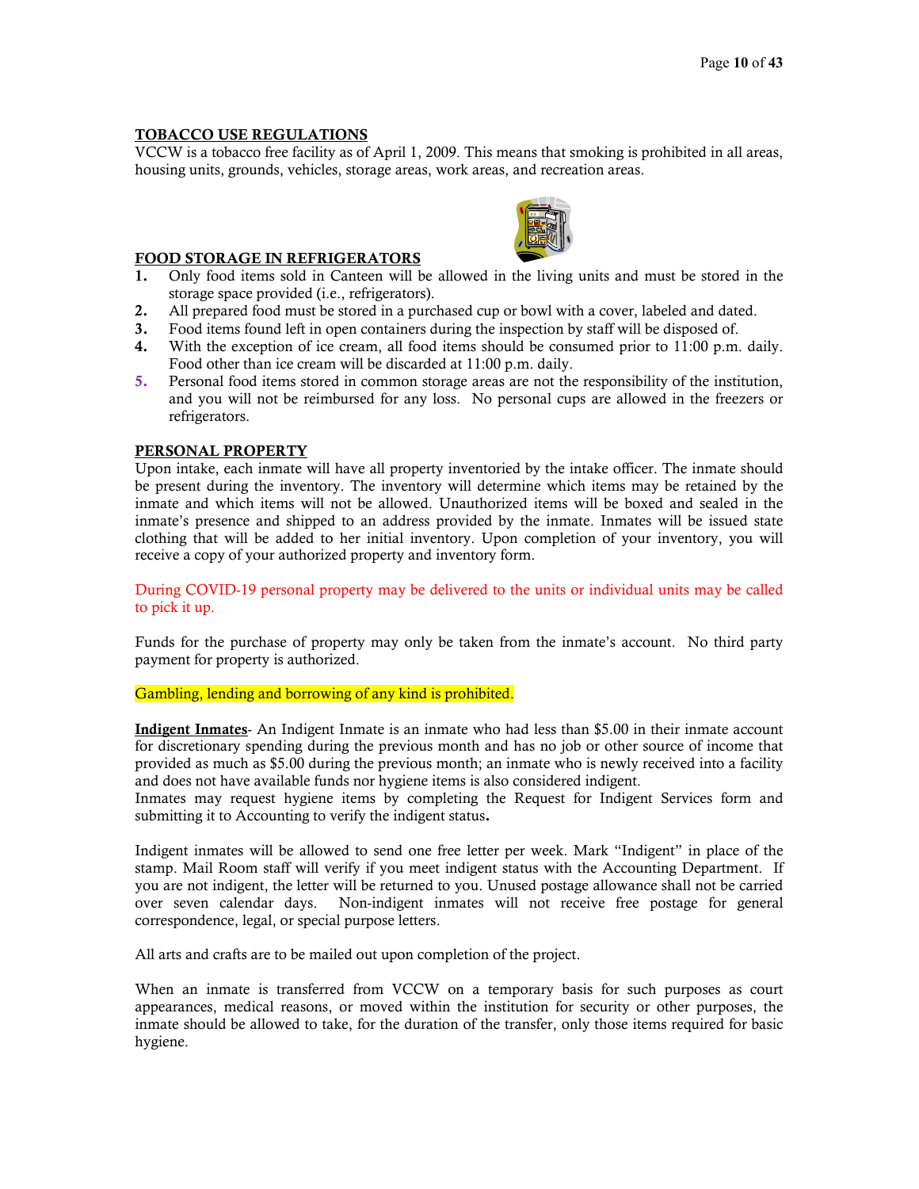## TOBACCO USE REGULATIONS

VCCW is a tobacco free facility as of April 1, 2009. This means that smoking is prohibited in all areas, housing units, grounds, vehicles, storage areas, work areas, and recreation areas.

## FOOD STORAGE IN REFRIGERATORS

1. Only food items sold in Canteen will be allowed in the living units and must be stored in the storage space provided (i.e., refrigerators).
2. All prepared food must be stored in a purchased cup or bowl with a cover, labeled and dated.
3. Food items found left in open containers during the inspection by staff will be disposed of.
4. With the exception of ice cream, all food items should be consumed prior to 11:00 p.m. daily. Food other than ice cream will be discarded at 11:00 p.m. daily.
5. Personal food items stored in common storage areas are not the responsibility of the institution, and you will not be reimbursed for any loss. No personal cups are allowed in the freezers or refrigerators.

## PERSONAL PROPERTY

Upon intake, each inmate will have all property inventoried by the intake officer. The inmate should be present during the inventory. The inventory will determine which items may be retained by the inmate and which items will not be allowed. Unauthorized items will be boxed and sealed in the inmate's presence and shipped to an address provided by the inmate. Inmates will be issued state clothing that will be added to her initial inventory. Upon completion of your inventory, you will receive a copy of your authorized property and inventory form.

During COVID-19 personal property may be delivered to the units or individual units may be called to pick it up.

Funds for the purchase of property may only be taken from the inmate's account. No third party payment for property is authorized.

Gambling, lending and borrowing of any kind is prohibited.

**Indigent Inmates**- An Indigent Inmate is an inmate who had less than $5.00 in their inmate account for discretionary spending during the previous month and has no job or other source of income that provided as much as $5.00 during the previous month; an inmate who is newly received into a facility and does not have available funds nor hygiene items is also considered indigent.
Inmates may request hygiene items by completing the Request for Indigent Services form and submitting it to Accounting to verify the indigent status**.**

Indigent inmates will be allowed to send one free letter per week. Mark "Indigent" in place of the stamp. Mail Room staff will verify if you meet indigent status with the Accounting Department. If you are not indigent, the letter will be returned to you. Unused postage allowance shall not be carried over seven calendar days. Non-indigent inmates will not receive free postage for general correspondence, legal, or special purpose letters.

All arts and crafts are to be mailed out upon completion of the project.

When an inmate is transferred from VCCW on a temporary basis for such purposes as court appearances, medical reasons, or moved within the institution for security or other purposes, the inmate should be allowed to take, for the duration of the transfer, only those items required for basic hygiene.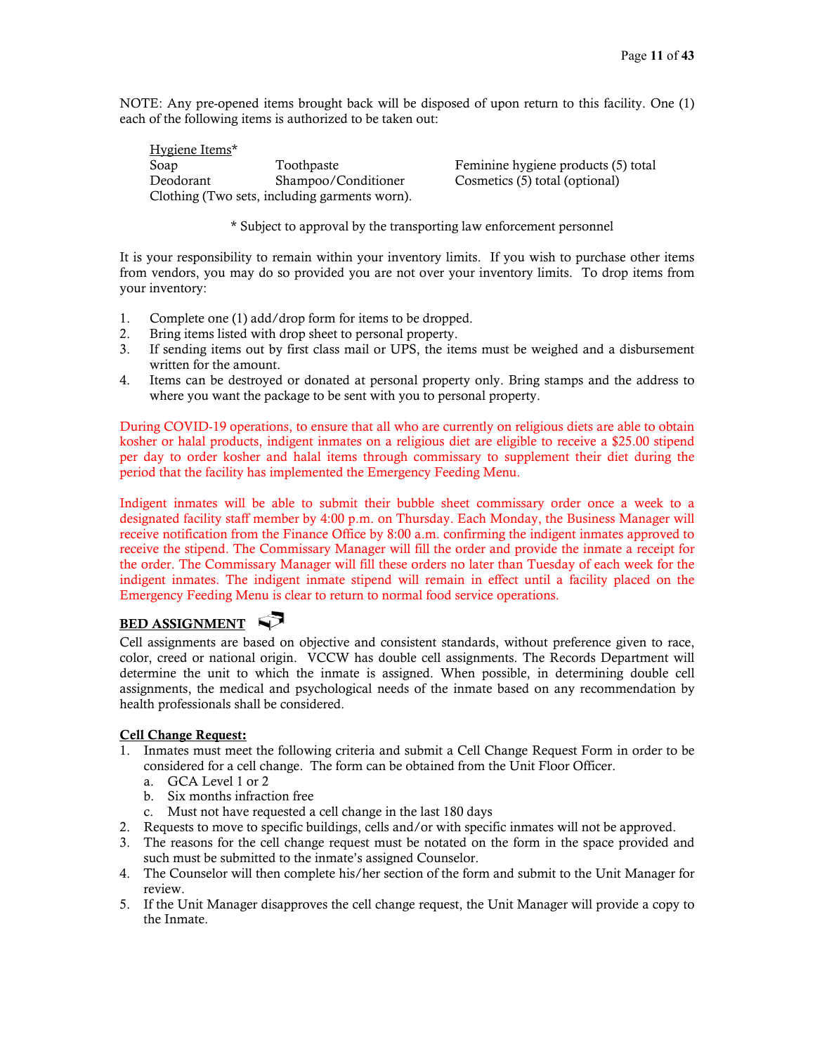NOTE: Any pre-opened items brought back will be disposed of upon return to this facility. One (1) each of the following items is authorized to be taken out:

<u>Hygiene Items</u>*

| | | |
|---|---|---|
| Soap | Toothpaste | Feminine hygiene products (5) total |
| Deodorant | Shampoo/Conditioner | Cosmetics (5) total (optional) |

Clothing (Two sets, including garments worn).

\* Subject to approval by the transporting law enforcement personnel

It is your responsibility to remain within your inventory limits. If you wish to purchase other items from vendors, you may do so provided you are not over your inventory limits. To drop items from your inventory:

1. Complete one (1) add/drop form for items to be dropped.
2. Bring items listed with drop sheet to personal property.
3. If sending items out by first class mail or UPS, the items must be weighed and a disbursement written for the amount.
4. Items can be destroyed or donated at personal property only. Bring stamps and the address to where you want the package to be sent with you to personal property.

During COVID-19 operations, to ensure that all who are currently on religious diets are able to obtain kosher or halal products, indigent inmates on a religious diet are eligible to receive a $25.00 stipend per day to order kosher and halal items through commissary to supplement their diet during the period that the facility has implemented the Emergency Feeding Menu.

Indigent inmates will be able to submit their bubble sheet commissary order once a week to a designated facility staff member by 4:00 p.m. on Thursday. Each Monday, the Business Manager will receive notification from the Finance Office by 8:00 a.m. confirming the indigent inmates approved to receive the stipend. The Commissary Manager will fill the order and provide the inmate a receipt for the order. The Commissary Manager will fill these orders no later than Tuesday of each week for the indigent inmates. The indigent inmate stipend will remain in effect until a facility placed on the Emergency Feeding Menu is clear to return to normal food service operations.

## BED ASSIGNMENT

Cell assignments are based on objective and consistent standards, without preference given to race, color, creed or national origin. VCCW has double cell assignments. The Records Department will determine the unit to which the inmate is assigned. When possible, in determining double cell assignments, the medical and psychological needs of the inmate based on any recommendation by health professionals shall be considered.

### Cell Change Request:

1. Inmates must meet the following criteria and submit a Cell Change Request Form in order to be considered for a cell change. The form can be obtained from the Unit Floor Officer.
   a. GCA Level 1 or 2
   b. Six months infraction free
   c. Must not have requested a cell change in the last 180 days
2. Requests to move to specific buildings, cells and/or with specific inmates will not be approved.
3. The reasons for the cell change request must be notated on the form in the space provided and such must be submitted to the inmate's assigned Counselor.
4. The Counselor will then complete his/her section of the form and submit to the Unit Manager for review.
5. If the Unit Manager disapproves the cell change request, the Unit Manager will provide a copy to the Inmate.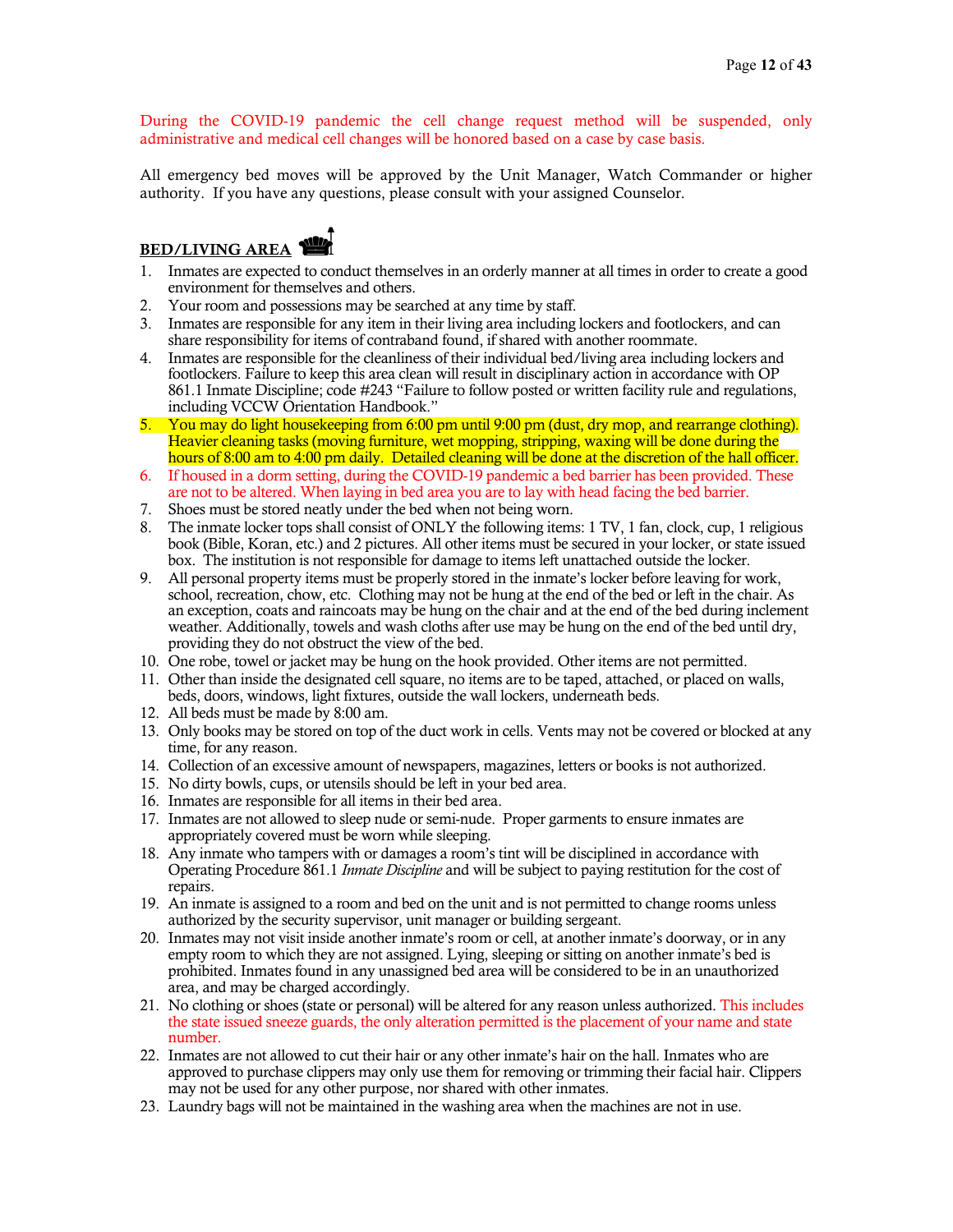During the COVID-19 pandemic the cell change request method will be suspended, only administrative and medical cell changes will be honored based on a case by case basis.

All emergency bed moves will be approved by the Unit Manager, Watch Commander or higher authority. If you have any questions, please consult with your assigned Counselor.

## BED/LIVING AREA

1. Inmates are expected to conduct themselves in an orderly manner at all times in order to create a good environment for themselves and others.
2. Your room and possessions may be searched at any time by staff.
3. Inmates are responsible for any item in their living area including lockers and footlockers, and can share responsibility for items of contraband found, if shared with another roommate.
4. Inmates are responsible for the cleanliness of their individual bed/living area including lockers and footlockers. Failure to keep this area clean will result in disciplinary action in accordance with OP 861.1 Inmate Discipline; code #243 "Failure to follow posted or written facility rule and regulations, including VCCW Orientation Handbook."
5. You may do light housekeeping from 6:00 pm until 9:00 pm (dust, dry mop, and rearrange clothing). Heavier cleaning tasks (moving furniture, wet mopping, stripping, waxing will be done during the hours of 8:00 am to 4:00 pm daily. Detailed cleaning will be done at the discretion of the hall officer.
6. If housed in a dorm setting, during the COVID-19 pandemic a bed barrier has been provided. These are not to be altered. When laying in bed area you are to lay with head facing the bed barrier.
7. Shoes must be stored neatly under the bed when not being worn.
8. The inmate locker tops shall consist of ONLY the following items: 1 TV, 1 fan, clock, cup, 1 religious book (Bible, Koran, etc.) and 2 pictures. All other items must be secured in your locker, or state issued box. The institution is not responsible for damage to items left unattached outside the locker.
9. All personal property items must be properly stored in the inmate's locker before leaving for work, school, recreation, chow, etc. Clothing may not be hung at the end of the bed or left in the chair. As an exception, coats and raincoats may be hung on the chair and at the end of the bed during inclement weather. Additionally, towels and wash cloths after use may be hung on the end of the bed until dry, providing they do not obstruct the view of the bed.
10. One robe, towel or jacket may be hung on the hook provided. Other items are not permitted.
11. Other than inside the designated cell square, no items are to be taped, attached, or placed on walls, beds, doors, windows, light fixtures, outside the wall lockers, underneath beds.
12. All beds must be made by 8:00 am.
13. Only books may be stored on top of the duct work in cells. Vents may not be covered or blocked at any time, for any reason.
14. Collection of an excessive amount of newspapers, magazines, letters or books is not authorized.
15. No dirty bowls, cups, or utensils should be left in your bed area.
16. Inmates are responsible for all items in their bed area.
17. Inmates are not allowed to sleep nude or semi-nude. Proper garments to ensure inmates are appropriately covered must be worn while sleeping.
18. Any inmate who tampers with or damages a room's tint will be disciplined in accordance with Operating Procedure 861.1 *Inmate Discipline* and will be subject to paying restitution for the cost of repairs.
19. An inmate is assigned to a room and bed on the unit and is not permitted to change rooms unless authorized by the security supervisor, unit manager or building sergeant.
20. Inmates may not visit inside another inmate's room or cell, at another inmate's doorway, or in any empty room to which they are not assigned. Lying, sleeping or sitting on another inmate's bed is prohibited. Inmates found in any unassigned bed area will be considered to be in an unauthorized area, and may be charged accordingly.
21. No clothing or shoes (state or personal) will be altered for any reason unless authorized. This includes the state issued sneeze guards, the only alteration permitted is the placement of your name and state number.
22. Inmates are not allowed to cut their hair or any other inmate's hair on the hall. Inmates who are approved to purchase clippers may only use them for removing or trimming their facial hair. Clippers may not be used for any other purpose, nor shared with other inmates.
23. Laundry bags will not be maintained in the washing area when the machines are not in use.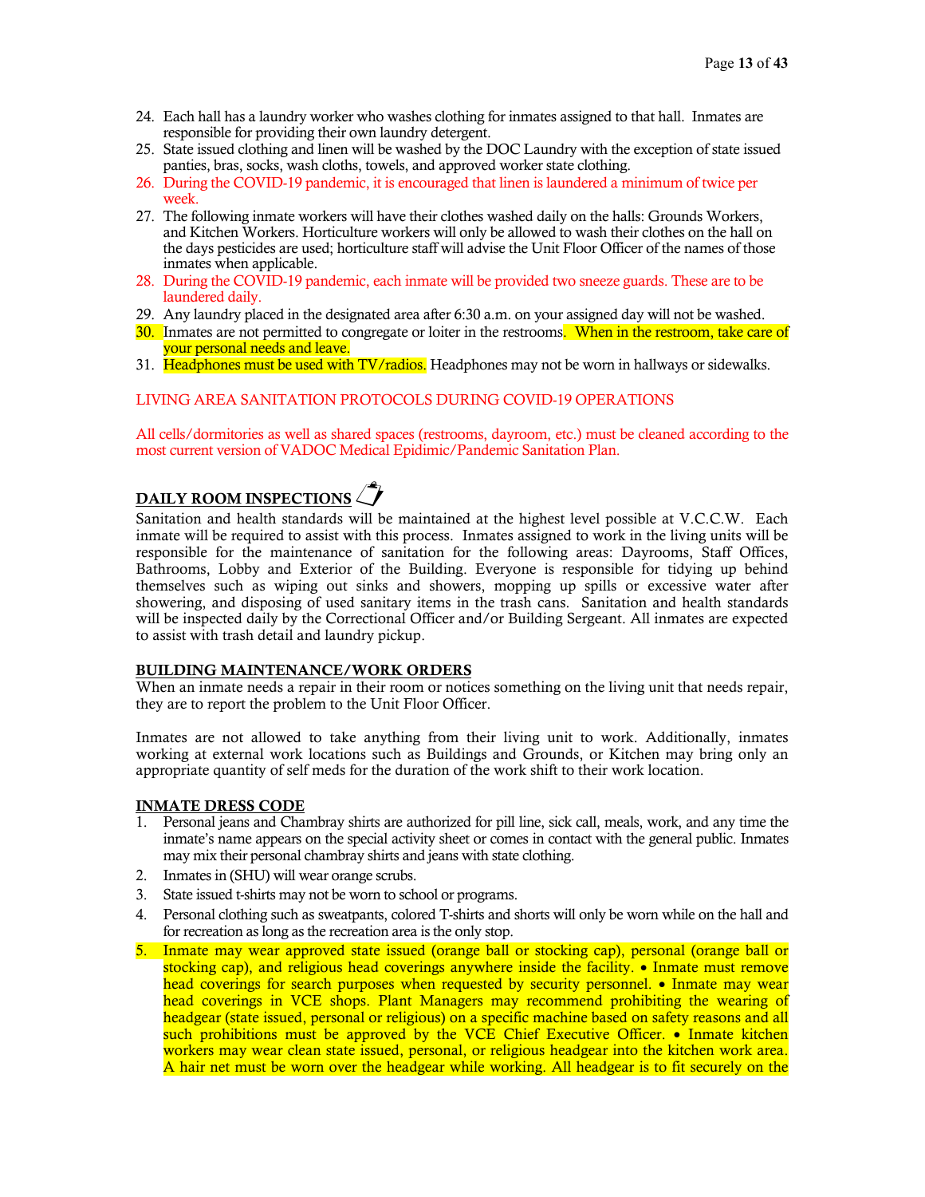24. Each hall has a laundry worker who washes clothing for inmates assigned to that hall. Inmates are responsible for providing their own laundry detergent.
25. State issued clothing and linen will be washed by the DOC Laundry with the exception of state issued panties, bras, socks, wash cloths, towels, and approved worker state clothing.
26. During the COVID-19 pandemic, it is encouraged that linen is laundered a minimum of twice per week.
27. The following inmate workers will have their clothes washed daily on the halls: Grounds Workers, and Kitchen Workers. Horticulture workers will only be allowed to wash their clothes on the hall on the days pesticides are used; horticulture staff will advise the Unit Floor Officer of the names of those inmates when applicable.
28. During the COVID-19 pandemic, each inmate will be provided two sneeze guards. These are to be laundered daily.
29. Any laundry placed in the designated area after 6:30 a.m. on your assigned day will not be washed.
30. Inmates are not permitted to congregate or loiter in the restrooms. When in the restroom, take care of your personal needs and leave.
31. Headphones must be used with TV/radios. Headphones may not be worn in hallways or sidewalks.

LIVING AREA SANITATION PROTOCOLS DURING COVID-19 OPERATIONS

All cells/dormitories as well as shared spaces (restrooms, dayroom, etc.) must be cleaned according to the most current version of VADOC Medical Epidimic/Pandemic Sanitation Plan.

## DAILY ROOM INSPECTIONS

Sanitation and health standards will be maintained at the highest level possible at V.C.C.W. Each inmate will be required to assist with this process. Inmates assigned to work in the living units will be responsible for the maintenance of sanitation for the following areas: Dayrooms, Staff Offices, Bathrooms, Lobby and Exterior of the Building. Everyone is responsible for tidying up behind themselves such as wiping out sinks and showers, mopping up spills or excessive water after showering, and disposing of used sanitary items in the trash cans. Sanitation and health standards will be inspected daily by the Correctional Officer and/or Building Sergeant. All inmates are expected to assist with trash detail and laundry pickup.

## BUILDING MAINTENANCE/WORK ORDERS

When an inmate needs a repair in their room or notices something on the living unit that needs repair, they are to report the problem to the Unit Floor Officer.

Inmates are not allowed to take anything from their living unit to work. Additionally, inmates working at external work locations such as Buildings and Grounds, or Kitchen may bring only an appropriate quantity of self meds for the duration of the work shift to their work location.

## INMATE DRESS CODE

1. Personal jeans and Chambray shirts are authorized for pill line, sick call, meals, work, and any time the inmate's name appears on the special activity sheet or comes in contact with the general public. Inmates may mix their personal chambray shirts and jeans with state clothing.
2. Inmates in (SHU) will wear orange scrubs.
3. State issued t-shirts may not be worn to school or programs.
4. Personal clothing such as sweatpants, colored T-shirts and shorts will only be worn while on the hall and for recreation as long as the recreation area is the only stop.
5. Inmate may wear approved state issued (orange ball or stocking cap), personal (orange ball or stocking cap), and religious head coverings anywhere inside the facility. • Inmate must remove head coverings for search purposes when requested by security personnel. • Inmate may wear head coverings in VCE shops. Plant Managers may recommend prohibiting the wearing of headgear (state issued, personal or religious) on a specific machine based on safety reasons and all such prohibitions must be approved by the VCE Chief Executive Officer. • Inmate kitchen workers may wear clean state issued, personal, or religious headgear into the kitchen work area. A hair net must be worn over the headgear while working. All headgear is to fit securely on the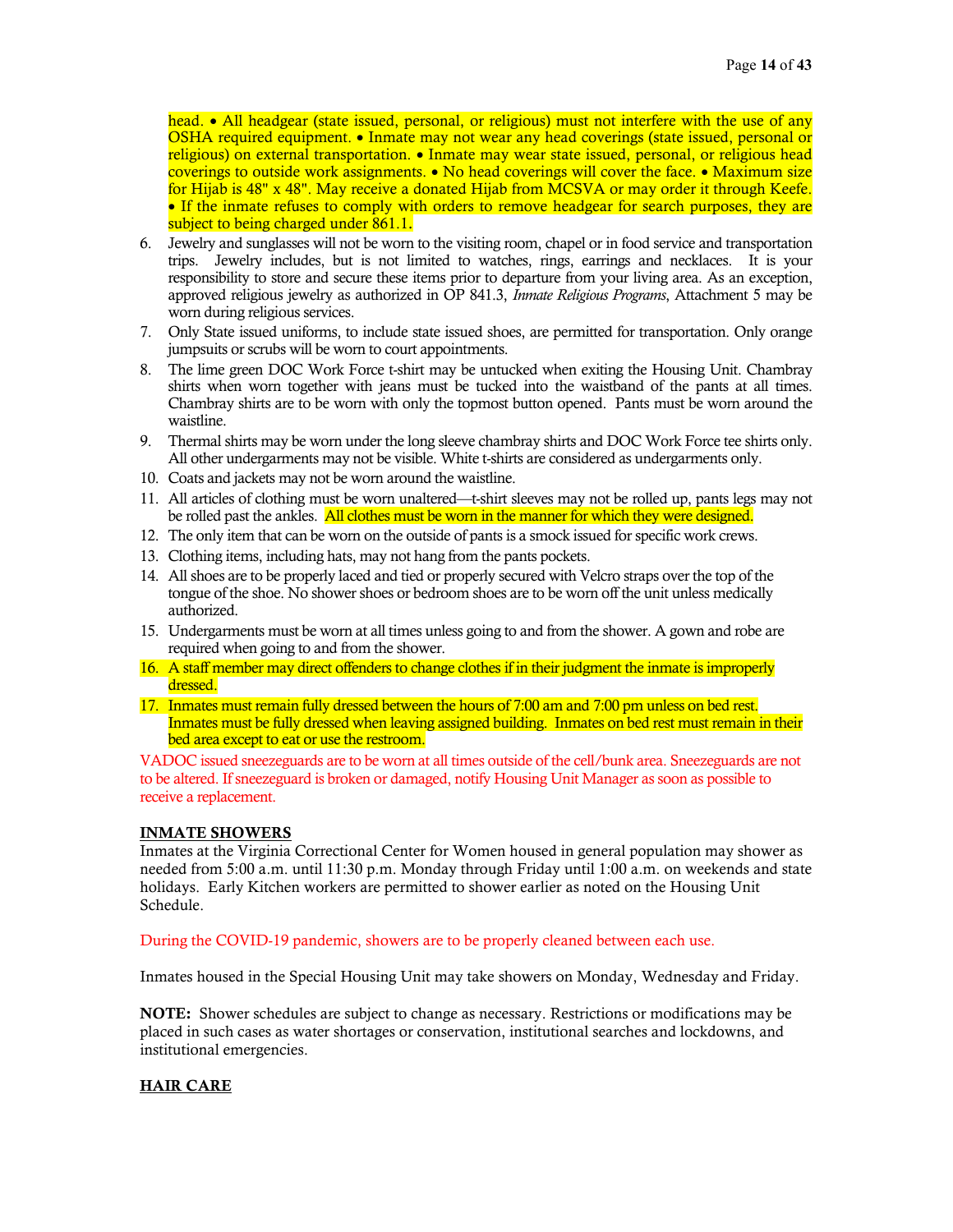head. • All headgear (state issued, personal, or religious) must not interfere with the use of any OSHA required equipment. • Inmate may not wear any head coverings (state issued, personal or religious) on external transportation. • Inmate may wear state issued, personal, or religious head coverings to outside work assignments. • No head coverings will cover the face. • Maximum size for Hijab is 48" x 48". May receive a donated Hijab from MCSVA or may order it through Keefe. • If the inmate refuses to comply with orders to remove headgear for search purposes, they are subject to being charged under 861.1.

6. Jewelry and sunglasses will not be worn to the visiting room, chapel or in food service and transportation trips. Jewelry includes, but is not limited to watches, rings, earrings and necklaces. It is your responsibility to store and secure these items prior to departure from your living area. As an exception, approved religious jewelry as authorized in OP 841.3, *Inmate Religious Programs*, Attachment 5 may be worn during religious services.
7. Only State issued uniforms, to include state issued shoes, are permitted for transportation. Only orange jumpsuits or scrubs will be worn to court appointments.
8. The lime green DOC Work Force t-shirt may be untucked when exiting the Housing Unit. Chambray shirts when worn together with jeans must be tucked into the waistband of the pants at all times. Chambray shirts are to be worn with only the topmost button opened. Pants must be worn around the waistline.
9. Thermal shirts may be worn under the long sleeve chambray shirts and DOC Work Force tee shirts only. All other undergarments may not be visible. White t-shirts are considered as undergarments only.
10. Coats and jackets may not be worn around the waistline.
11. All articles of clothing must be worn unaltered—t-shirt sleeves may not be rolled up, pants legs may not be rolled past the ankles. All clothes must be worn in the manner for which they were designed.
12. The only item that can be worn on the outside of pants is a smock issued for specific work crews.
13. Clothing items, including hats, may not hang from the pants pockets.
14. All shoes are to be properly laced and tied or properly secured with Velcro straps over the top of the tongue of the shoe. No shower shoes or bedroom shoes are to be worn off the unit unless medically authorized.
15. Undergarments must be worn at all times unless going to and from the shower. A gown and robe are required when going to and from the shower.
16. A staff member may direct offenders to change clothes if in their judgment the inmate is improperly dressed.
17. Inmates must remain fully dressed between the hours of 7:00 am and 7:00 pm unless on bed rest. Inmates must be fully dressed when leaving assigned building. Inmates on bed rest must remain in their bed area except to eat or use the restroom.

VADOC issued sneezeguards are to be worn at all times outside of the cell/bunk area. Sneezeguards are not to be altered. If sneezeguard is broken or damaged, notify Housing Unit Manager as soon as possible to receive a replacement.

**INMATE SHOWERS**

Inmates at the Virginia Correctional Center for Women housed in general population may shower as needed from 5:00 a.m. until 11:30 p.m. Monday through Friday until 1:00 a.m. on weekends and state holidays. Early Kitchen workers are permitted to shower earlier as noted on the Housing Unit Schedule.

During the COVID-19 pandemic, showers are to be properly cleaned between each use.

Inmates housed in the Special Housing Unit may take showers on Monday, Wednesday and Friday.

**NOTE:** Shower schedules are subject to change as necessary. Restrictions or modifications may be placed in such cases as water shortages or conservation, institutional searches and lockdowns, and institutional emergencies.

**HAIR CARE**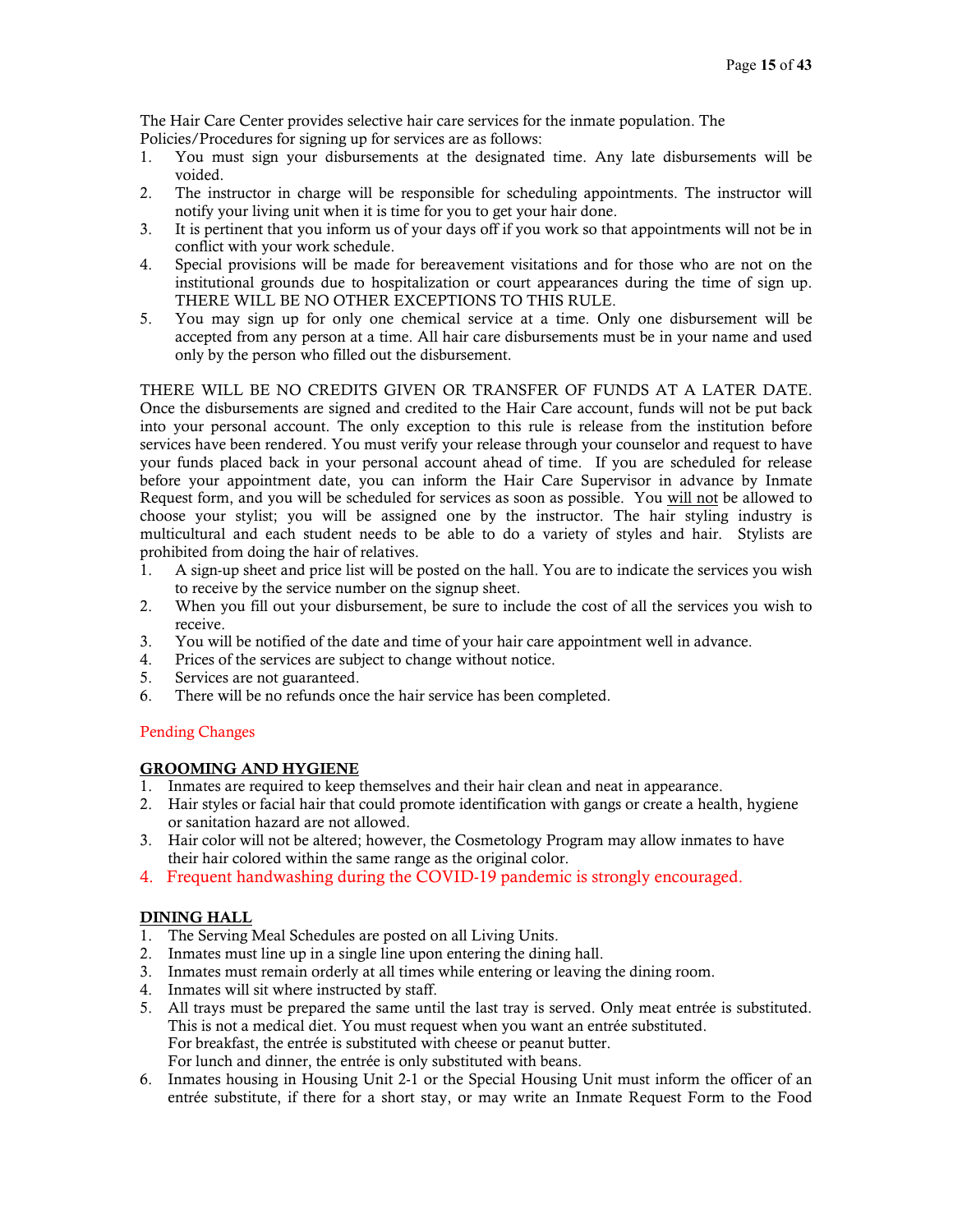The Hair Care Center provides selective hair care services for the inmate population. The Policies/Procedures for signing up for services are as follows:

1. You must sign your disbursements at the designated time. Any late disbursements will be voided.
2. The instructor in charge will be responsible for scheduling appointments. The instructor will notify your living unit when it is time for you to get your hair done.
3. It is pertinent that you inform us of your days off if you work so that appointments will not be in conflict with your work schedule.
4. Special provisions will be made for bereavement visitations and for those who are not on the institutional grounds due to hospitalization or court appearances during the time of sign up. THERE WILL BE NO OTHER EXCEPTIONS TO THIS RULE.
5. You may sign up for only one chemical service at a time. Only one disbursement will be accepted from any person at a time. All hair care disbursements must be in your name and used only by the person who filled out the disbursement.

THERE WILL BE NO CREDITS GIVEN OR TRANSFER OF FUNDS AT A LATER DATE. Once the disbursements are signed and credited to the Hair Care account, funds will not be put back into your personal account. The only exception to this rule is release from the institution before services have been rendered. You must verify your release through your counselor and request to have your funds placed back in your personal account ahead of time. If you are scheduled for release before your appointment date, you can inform the Hair Care Supervisor in advance by Inmate Request form, and you will be scheduled for services as soon as possible. You <u>will not</u> be allowed to choose your stylist; you will be assigned one by the instructor. The hair styling industry is multicultural and each student needs to be able to do a variety of styles and hair. Stylists are prohibited from doing the hair of relatives.

1. A sign-up sheet and price list will be posted on the hall. You are to indicate the services you wish to receive by the service number on the signup sheet.
2. When you fill out your disbursement, be sure to include the cost of all the services you wish to receive.
3. You will be notified of the date and time of your hair care appointment well in advance.
4. Prices of the services are subject to change without notice.
5. Services are not guaranteed.
6. There will be no refunds once the hair service has been completed.

Pending Changes

## GROOMING AND HYGIENE

1. Inmates are required to keep themselves and their hair clean and neat in appearance.
2. Hair styles or facial hair that could promote identification with gangs or create a health, hygiene or sanitation hazard are not allowed.
3. Hair color will not be altered; however, the Cosmetology Program may allow inmates to have their hair colored within the same range as the original color.
4. Frequent handwashing during the COVID-19 pandemic is strongly encouraged.

## DINING HALL

1. The Serving Meal Schedules are posted on all Living Units.
2. Inmates must line up in a single line upon entering the dining hall.
3. Inmates must remain orderly at all times while entering or leaving the dining room.
4. Inmates will sit where instructed by staff.
5. All trays must be prepared the same until the last tray is served. Only meat entrée is substituted. This is not a medical diet. You must request when you want an entrée substituted.
   For breakfast, the entrée is substituted with cheese or peanut butter.
   For lunch and dinner, the entrée is only substituted with beans.
6. Inmates housing in Housing Unit 2-1 or the Special Housing Unit must inform the officer of an entrée substitute, if there for a short stay, or may write an Inmate Request Form to the Food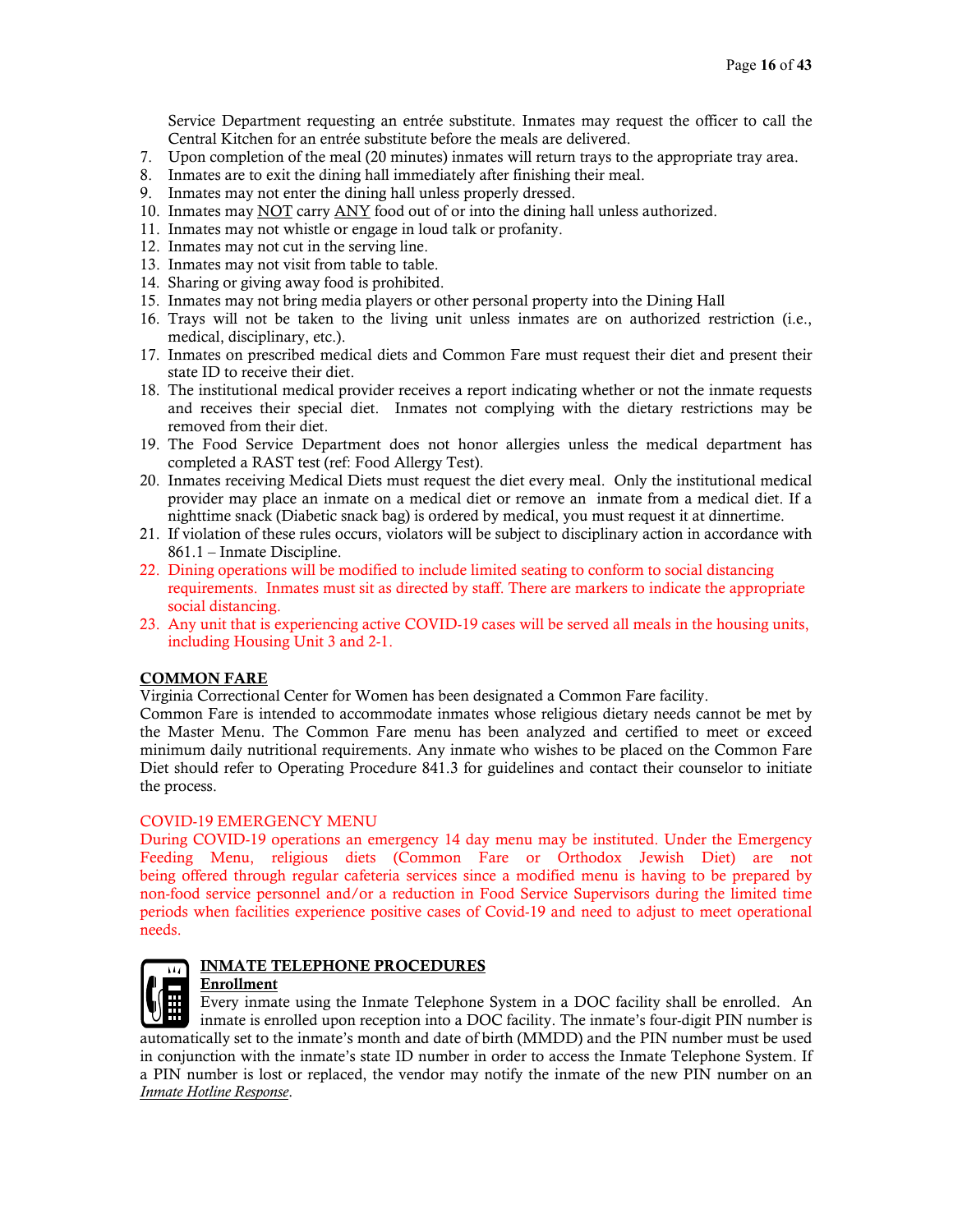Service Department requesting an entrée substitute. Inmates may request the officer to call the Central Kitchen for an entrée substitute before the meals are delivered.

7. Upon completion of the meal (20 minutes) inmates will return trays to the appropriate tray area.
8. Inmates are to exit the dining hall immediately after finishing their meal.
9. Inmates may not enter the dining hall unless properly dressed.
10. Inmates may <u>NOT</u> carry <u>ANY</u> food out of or into the dining hall unless authorized.
11. Inmates may not whistle or engage in loud talk or profanity.
12. Inmates may not cut in the serving line.
13. Inmates may not visit from table to table.
14. Sharing or giving away food is prohibited.
15. Inmates may not bring media players or other personal property into the Dining Hall
16. Trays will not be taken to the living unit unless inmates are on authorized restriction (i.e., medical, disciplinary, etc.).
17. Inmates on prescribed medical diets and Common Fare must request their diet and present their state ID to receive their diet.
18. The institutional medical provider receives a report indicating whether or not the inmate requests and receives their special diet. Inmates not complying with the dietary restrictions may be removed from their diet.
19. The Food Service Department does not honor allergies unless the medical department has completed a RAST test (ref: Food Allergy Test).
20. Inmates receiving Medical Diets must request the diet every meal. Only the institutional medical provider may place an inmate on a medical diet or remove an inmate from a medical diet. If a nighttime snack (Diabetic snack bag) is ordered by medical, you must request it at dinnertime.
21. If violation of these rules occurs, violators will be subject to disciplinary action in accordance with 861.1 – Inmate Discipline.
22. Dining operations will be modified to include limited seating to conform to social distancing requirements. Inmates must sit as directed by staff. There are markers to indicate the appropriate social distancing.
23. Any unit that is experiencing active COVID-19 cases will be served all meals in the housing units, including Housing Unit 3 and 2-1.

**<u>COMMON FARE</u>**

Virginia Correctional Center for Women has been designated a Common Fare facility.
Common Fare is intended to accommodate inmates whose religious dietary needs cannot be met by the Master Menu. The Common Fare menu has been analyzed and certified to meet or exceed minimum daily nutritional requirements. Any inmate who wishes to be placed on the Common Fare Diet should refer to Operating Procedure 841.3 for guidelines and contact their counselor to initiate the process.

COVID-19 EMERGENCY MENU

During COVID-19 operations an emergency 14 day menu may be instituted. Under the Emergency Feeding Menu, religious diets (Common Fare or Orthodox Jewish Diet) are not being offered through regular cafeteria services since a modified menu is having to be prepared by non-food service personnel and/or a reduction in Food Service Supervisors during the limited time periods when facilities experience positive cases of Covid-19 and need to adjust to meet operational needs.

**<u>INMATE TELEPHONE PROCEDURES</u>**

**<u>Enrollment</u>**

Every inmate using the Inmate Telephone System in a DOC facility shall be enrolled. An inmate is enrolled upon reception into a DOC facility. The inmate's four-digit PIN number is automatically set to the inmate's month and date of birth (MMDD) and the PIN number must be used in conjunction with the inmate's state ID number in order to access the Inmate Telephone System. If a PIN number is lost or replaced, the vendor may notify the inmate of the new PIN number on an *<u>Inmate Hotline Response</u>*.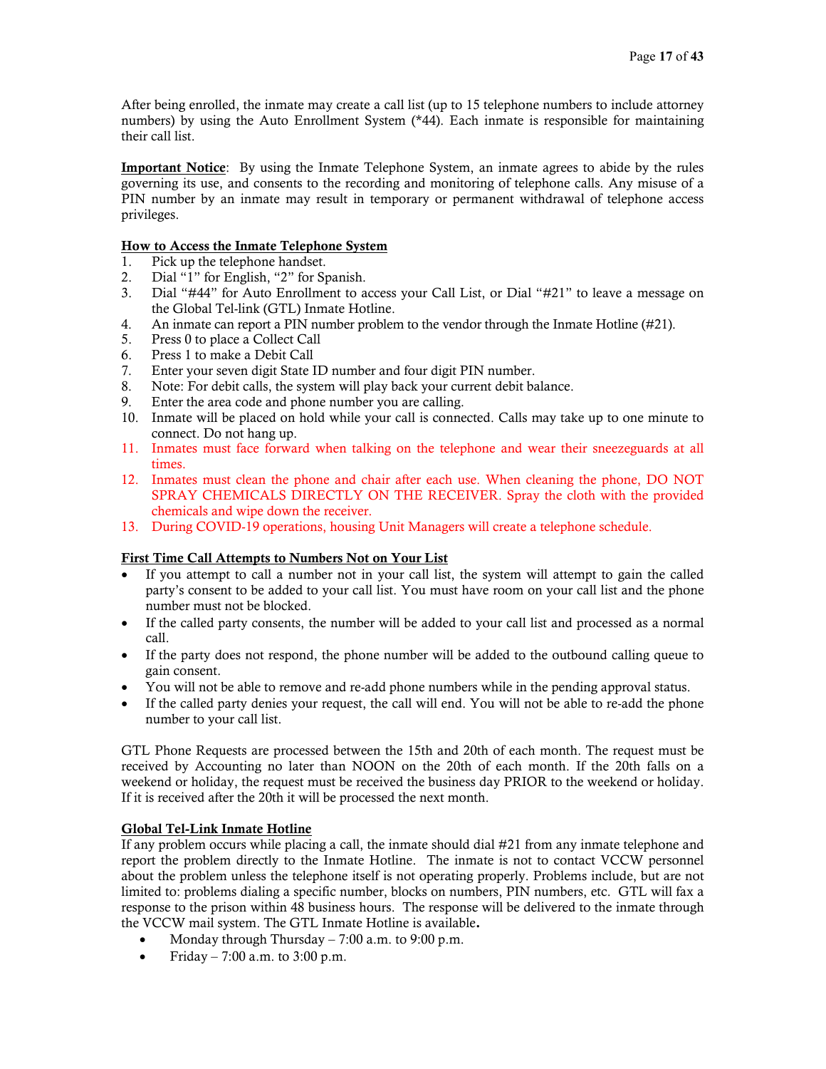After being enrolled, the inmate may create a call list (up to 15 telephone numbers to include attorney numbers) by using the Auto Enrollment System (*44). Each inmate is responsible for maintaining their call list.

**Important Notice**: By using the Inmate Telephone System, an inmate agrees to abide by the rules governing its use, and consents to the recording and monitoring of telephone calls. Any misuse of a PIN number by an inmate may result in temporary or permanent withdrawal of telephone access privileges.

**How to Access the Inmate Telephone System**

1. Pick up the telephone handset.
2. Dial "1" for English, "2" for Spanish.
3. Dial "#44" for Auto Enrollment to access your Call List, or Dial "#21" to leave a message on the Global Tel-link (GTL) Inmate Hotline.
4. An inmate can report a PIN number problem to the vendor through the Inmate Hotline (#21).
5. Press 0 to place a Collect Call
6. Press 1 to make a Debit Call
7. Enter your seven digit State ID number and four digit PIN number.
8. Note: For debit calls, the system will play back your current debit balance.
9. Enter the area code and phone number you are calling.
10. Inmate will be placed on hold while your call is connected. Calls may take up to one minute to connect. Do not hang up.
11. Inmates must face forward when talking on the telephone and wear their sneezeguards at all times.
12. Inmates must clean the phone and chair after each use. When cleaning the phone, DO NOT SPRAY CHEMICALS DIRECTLY ON THE RECEIVER. Spray the cloth with the provided chemicals and wipe down the receiver.
13. During COVID-19 operations, housing Unit Managers will create a telephone schedule.

**First Time Call Attempts to Numbers Not on Your List**

- If you attempt to call a number not in your call list, the system will attempt to gain the called party's consent to be added to your call list. You must have room on your call list and the phone number must not be blocked.
- If the called party consents, the number will be added to your call list and processed as a normal call.
- If the party does not respond, the phone number will be added to the outbound calling queue to gain consent.
- You will not be able to remove and re-add phone numbers while in the pending approval status.
- If the called party denies your request, the call will end. You will not be able to re-add the phone number to your call list.

GTL Phone Requests are processed between the 15th and 20th of each month. The request must be received by Accounting no later than NOON on the 20th of each month. If the 20th falls on a weekend or holiday, the request must be received the business day PRIOR to the weekend or holiday. If it is received after the 20th it will be processed the next month.

**Global Tel-Link Inmate Hotline**

If any problem occurs while placing a call, the inmate should dial #21 from any inmate telephone and report the problem directly to the Inmate Hotline. The inmate is not to contact VCCW personnel about the problem unless the telephone itself is not operating properly. Problems include, but are not limited to: problems dialing a specific number, blocks on numbers, PIN numbers, etc. GTL will fax a response to the prison within 48 business hours. The response will be delivered to the inmate through the VCCW mail system. The GTL Inmate Hotline is available**.**

- Monday through Thursday – 7:00 a.m. to 9:00 p.m.
- Friday – 7:00 a.m. to 3:00 p.m.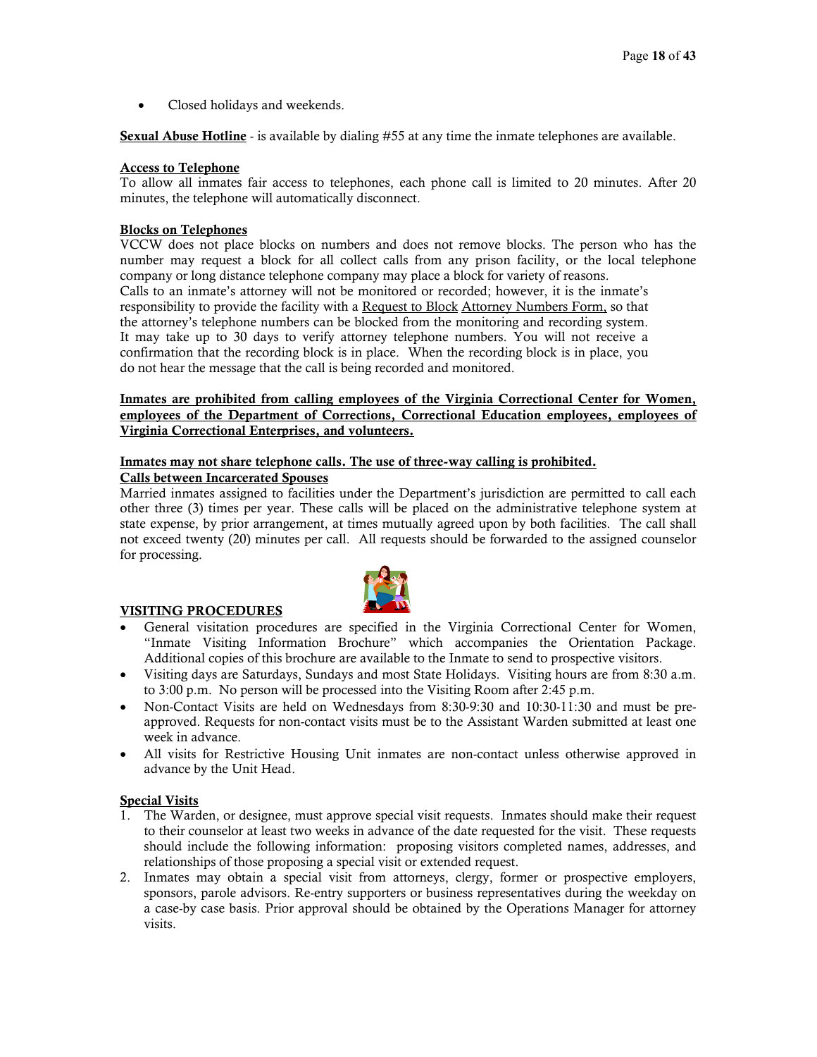- Closed holidays and weekends.

**Sexual Abuse Hotline** - is available by dialing #55 at any time the inmate telephones are available.

**Access to Telephone**

To allow all inmates fair access to telephones, each phone call is limited to 20 minutes. After 20 minutes, the telephone will automatically disconnect.

**Blocks on Telephones**

VCCW does not place blocks on numbers and does not remove blocks. The person who has the number may request a block for all collect calls from any prison facility, or the local telephone company or long distance telephone company may place a block for variety of reasons.

Calls to an inmate's attorney will not be monitored or recorded; however, it is the inmate's responsibility to provide the facility with a Request to Block Attorney Numbers Form, so that the attorney's telephone numbers can be blocked from the monitoring and recording system. It may take up to 30 days to verify attorney telephone numbers. You will not receive a confirmation that the recording block is in place. When the recording block is in place, you do not hear the message that the call is being recorded and monitored.

**Inmates are prohibited from calling employees of the Virginia Correctional Center for Women, employees of the Department of Corrections, Correctional Education employees, employees of Virginia Correctional Enterprises, and volunteers.**

**Inmates may not share telephone calls. The use of three-way calling is prohibited.**

**Calls between Incarcerated Spouses**

Married inmates assigned to facilities under the Department's jurisdiction are permitted to call each other three (3) times per year. These calls will be placed on the administrative telephone system at state expense, by prior arrangement, at times mutually agreed upon by both facilities. The call shall not exceed twenty (20) minutes per call. All requests should be forwarded to the assigned counselor for processing.

## VISITING PROCEDURES

- General visitation procedures are specified in the Virginia Correctional Center for Women, "Inmate Visiting Information Brochure" which accompanies the Orientation Package. Additional copies of this brochure are available to the Inmate to send to prospective visitors.
- Visiting days are Saturdays, Sundays and most State Holidays. Visiting hours are from 8:30 a.m. to 3:00 p.m. No person will be processed into the Visiting Room after 2:45 p.m.
- Non-Contact Visits are held on Wednesdays from 8:30-9:30 and 10:30-11:30 and must be pre-approved. Requests for non-contact visits must be to the Assistant Warden submitted at least one week in advance.
- All visits for Restrictive Housing Unit inmates are non-contact unless otherwise approved in advance by the Unit Head.

**Special Visits**

1. The Warden, or designee, must approve special visit requests. Inmates should make their request to their counselor at least two weeks in advance of the date requested for the visit. These requests should include the following information: proposing visitors completed names, addresses, and relationships of those proposing a special visit or extended request.
2. Inmates may obtain a special visit from attorneys, clergy, former or prospective employers, sponsors, parole advisors. Re-entry supporters or business representatives during the weekday on a case-by case basis. Prior approval should be obtained by the Operations Manager for attorney visits.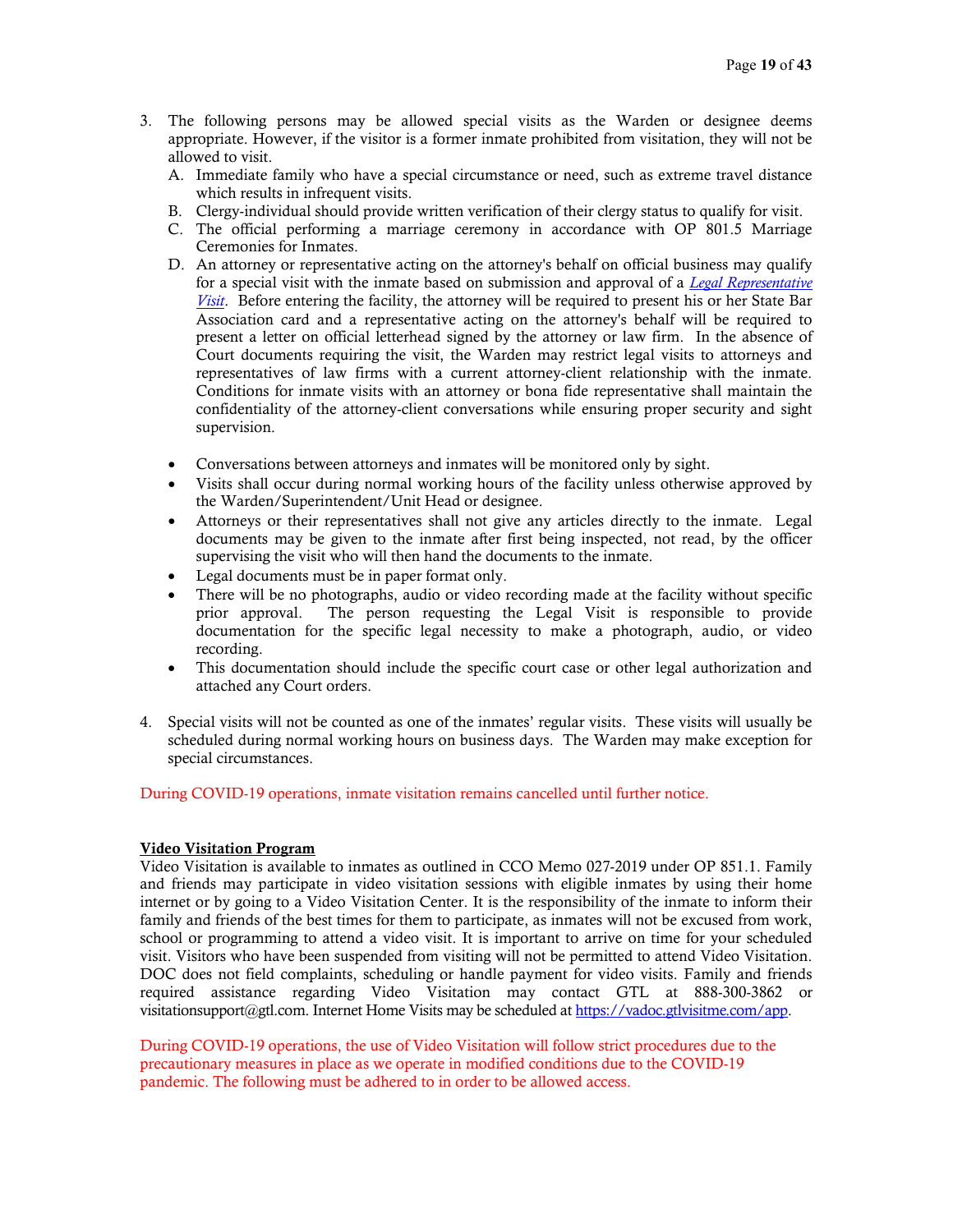3. The following persons may be allowed special visits as the Warden or designee deems appropriate. However, if the visitor is a former inmate prohibited from visitation, they will not be allowed to visit.
   A. Immediate family who have a special circumstance or need, such as extreme travel distance which results in infrequent visits.
   B. Clergy-individual should provide written verification of their clergy status to qualify for visit.
   C. The official performing a marriage ceremony in accordance with OP 801.5 Marriage Ceremonies for Inmates.
   D. An attorney or representative acting on the attorney's behalf on official business may qualify for a special visit with the inmate based on submission and approval of a *Legal Representative Visit*. Before entering the facility, the attorney will be required to present his or her State Bar Association card and a representative acting on the attorney's behalf will be required to present a letter on official letterhead signed by the attorney or law firm. In the absence of Court documents requiring the visit, the Warden may restrict legal visits to attorneys and representatives of law firms with a current attorney-client relationship with the inmate. Conditions for inmate visits with an attorney or bona fide representative shall maintain the confidentiality of the attorney-client conversations while ensuring proper security and sight supervision.

   - Conversations between attorneys and inmates will be monitored only by sight.
   - Visits shall occur during normal working hours of the facility unless otherwise approved by the Warden/Superintendent/Unit Head or designee.
   - Attorneys or their representatives shall not give any articles directly to the inmate. Legal documents may be given to the inmate after first being inspected, not read, by the officer supervising the visit who will then hand the documents to the inmate.
   - Legal documents must be in paper format only.
   - There will be no photographs, audio or video recording made at the facility without specific prior approval. The person requesting the Legal Visit is responsible to provide documentation for the specific legal necessity to make a photograph, audio, or video recording.
   - This documentation should include the specific court case or other legal authorization and attached any Court orders.

4. Special visits will not be counted as one of the inmates' regular visits. These visits will usually be scheduled during normal working hours on business days. The Warden may make exception for special circumstances.

During COVID-19 operations, inmate visitation remains cancelled until further notice.

**Video Visitation Program**

Video Visitation is available to inmates as outlined in CCO Memo 027-2019 under OP 851.1. Family and friends may participate in video visitation sessions with eligible inmates by using their home internet or by going to a Video Visitation Center. It is the responsibility of the inmate to inform their family and friends of the best times for them to participate, as inmates will not be excused from work, school or programming to attend a video visit. It is important to arrive on time for your scheduled visit. Visitors who have been suspended from visiting will not be permitted to attend Video Visitation. DOC does not field complaints, scheduling or handle payment for video visits. Family and friends required assistance regarding Video Visitation may contact GTL at 888-300-3862 or visitationsupport@gtl.com. Internet Home Visits may be scheduled at https://vadoc.gtlvisitme.com/app.

During COVID-19 operations, the use of Video Visitation will follow strict procedures due to the precautionary measures in place as we operate in modified conditions due to the COVID-19 pandemic. The following must be adhered to in order to be allowed access.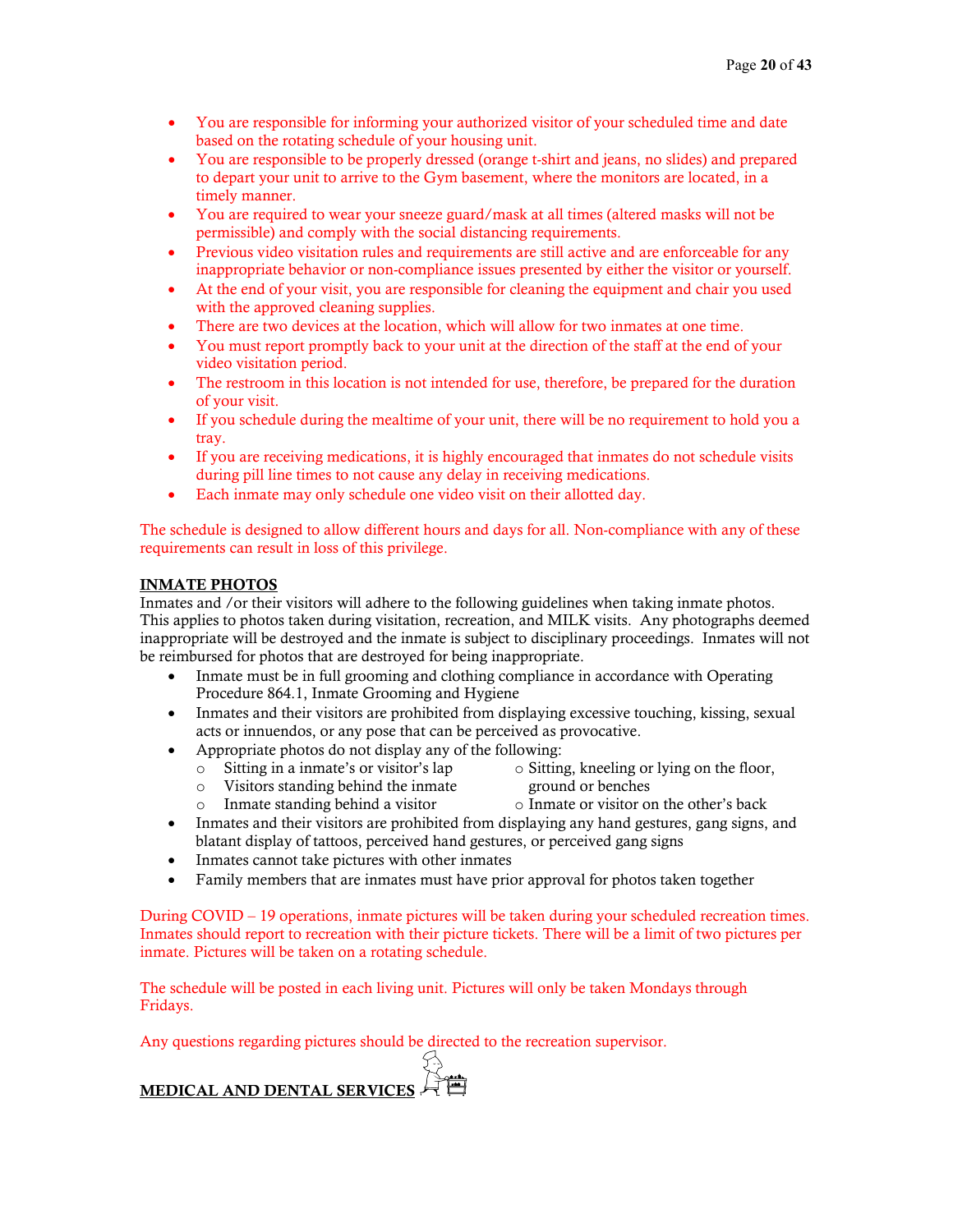- You are responsible for informing your authorized visitor of your scheduled time and date based on the rotating schedule of your housing unit.
- You are responsible to be properly dressed (orange t-shirt and jeans, no slides) and prepared to depart your unit to arrive to the Gym basement, where the monitors are located, in a timely manner.
- You are required to wear your sneeze guard/mask at all times (altered masks will not be permissible) and comply with the social distancing requirements.
- Previous video visitation rules and requirements are still active and are enforceable for any inappropriate behavior or non-compliance issues presented by either the visitor or yourself.
- At the end of your visit, you are responsible for cleaning the equipment and chair you used with the approved cleaning supplies.
- There are two devices at the location, which will allow for two inmates at one time.
- You must report promptly back to your unit at the direction of the staff at the end of your video visitation period.
- The restroom in this location is not intended for use, therefore, be prepared for the duration of your visit.
- If you schedule during the mealtime of your unit, there will be no requirement to hold you a tray.
- If you are receiving medications, it is highly encouraged that inmates do not schedule visits during pill line times to not cause any delay in receiving medications.
- Each inmate may only schedule one video visit on their allotted day.

The schedule is designed to allow different hours and days for all. Non-compliance with any of these requirements can result in loss of this privilege.

## INMATE PHOTOS

Inmates and /or their visitors will adhere to the following guidelines when taking inmate photos. This applies to photos taken during visitation, recreation, and MILK visits. Any photographs deemed inappropriate will be destroyed and the inmate is subject to disciplinary proceedings. Inmates will not be reimbursed for photos that are destroyed for being inappropriate.

- Inmate must be in full grooming and clothing compliance in accordance with Operating Procedure 864.1, Inmate Grooming and Hygiene
- Inmates and their visitors are prohibited from displaying excessive touching, kissing, sexual acts or innuendos, or any pose that can be perceived as provocative.
- Appropriate photos do not display any of the following:
  - Sitting in a inmate's or visitor's lap
  - Visitors standing behind the inmate
  - Inmate standing behind a visitor
  - Sitting, kneeling or lying on the floor, ground or benches
  - Inmate or visitor on the other's back
- Inmates and their visitors are prohibited from displaying any hand gestures, gang signs, and blatant display of tattoos, perceived hand gestures, or perceived gang signs
- Inmates cannot take pictures with other inmates
- Family members that are inmates must have prior approval for photos taken together

During COVID – 19 operations, inmate pictures will be taken during your scheduled recreation times. Inmates should report to recreation with their picture tickets. There will be a limit of two pictures per inmate. Pictures will be taken on a rotating schedule.

The schedule will be posted in each living unit. Pictures will only be taken Mondays through Fridays.

Any questions regarding pictures should be directed to the recreation supervisor.

## MEDICAL AND DENTAL SERVICES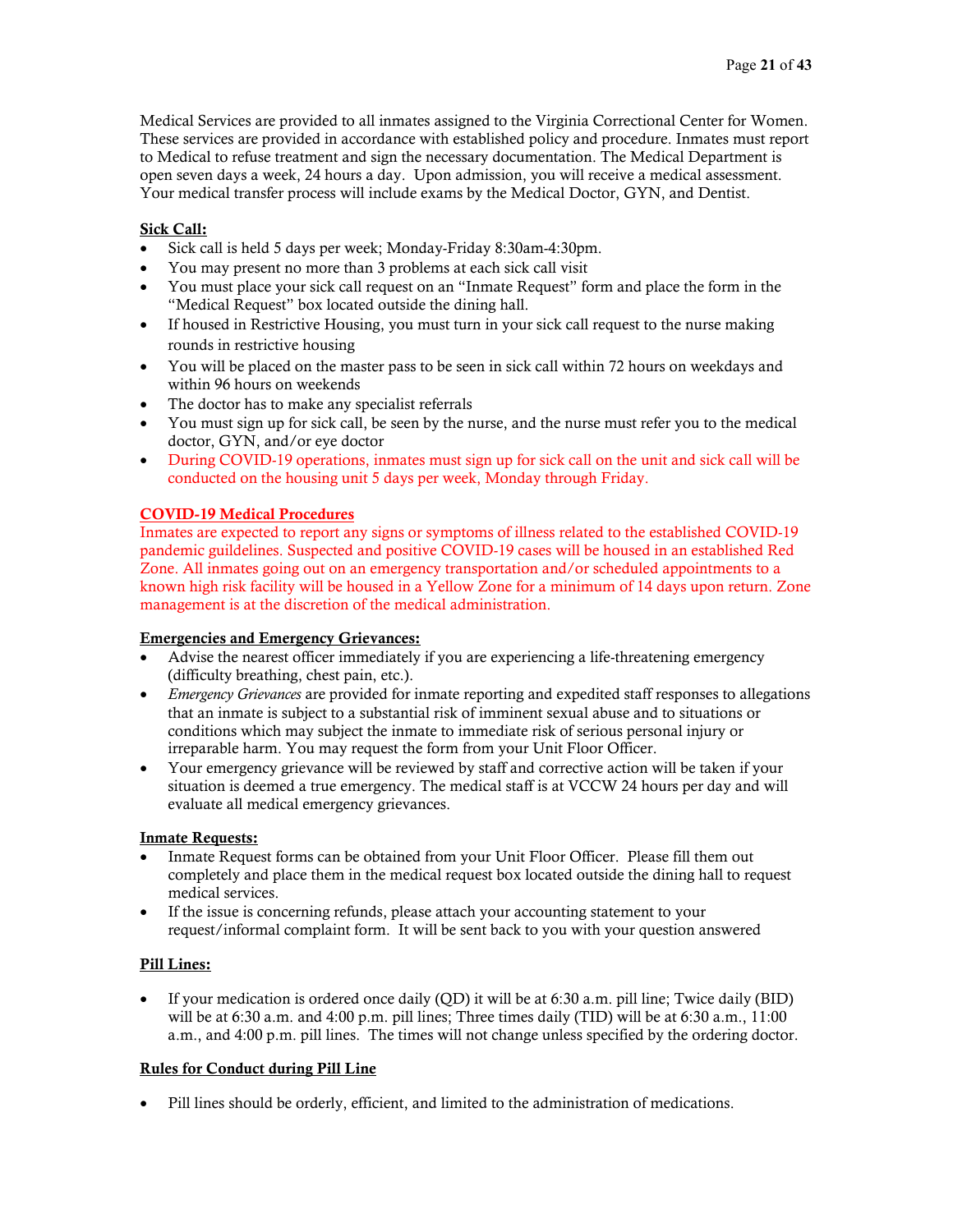Medical Services are provided to all inmates assigned to the Virginia Correctional Center for Women. These services are provided in accordance with established policy and procedure. Inmates must report to Medical to refuse treatment and sign the necessary documentation. The Medical Department is open seven days a week, 24 hours a day. Upon admission, you will receive a medical assessment. Your medical transfer process will include exams by the Medical Doctor, GYN, and Dentist.

**Sick Call:**

- Sick call is held 5 days per week; Monday-Friday 8:30am-4:30pm.
- You may present no more than 3 problems at each sick call visit
- You must place your sick call request on an "Inmate Request" form and place the form in the "Medical Request" box located outside the dining hall.
- If housed in Restrictive Housing, you must turn in your sick call request to the nurse making rounds in restrictive housing
- You will be placed on the master pass to be seen in sick call within 72 hours on weekdays and within 96 hours on weekends
- The doctor has to make any specialist referrals
- You must sign up for sick call, be seen by the nurse, and the nurse must refer you to the medical doctor, GYN, and/or eye doctor
- During COVID-19 operations, inmates must sign up for sick call on the unit and sick call will be conducted on the housing unit 5 days per week, Monday through Friday.

**COVID-19 Medical Procedures**

Inmates are expected to report any signs or symptoms of illness related to the established COVID-19 pandemic guildelines. Suspected and positive COVID-19 cases will be housed in an established Red Zone. All inmates going out on an emergency transportation and/or scheduled appointments to a known high risk facility will be housed in a Yellow Zone for a minimum of 14 days upon return. Zone management is at the discretion of the medical administration.

**Emergencies and Emergency Grievances:**

- Advise the nearest officer immediately if you are experiencing a life-threatening emergency (difficulty breathing, chest pain, etc.).
- *Emergency Grievances* are provided for inmate reporting and expedited staff responses to allegations that an inmate is subject to a substantial risk of imminent sexual abuse and to situations or conditions which may subject the inmate to immediate risk of serious personal injury or irreparable harm. You may request the form from your Unit Floor Officer.
- Your emergency grievance will be reviewed by staff and corrective action will be taken if your situation is deemed a true emergency. The medical staff is at VCCW 24 hours per day and will evaluate all medical emergency grievances.

**Inmate Requests:**

- Inmate Request forms can be obtained from your Unit Floor Officer. Please fill them out completely and place them in the medical request box located outside the dining hall to request medical services.
- If the issue is concerning refunds, please attach your accounting statement to your request/informal complaint form. It will be sent back to you with your question answered

**Pill Lines:**

- If your medication is ordered once daily (QD) it will be at 6:30 a.m. pill line; Twice daily (BID) will be at 6:30 a.m. and 4:00 p.m. pill lines; Three times daily (TID) will be at 6:30 a.m., 11:00 a.m., and 4:00 p.m. pill lines. The times will not change unless specified by the ordering doctor.

**Rules for Conduct during Pill Line**

- Pill lines should be orderly, efficient, and limited to the administration of medications.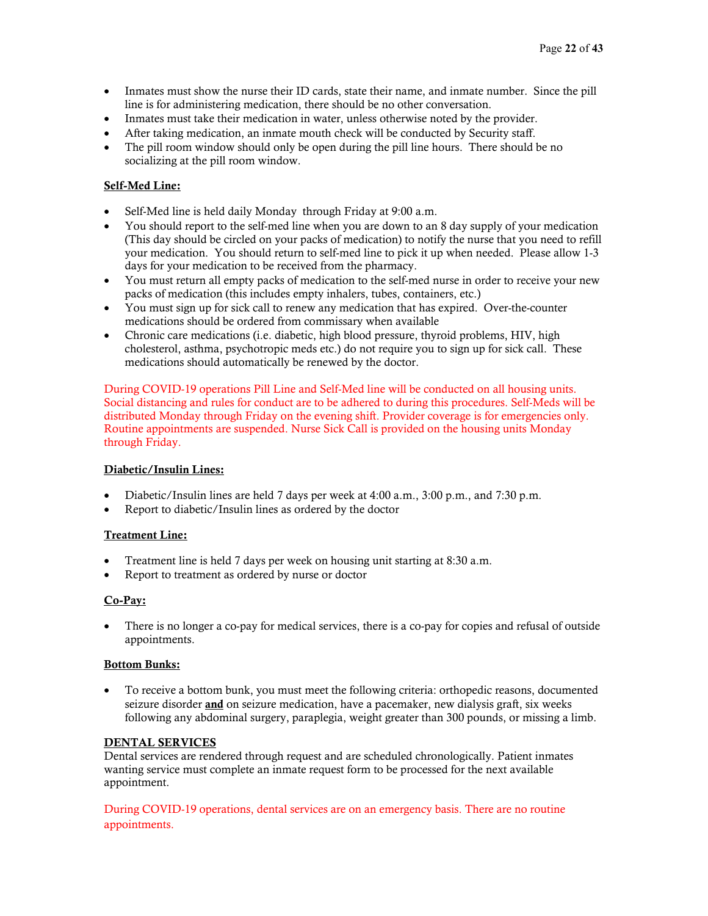- Inmates must show the nurse their ID cards, state their name, and inmate number. Since the pill line is for administering medication, there should be no other conversation.
- Inmates must take their medication in water, unless otherwise noted by the provider.
- After taking medication, an inmate mouth check will be conducted by Security staff.
- The pill room window should only be open during the pill line hours. There should be no socializing at the pill room window.

**Self-Med Line:**

- Self-Med line is held daily Monday through Friday at 9:00 a.m.
- You should report to the self-med line when you are down to an 8 day supply of your medication (This day should be circled on your packs of medication) to notify the nurse that you need to refill your medication. You should return to self-med line to pick it up when needed. Please allow 1-3 days for your medication to be received from the pharmacy.
- You must return all empty packs of medication to the self-med nurse in order to receive your new packs of medication (this includes empty inhalers, tubes, containers, etc.)
- You must sign up for sick call to renew any medication that has expired. Over-the-counter medications should be ordered from commissary when available
- Chronic care medications (i.e. diabetic, high blood pressure, thyroid problems, HIV, high cholesterol, asthma, psychotropic meds etc.) do not require you to sign up for sick call. These medications should automatically be renewed by the doctor.

During COVID-19 operations Pill Line and Self-Med line will be conducted on all housing units. Social distancing and rules for conduct are to be adhered to during this procedures. Self-Meds will be distributed Monday through Friday on the evening shift. Provider coverage is for emergencies only. Routine appointments are suspended. Nurse Sick Call is provided on the housing units Monday through Friday.

**Diabetic/Insulin Lines:**

- Diabetic/Insulin lines are held 7 days per week at 4:00 a.m., 3:00 p.m., and 7:30 p.m.
- Report to diabetic/Insulin lines as ordered by the doctor

**Treatment Line:**

- Treatment line is held 7 days per week on housing unit starting at 8:30 a.m.
- Report to treatment as ordered by nurse or doctor

**Co-Pay:**

- There is no longer a co-pay for medical services, there is a co-pay for copies and refusal of outside appointments.

**Bottom Bunks:**

- To receive a bottom bunk, you must meet the following criteria: orthopedic reasons, documented seizure disorder **and** on seizure medication, have a pacemaker, new dialysis graft, six weeks following any abdominal surgery, paraplegia, weight greater than 300 pounds, or missing a limb.

**DENTAL SERVICES**

Dental services are rendered through request and are scheduled chronologically. Patient inmates wanting service must complete an inmate request form to be processed for the next available appointment.

During COVID-19 operations, dental services are on an emergency basis. There are no routine appointments.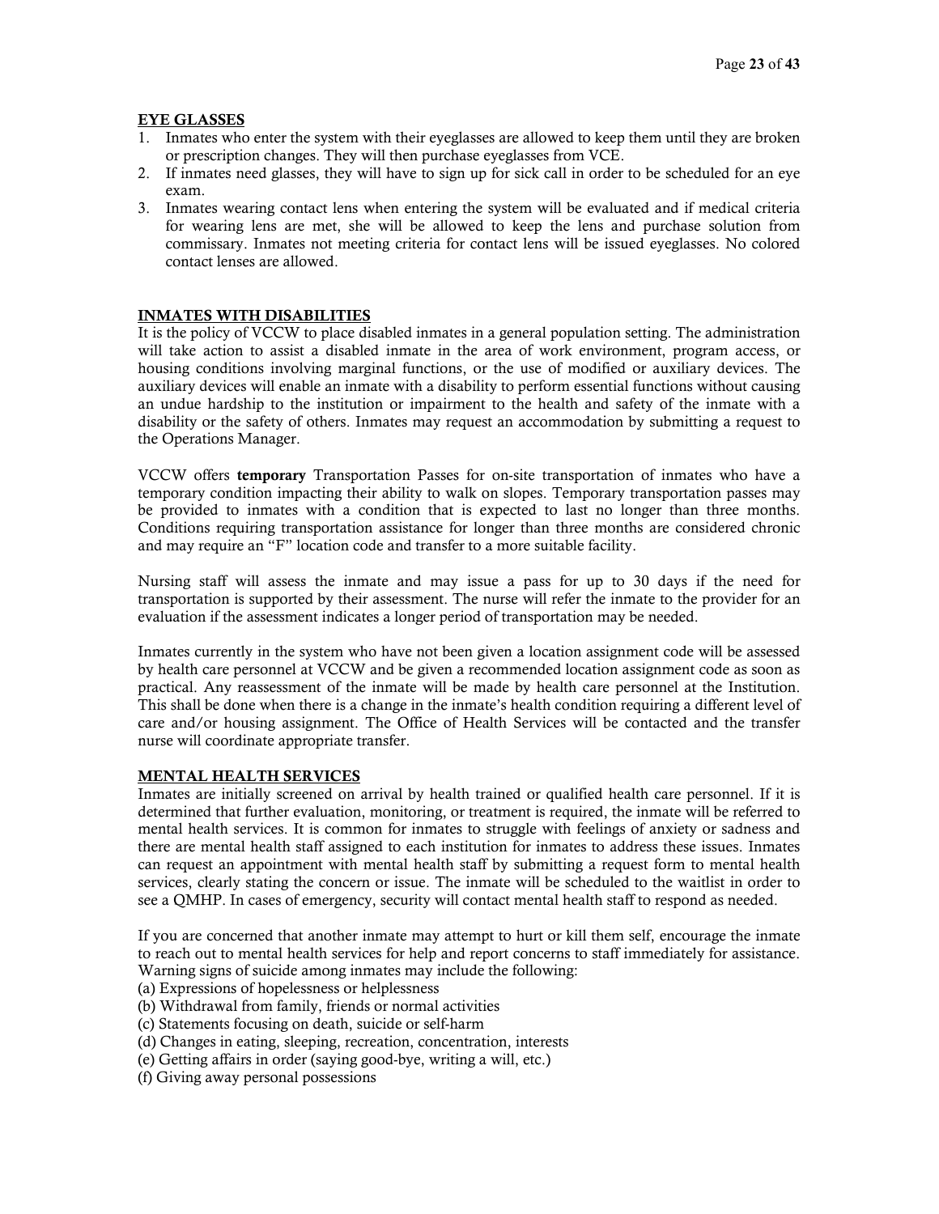## EYE GLASSES

1. Inmates who enter the system with their eyeglasses are allowed to keep them until they are broken or prescription changes. They will then purchase eyeglasses from VCE.
2. If inmates need glasses, they will have to sign up for sick call in order to be scheduled for an eye exam.
3. Inmates wearing contact lens when entering the system will be evaluated and if medical criteria for wearing lens are met, she will be allowed to keep the lens and purchase solution from commissary. Inmates not meeting criteria for contact lens will be issued eyeglasses. No colored contact lenses are allowed.

## INMATES WITH DISABILITIES

It is the policy of VCCW to place disabled inmates in a general population setting. The administration will take action to assist a disabled inmate in the area of work environment, program access, or housing conditions involving marginal functions, or the use of modified or auxiliary devices. The auxiliary devices will enable an inmate with a disability to perform essential functions without causing an undue hardship to the institution or impairment to the health and safety of the inmate with a disability or the safety of others. Inmates may request an accommodation by submitting a request to the Operations Manager.

VCCW offers **temporary** Transportation Passes for on-site transportation of inmates who have a temporary condition impacting their ability to walk on slopes. Temporary transportation passes may be provided to inmates with a condition that is expected to last no longer than three months. Conditions requiring transportation assistance for longer than three months are considered chronic and may require an "F" location code and transfer to a more suitable facility.

Nursing staff will assess the inmate and may issue a pass for up to 30 days if the need for transportation is supported by their assessment. The nurse will refer the inmate to the provider for an evaluation if the assessment indicates a longer period of transportation may be needed.

Inmates currently in the system who have not been given a location assignment code will be assessed by health care personnel at VCCW and be given a recommended location assignment code as soon as practical. Any reassessment of the inmate will be made by health care personnel at the Institution. This shall be done when there is a change in the inmate's health condition requiring a different level of care and/or housing assignment. The Office of Health Services will be contacted and the transfer nurse will coordinate appropriate transfer.

## MENTAL HEALTH SERVICES

Inmates are initially screened on arrival by health trained or qualified health care personnel. If it is determined that further evaluation, monitoring, or treatment is required, the inmate will be referred to mental health services. It is common for inmates to struggle with feelings of anxiety or sadness and there are mental health staff assigned to each institution for inmates to address these issues. Inmates can request an appointment with mental health staff by submitting a request form to mental health services, clearly stating the concern or issue. The inmate will be scheduled to the waitlist in order to see a QMHP. In cases of emergency, security will contact mental health staff to respond as needed.

If you are concerned that another inmate may attempt to hurt or kill them self, encourage the inmate to reach out to mental health services for help and report concerns to staff immediately for assistance. Warning signs of suicide among inmates may include the following:

(a) Expressions of hopelessness or helplessness
(b) Withdrawal from family, friends or normal activities
(c) Statements focusing on death, suicide or self-harm
(d) Changes in eating, sleeping, recreation, concentration, interests
(e) Getting affairs in order (saying good-bye, writing a will, etc.)
(f) Giving away personal possessions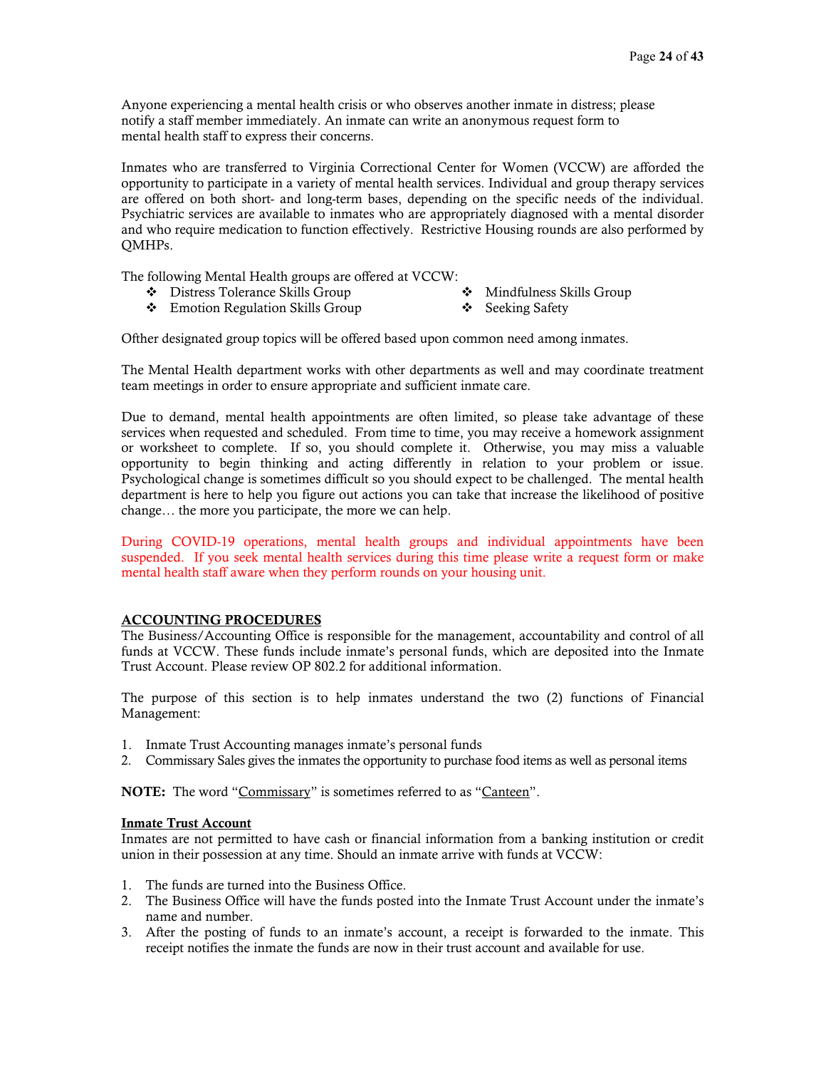Anyone experiencing a mental health crisis or who observes another inmate in distress; please notify a staff member immediately. An inmate can write an anonymous request form to mental health staff to express their concerns.

Inmates who are transferred to Virginia Correctional Center for Women (VCCW) are afforded the opportunity to participate in a variety of mental health services. Individual and group therapy services are offered on both short- and long-term bases, depending on the specific needs of the individual. Psychiatric services are available to inmates who are appropriately diagnosed with a mental disorder and who require medication to function effectively. Restrictive Housing rounds are also performed by QMHPs.

The following Mental Health groups are offered at VCCW:

- Distress Tolerance Skills Group
- Emotion Regulation Skills Group
- Mindfulness Skills Group
- Seeking Safety

Ofther designated group topics will be offered based upon common need among inmates.

The Mental Health department works with other departments as well and may coordinate treatment team meetings in order to ensure appropriate and sufficient inmate care.

Due to demand, mental health appointments are often limited, so please take advantage of these services when requested and scheduled. From time to time, you may receive a homework assignment or worksheet to complete. If so, you should complete it. Otherwise, you may miss a valuable opportunity to begin thinking and acting differently in relation to your problem or issue. Psychological change is sometimes difficult so you should expect to be challenged. The mental health department is here to help you figure out actions you can take that increase the likelihood of positive change… the more you participate, the more we can help.

During COVID-19 operations, mental health groups and individual appointments have been suspended. If you seek mental health services during this time please write a request form or make mental health staff aware when they perform rounds on your housing unit.

## ACCOUNTING PROCEDURES

The Business/Accounting Office is responsible for the management, accountability and control of all funds at VCCW. These funds include inmate's personal funds, which are deposited into the Inmate Trust Account. Please review OP 802.2 for additional information.

The purpose of this section is to help inmates understand the two (2) functions of Financial Management:

1. Inmate Trust Accounting manages inmate's personal funds
2. Commissary Sales gives the inmates the opportunity to purchase food items as well as personal items

**NOTE:** The word "Commissary" is sometimes referred to as "Canteen".

### Inmate Trust Account

Inmates are not permitted to have cash or financial information from a banking institution or credit union in their possession at any time. Should an inmate arrive with funds at VCCW:

1. The funds are turned into the Business Office.
2. The Business Office will have the funds posted into the Inmate Trust Account under the inmate's name and number.
3. After the posting of funds to an inmate's account, a receipt is forwarded to the inmate. This receipt notifies the inmate the funds are now in their trust account and available for use.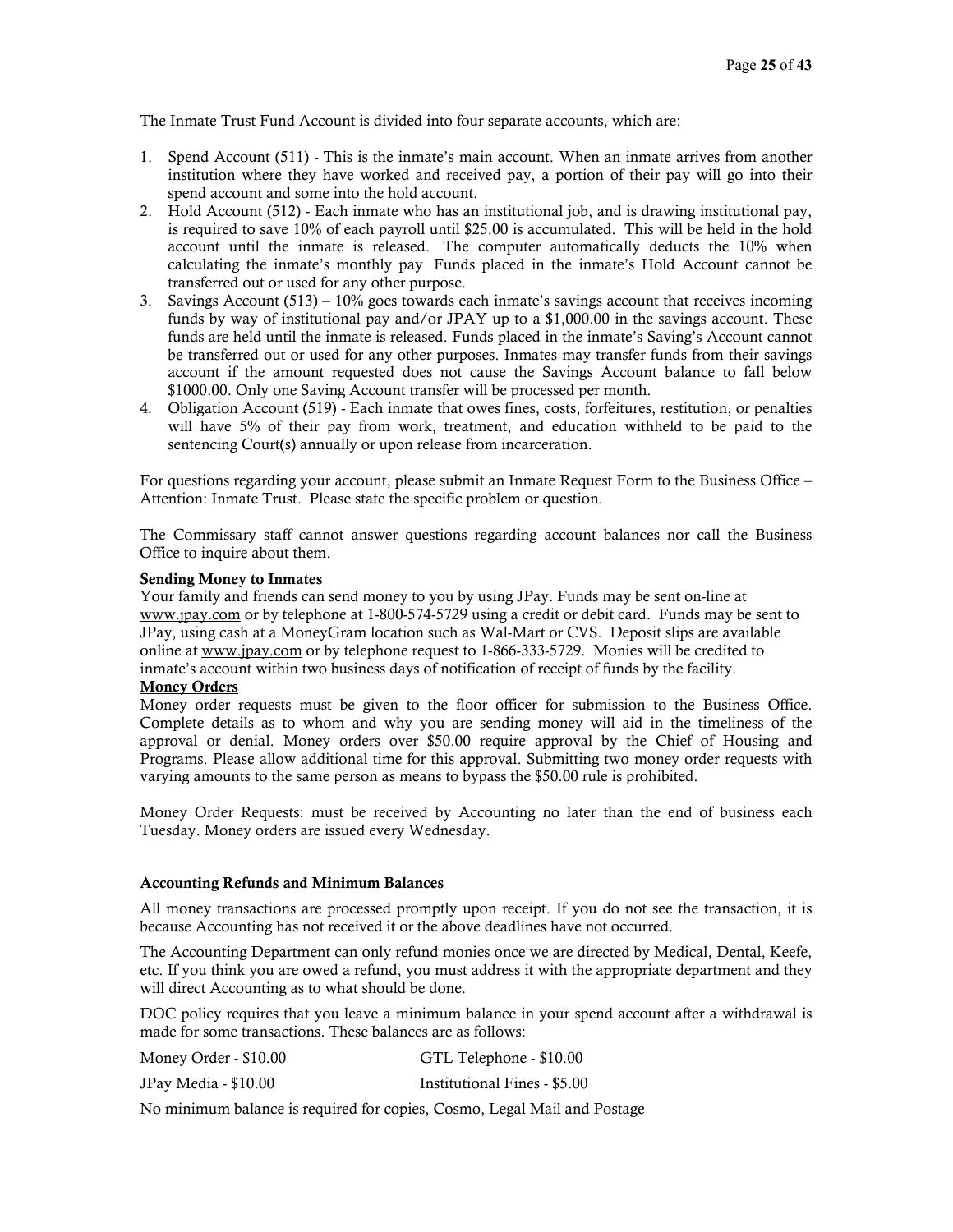The Inmate Trust Fund Account is divided into four separate accounts, which are:

1. Spend Account (511) - This is the inmate's main account. When an inmate arrives from another institution where they have worked and received pay, a portion of their pay will go into their spend account and some into the hold account.
2. Hold Account (512) - Each inmate who has an institutional job, and is drawing institutional pay, is required to save 10% of each payroll until $25.00 is accumulated. This will be held in the hold account until the inmate is released. The computer automatically deducts the 10% when calculating the inmate's monthly pay Funds placed in the inmate's Hold Account cannot be transferred out or used for any other purpose.
3. Savings Account (513) – 10% goes towards each inmate's savings account that receives incoming funds by way of institutional pay and/or JPAY up to a $1,000.00 in the savings account. These funds are held until the inmate is released. Funds placed in the inmate's Saving's Account cannot be transferred out or used for any other purposes. Inmates may transfer funds from their savings account if the amount requested does not cause the Savings Account balance to fall below $1000.00. Only one Saving Account transfer will be processed per month.
4. Obligation Account (519) - Each inmate that owes fines, costs, forfeitures, restitution, or penalties will have 5% of their pay from work, treatment, and education withheld to be paid to the sentencing Court(s) annually or upon release from incarceration.

For questions regarding your account, please submit an Inmate Request Form to the Business Office – Attention: Inmate Trust. Please state the specific problem or question.

The Commissary staff cannot answer questions regarding account balances nor call the Business Office to inquire about them.

**Sending Money to Inmates**

Your family and friends can send money to you by using JPay. Funds may be sent on-line at www.jpay.com or by telephone at 1-800-574-5729 using a credit or debit card. Funds may be sent to JPay, using cash at a MoneyGram location such as Wal-Mart or CVS. Deposit slips are available online at www.jpay.com or by telephone request to 1-866-333-5729. Monies will be credited to inmate's account within two business days of notification of receipt of funds by the facility.

**Money Orders**

Money order requests must be given to the floor officer for submission to the Business Office. Complete details as to whom and why you are sending money will aid in the timeliness of the approval or denial. Money orders over $50.00 require approval by the Chief of Housing and Programs. Please allow additional time for this approval. Submitting two money order requests with varying amounts to the same person as means to bypass the $50.00 rule is prohibited.

Money Order Requests: must be received by Accounting no later than the end of business each Tuesday. Money orders are issued every Wednesday.

**Accounting Refunds and Minimum Balances**

All money transactions are processed promptly upon receipt. If you do not see the transaction, it is because Accounting has not received it or the above deadlines have not occurred.

The Accounting Department can only refund monies once we are directed by Medical, Dental, Keefe, etc. If you think you are owed a refund, you must address it with the appropriate department and they will direct Accounting as to what should be done.

DOC policy requires that you leave a minimum balance in your spend account after a withdrawal is made for some transactions. These balances are as follows:

| | |
|---|---|
| Money Order - $10.00 | GTL Telephone - $10.00 |
| JPay Media - $10.00 | Institutional Fines - $5.00 |

No minimum balance is required for copies, Cosmo, Legal Mail and Postage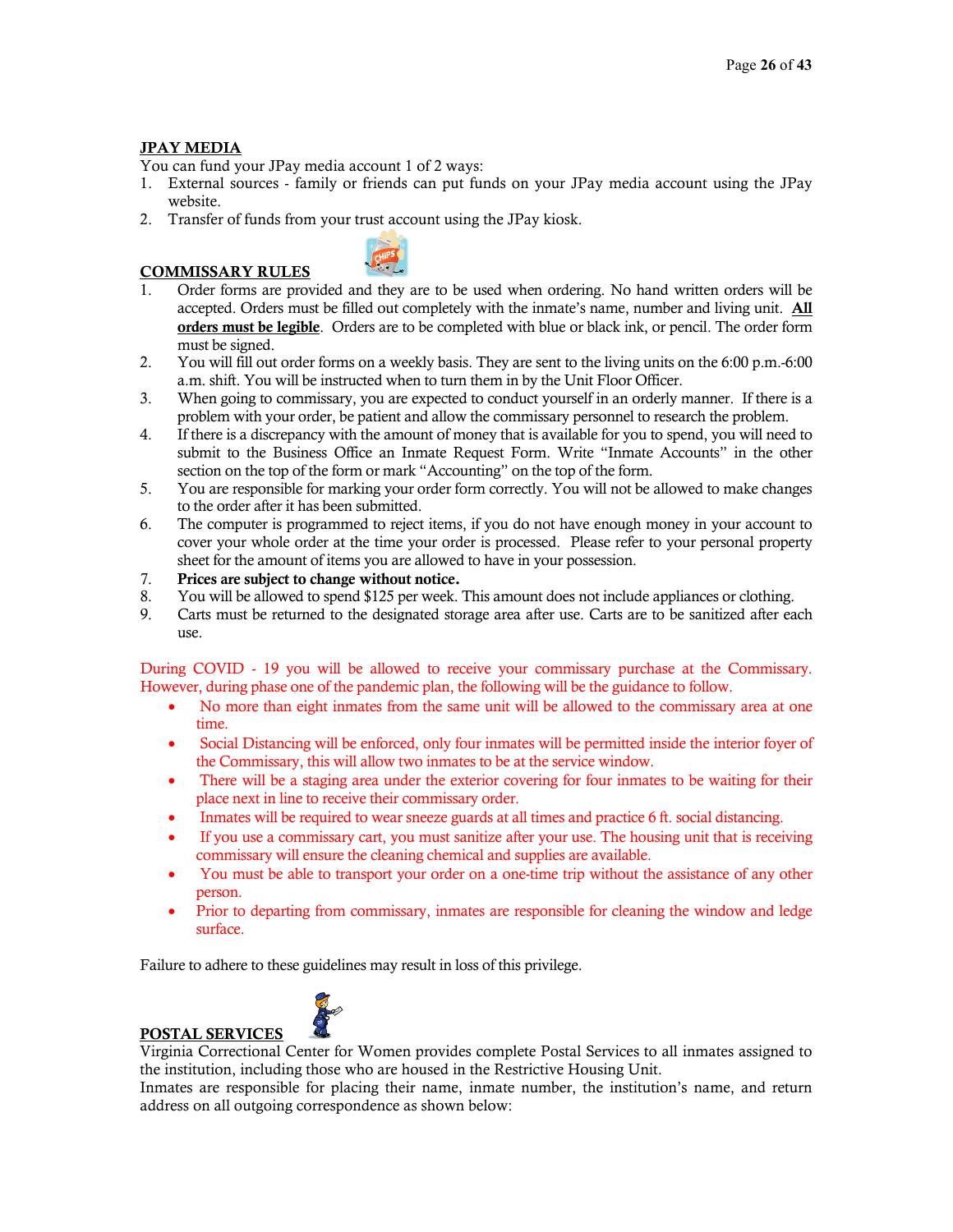## JPAY MEDIA

You can fund your JPay media account 1 of 2 ways:

1. External sources - family or friends can put funds on your JPay media account using the JPay website.
2. Transfer of funds from your trust account using the JPay kiosk.

## COMMISSARY RULES

1. Order forms are provided and they are to be used when ordering. No hand written orders will be accepted. Orders must be filled out completely with the inmate's name, number and living unit. **<u>All orders must be legible</u>**. Orders are to be completed with blue or black ink, or pencil. The order form must be signed.
2. You will fill out order forms on a weekly basis. They are sent to the living units on the 6:00 p.m.-6:00 a.m. shift. You will be instructed when to turn them in by the Unit Floor Officer.
3. When going to commissary, you are expected to conduct yourself in an orderly manner. If there is a problem with your order, be patient and allow the commissary personnel to research the problem.
4. If there is a discrepancy with the amount of money that is available for you to spend, you will need to submit to the Business Office an Inmate Request Form. Write "Inmate Accounts" in the other section on the top of the form or mark "Accounting" on the top of the form.
5. You are responsible for marking your order form correctly. You will not be allowed to make changes to the order after it has been submitted.
6. The computer is programmed to reject items, if you do not have enough money in your account to cover your whole order at the time your order is processed. Please refer to your personal property sheet for the amount of items you are allowed to have in your possession.
7. **Prices are subject to change without notice.**
8. You will be allowed to spend $125 per week. This amount does not include appliances or clothing.
9. Carts must be returned to the designated storage area after use. Carts are to be sanitized after each use.

During COVID - 19 you will be allowed to receive your commissary purchase at the Commissary. However, during phase one of the pandemic plan, the following will be the guidance to follow.

- No more than eight inmates from the same unit will be allowed to the commissary area at one time.
- Social Distancing will be enforced, only four inmates will be permitted inside the interior foyer of the Commissary, this will allow two inmates to be at the service window.
- There will be a staging area under the exterior covering for four inmates to be waiting for their place next in line to receive their commissary order.
- Inmates will be required to wear sneeze guards at all times and practice 6 ft. social distancing.
- If you use a commissary cart, you must sanitize after your use. The housing unit that is receiving commissary will ensure the cleaning chemical and supplies are available.
- You must be able to transport your order on a one-time trip without the assistance of any other person.
- Prior to departing from commissary, inmates are responsible for cleaning the window and ledge surface.

Failure to adhere to these guidelines may result in loss of this privilege.

## POSTAL SERVICES

Virginia Correctional Center for Women provides complete Postal Services to all inmates assigned to the institution, including those who are housed in the Restrictive Housing Unit.

Inmates are responsible for placing their name, inmate number, the institution's name, and return address on all outgoing correspondence as shown below: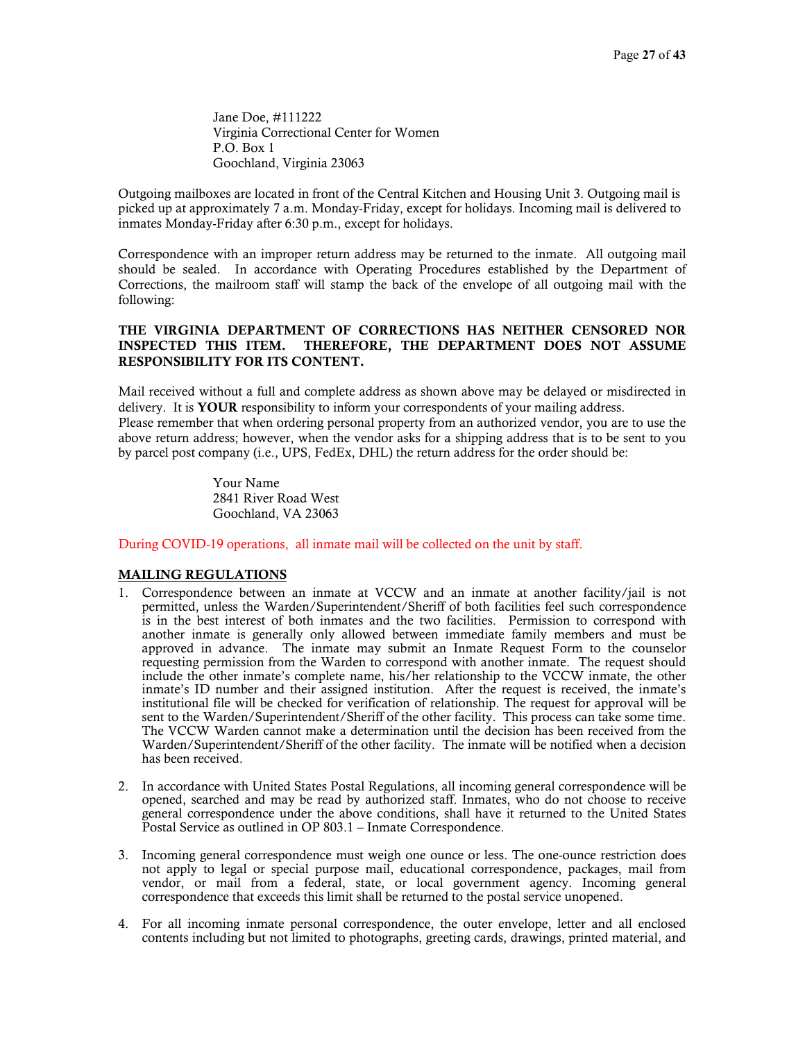Jane Doe, #111222
Virginia Correctional Center for Women
P.O. Box 1
Goochland, Virginia 23063

Outgoing mailboxes are located in front of the Central Kitchen and Housing Unit 3. Outgoing mail is picked up at approximately 7 a.m. Monday-Friday, except for holidays. Incoming mail is delivered to inmates Monday-Friday after 6:30 p.m., except for holidays.

Correspondence with an improper return address may be returned to the inmate. All outgoing mail should be sealed. In accordance with Operating Procedures established by the Department of Corrections, the mailroom staff will stamp the back of the envelope of all outgoing mail with the following:

**THE VIRGINIA DEPARTMENT OF CORRECTIONS HAS NEITHER CENSORED NOR INSPECTED THIS ITEM. THEREFORE, THE DEPARTMENT DOES NOT ASSUME RESPONSIBILITY FOR ITS CONTENT.**

Mail received without a full and complete address as shown above may be delayed or misdirected in delivery. It is **YOUR** responsibility to inform your correspondents of your mailing address.
Please remember that when ordering personal property from an authorized vendor, you are to use the above return address; however, when the vendor asks for a shipping address that is to be sent to you by parcel post company (i.e., UPS, FedEx, DHL) the return address for the order should be:

Your Name
2841 River Road West
Goochland, VA 23063

During COVID-19 operations, all inmate mail will be collected on the unit by staff.

## MAILING REGULATIONS

1. Correspondence between an inmate at VCCW and an inmate at another facility/jail is not permitted, unless the Warden/Superintendent/Sheriff of both facilities feel such correspondence is in the best interest of both inmates and the two facilities. Permission to correspond with another inmate is generally only allowed between immediate family members and must be approved in advance. The inmate may submit an Inmate Request Form to the counselor requesting permission from the Warden to correspond with another inmate. The request should include the other inmate's complete name, his/her relationship to the VCCW inmate, the other inmate's ID number and their assigned institution. After the request is received, the inmate's institutional file will be checked for verification of relationship. The request for approval will be sent to the Warden/Superintendent/Sheriff of the other facility. This process can take some time. The VCCW Warden cannot make a determination until the decision has been received from the Warden/Superintendent/Sheriff of the other facility. The inmate will be notified when a decision has been received.

2. In accordance with United States Postal Regulations, all incoming general correspondence will be opened, searched and may be read by authorized staff. Inmates, who do not choose to receive general correspondence under the above conditions, shall have it returned to the United States Postal Service as outlined in OP 803.1 – Inmate Correspondence.

3. Incoming general correspondence must weigh one ounce or less. The one-ounce restriction does not apply to legal or special purpose mail, educational correspondence, packages, mail from vendor, or mail from a federal, state, or local government agency. Incoming general correspondence that exceeds this limit shall be returned to the postal service unopened.

4. For all incoming inmate personal correspondence, the outer envelope, letter and all enclosed contents including but not limited to photographs, greeting cards, drawings, printed material, and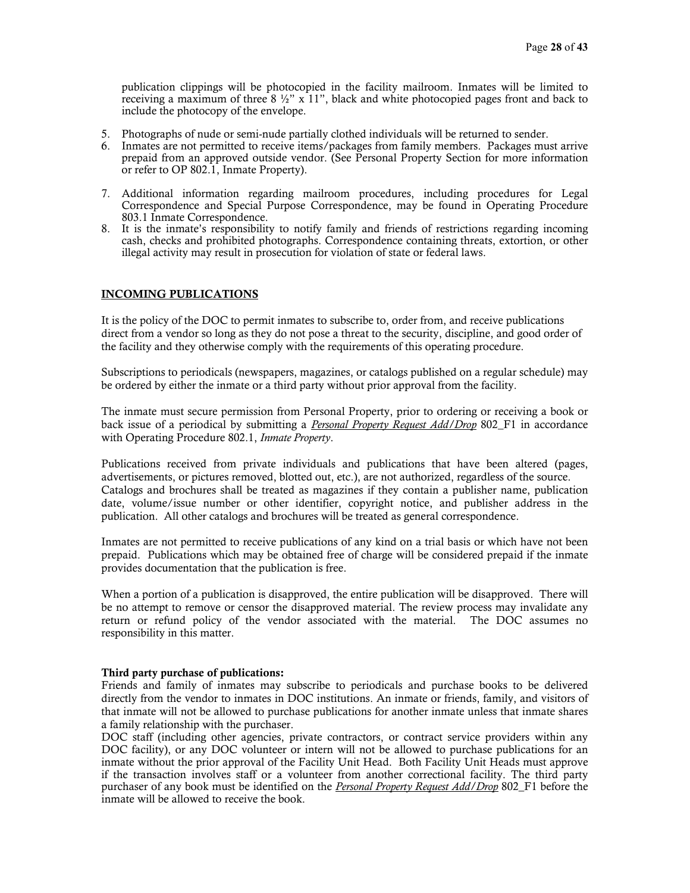publication clippings will be photocopied in the facility mailroom. Inmates will be limited to receiving a maximum of three 8 ½" x 11", black and white photocopied pages front and back to include the photocopy of the envelope.

5. Photographs of nude or semi-nude partially clothed individuals will be returned to sender.
6. Inmates are not permitted to receive items/packages from family members. Packages must arrive prepaid from an approved outside vendor. (See Personal Property Section for more information or refer to OP 802.1, Inmate Property).
7. Additional information regarding mailroom procedures, including procedures for Legal Correspondence and Special Purpose Correspondence, may be found in Operating Procedure 803.1 Inmate Correspondence.
8. It is the inmate's responsibility to notify family and friends of restrictions regarding incoming cash, checks and prohibited photographs. Correspondence containing threats, extortion, or other illegal activity may result in prosecution for violation of state or federal laws.

## INCOMING PUBLICATIONS

It is the policy of the DOC to permit inmates to subscribe to, order from, and receive publications direct from a vendor so long as they do not pose a threat to the security, discipline, and good order of the facility and they otherwise comply with the requirements of this operating procedure.

Subscriptions to periodicals (newspapers, magazines, or catalogs published on a regular schedule) may be ordered by either the inmate or a third party without prior approval from the facility.

The inmate must secure permission from Personal Property, prior to ordering or receiving a book or back issue of a periodical by submitting a *Personal Property Request Add/Drop* 802_F1 in accordance with Operating Procedure 802.1, *Inmate Property*.

Publications received from private individuals and publications that have been altered (pages, advertisements, or pictures removed, blotted out, etc.), are not authorized, regardless of the source. Catalogs and brochures shall be treated as magazines if they contain a publisher name, publication date, volume/issue number or other identifier, copyright notice, and publisher address in the publication. All other catalogs and brochures will be treated as general correspondence.

Inmates are not permitted to receive publications of any kind on a trial basis or which have not been prepaid. Publications which may be obtained free of charge will be considered prepaid if the inmate provides documentation that the publication is free.

When a portion of a publication is disapproved, the entire publication will be disapproved. There will be no attempt to remove or censor the disapproved material. The review process may invalidate any return or refund policy of the vendor associated with the material. The DOC assumes no responsibility in this matter.

**Third party purchase of publications:**

Friends and family of inmates may subscribe to periodicals and purchase books to be delivered directly from the vendor to inmates in DOC institutions. An inmate or friends, family, and visitors of that inmate will not be allowed to purchase publications for another inmate unless that inmate shares a family relationship with the purchaser.

DOC staff (including other agencies, private contractors, or contract service providers within any DOC facility), or any DOC volunteer or intern will not be allowed to purchase publications for an inmate without the prior approval of the Facility Unit Head. Both Facility Unit Heads must approve if the transaction involves staff or a volunteer from another correctional facility. The third party purchaser of any book must be identified on the *Personal Property Request Add/Drop* 802_F1 before the inmate will be allowed to receive the book.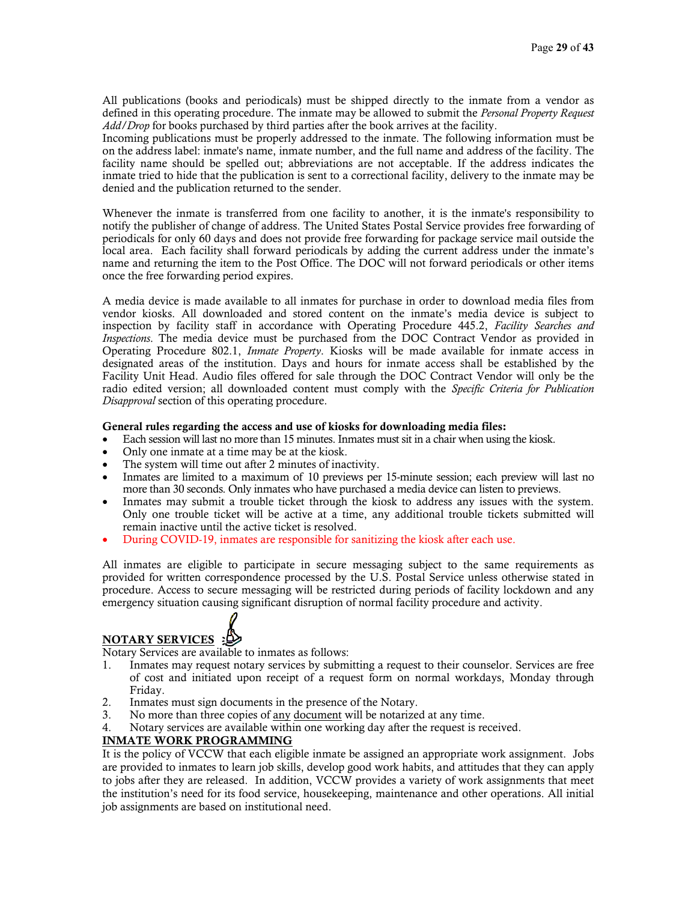All publications (books and periodicals) must be shipped directly to the inmate from a vendor as defined in this operating procedure. The inmate may be allowed to submit the *Personal Property Request Add/Drop* for books purchased by third parties after the book arrives at the facility.
Incoming publications must be properly addressed to the inmate. The following information must be on the address label: inmate's name, inmate number, and the full name and address of the facility. The facility name should be spelled out; abbreviations are not acceptable. If the address indicates the inmate tried to hide that the publication is sent to a correctional facility, delivery to the inmate may be denied and the publication returned to the sender.

Whenever the inmate is transferred from one facility to another, it is the inmate's responsibility to notify the publisher of change of address. The United States Postal Service provides free forwarding of periodicals for only 60 days and does not provide free forwarding for package service mail outside the local area. Each facility shall forward periodicals by adding the current address under the inmate's name and returning the item to the Post Office. The DOC will not forward periodicals or other items once the free forwarding period expires.

A media device is made available to all inmates for purchase in order to download media files from vendor kiosks. All downloaded and stored content on the inmate's media device is subject to inspection by facility staff in accordance with Operating Procedure 445.2, *Facility Searches and Inspections*. The media device must be purchased from the DOC Contract Vendor as provided in Operating Procedure 802.1, *Inmate Property*. Kiosks will be made available for inmate access in designated areas of the institution. Days and hours for inmate access shall be established by the Facility Unit Head. Audio files offered for sale through the DOC Contract Vendor will only be the radio edited version; all downloaded content must comply with the *Specific Criteria for Publication Disapproval* section of this operating procedure.

**General rules regarding the access and use of kiosks for downloading media files:**

- Each session will last no more than 15 minutes. Inmates must sit in a chair when using the kiosk.
- Only one inmate at a time may be at the kiosk.
- The system will time out after 2 minutes of inactivity.
- Inmates are limited to a maximum of 10 previews per 15-minute session; each preview will last no more than 30 seconds. Only inmates who have purchased a media device can listen to previews.
- Inmates may submit a trouble ticket through the kiosk to address any issues with the system. Only one trouble ticket will be active at a time, any additional trouble tickets submitted will remain inactive until the active ticket is resolved.
- During COVID-19, inmates are responsible for sanitizing the kiosk after each use.

All inmates are eligible to participate in secure messaging subject to the same requirements as provided for written correspondence processed by the U.S. Postal Service unless otherwise stated in procedure. Access to secure messaging will be restricted during periods of facility lockdown and any emergency situation causing significant disruption of normal facility procedure and activity.

## NOTARY SERVICES

Notary Services are available to inmates as follows:

1. Inmates may request notary services by submitting a request to their counselor. Services are free of cost and initiated upon receipt of a request form on normal workdays, Monday through Friday.
2. Inmates must sign documents in the presence of the Notary.
3. No more than three copies of any document will be notarized at any time.
4. Notary services are available within one working day after the request is received.

## INMATE WORK PROGRAMMING

It is the policy of VCCW that each eligible inmate be assigned an appropriate work assignment. Jobs are provided to inmates to learn job skills, develop good work habits, and attitudes that they can apply to jobs after they are released. In addition, VCCW provides a variety of work assignments that meet the institution's need for its food service, housekeeping, maintenance and other operations. All initial job assignments are based on institutional need.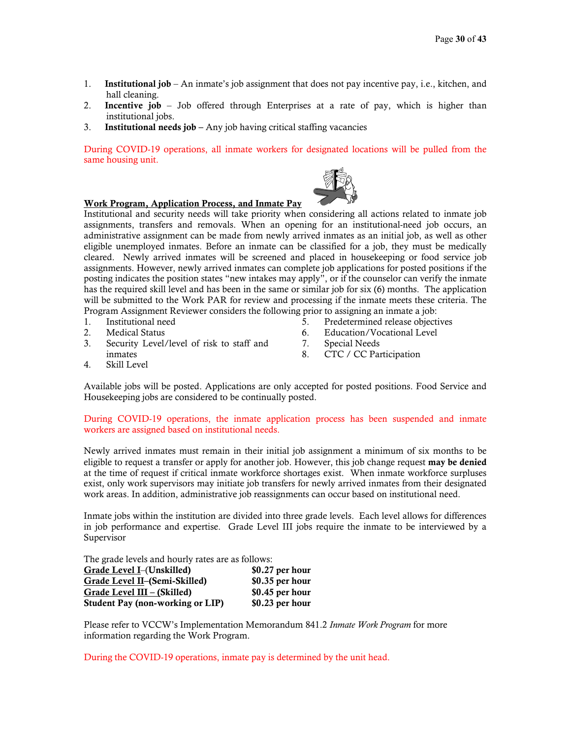1. **Institutional job** – An inmate's job assignment that does not pay incentive pay, i.e., kitchen, and hall cleaning.
2. **Incentive job** – Job offered through Enterprises at a rate of pay, which is higher than institutional jobs.
3. **Institutional needs job** – Any job having critical staffing vacancies

During COVID-19 operations, all inmate workers for designated locations will be pulled from the same housing unit.

**<u>Work Program, Application Process, and Inmate Pay</u>**

Institutional and security needs will take priority when considering all actions related to inmate job assignments, transfers and removals. When an opening for an institutional-need job occurs, an administrative assignment can be made from newly arrived inmates as an initial job, as well as other eligible unemployed inmates. Before an inmate can be classified for a job, they must be medically cleared. Newly arrived inmates will be screened and placed in housekeeping or food service job assignments. However, newly arrived inmates can complete job applications for posted positions if the posting indicates the position states "new intakes may apply", or if the counselor can verify the inmate has the required skill level and has been in the same or similar job for six (6) months. The application will be submitted to the Work PAR for review and processing if the inmate meets these criteria. The Program Assignment Reviewer considers the following prior to assigning an inmate a job:

1. Institutional need
2. Medical Status
3. Security Level/level of risk to staff and inmates
4. Skill Level
5. Predetermined release objectives
6. Education/Vocational Level
7. Special Needs
8. CTC / CC Participation

Available jobs will be posted. Applications are only accepted for posted positions. Food Service and Housekeeping jobs are considered to be continually posted.

During COVID-19 operations, the inmate application process has been suspended and inmate workers are assigned based on institutional needs.

Newly arrived inmates must remain in their initial job assignment a minimum of six months to be eligible to request a transfer or apply for another job. However, this job change request **may be denied** at the time of request if critical inmate workforce shortages exist. When inmate workforce surpluses exist, only work supervisors may initiate job transfers for newly arrived inmates from their designated work areas. In addition, administrative job reassignments can occur based on institutional need.

Inmate jobs within the institution are divided into three grade levels. Each level allows for differences in job performance and expertise. Grade Level III jobs require the inmate to be interviewed by a Supervisor

The grade levels and hourly rates are as follows:

| | |
|---|---|
| **<u>Grade Level I</u>–(Unskilled)** | **$0.27 per hour** |
| **<u>Grade Level II</u>–(Semi-Skilled)** | **$0.35 per hour** |
| **<u>Grade Level III – </u>(Skilled)** | **$0.45 per hour** |
| **Student Pay (non-working or LIP)** | **$0.23 per hour** |

Please refer to VCCW's Implementation Memorandum 841.2 *Inmate Work Program* for more information regarding the Work Program.

During the COVID-19 operations, inmate pay is determined by the unit head.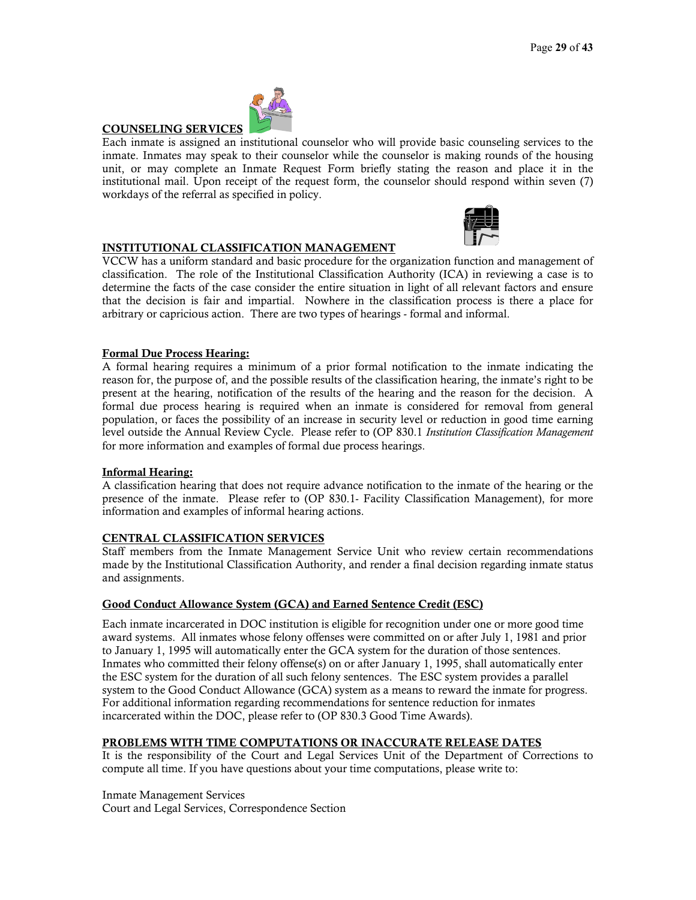## COUNSELING SERVICES

Each inmate is assigned an institutional counselor who will provide basic counseling services to the inmate. Inmates may speak to their counselor while the counselor is making rounds of the housing unit, or may complete an Inmate Request Form briefly stating the reason and place it in the institutional mail. Upon receipt of the request form, the counselor should respond within seven (7) workdays of the referral as specified in policy.

## INSTITUTIONAL CLASSIFICATION MANAGEMENT

VCCW has a uniform standard and basic procedure for the organization function and management of classification. The role of the Institutional Classification Authority (ICA) in reviewing a case is to determine the facts of the case consider the entire situation in light of all relevant factors and ensure that the decision is fair and impartial. Nowhere in the classification process is there a place for arbitrary or capricious action. There are two types of hearings - formal and informal.

### Formal Due Process Hearing:

A formal hearing requires a minimum of a prior formal notification to the inmate indicating the reason for, the purpose of, and the possible results of the classification hearing, the inmate's right to be present at the hearing, notification of the results of the hearing and the reason for the decision. A formal due process hearing is required when an inmate is considered for removal from general population, or faces the possibility of an increase in security level or reduction in good time earning level outside the Annual Review Cycle. Please refer to (OP 830.1 *Institution Classification Management* for more information and examples of formal due process hearings.

### Informal Hearing:

A classification hearing that does not require advance notification to the inmate of the hearing or the presence of the inmate. Please refer to (OP 830.1- Facility Classification Management), for more information and examples of informal hearing actions.

## CENTRAL CLASSIFICATION SERVICES

Staff members from the Inmate Management Service Unit who review certain recommendations made by the Institutional Classification Authority, and render a final decision regarding inmate status and assignments.

### Good Conduct Allowance System (GCA) and Earned Sentence Credit (ESC)

Each inmate incarcerated in DOC institution is eligible for recognition under one or more good time award systems. All inmates whose felony offenses were committed on or after July 1, 1981 and prior to January 1, 1995 will automatically enter the GCA system for the duration of those sentences. Inmates who committed their felony offense(s) on or after January 1, 1995, shall automatically enter the ESC system for the duration of all such felony sentences. The ESC system provides a parallel system to the Good Conduct Allowance (GCA) system as a means to reward the inmate for progress. For additional information regarding recommendations for sentence reduction for inmates incarcerated within the DOC, please refer to (OP 830.3 Good Time Awards).

## PROBLEMS WITH TIME COMPUTATIONS OR INACCURATE RELEASE DATES

It is the responsibility of the Court and Legal Services Unit of the Department of Corrections to compute all time. If you have questions about your time computations, please write to:

Inmate Management Services
Court and Legal Services, Correspondence Section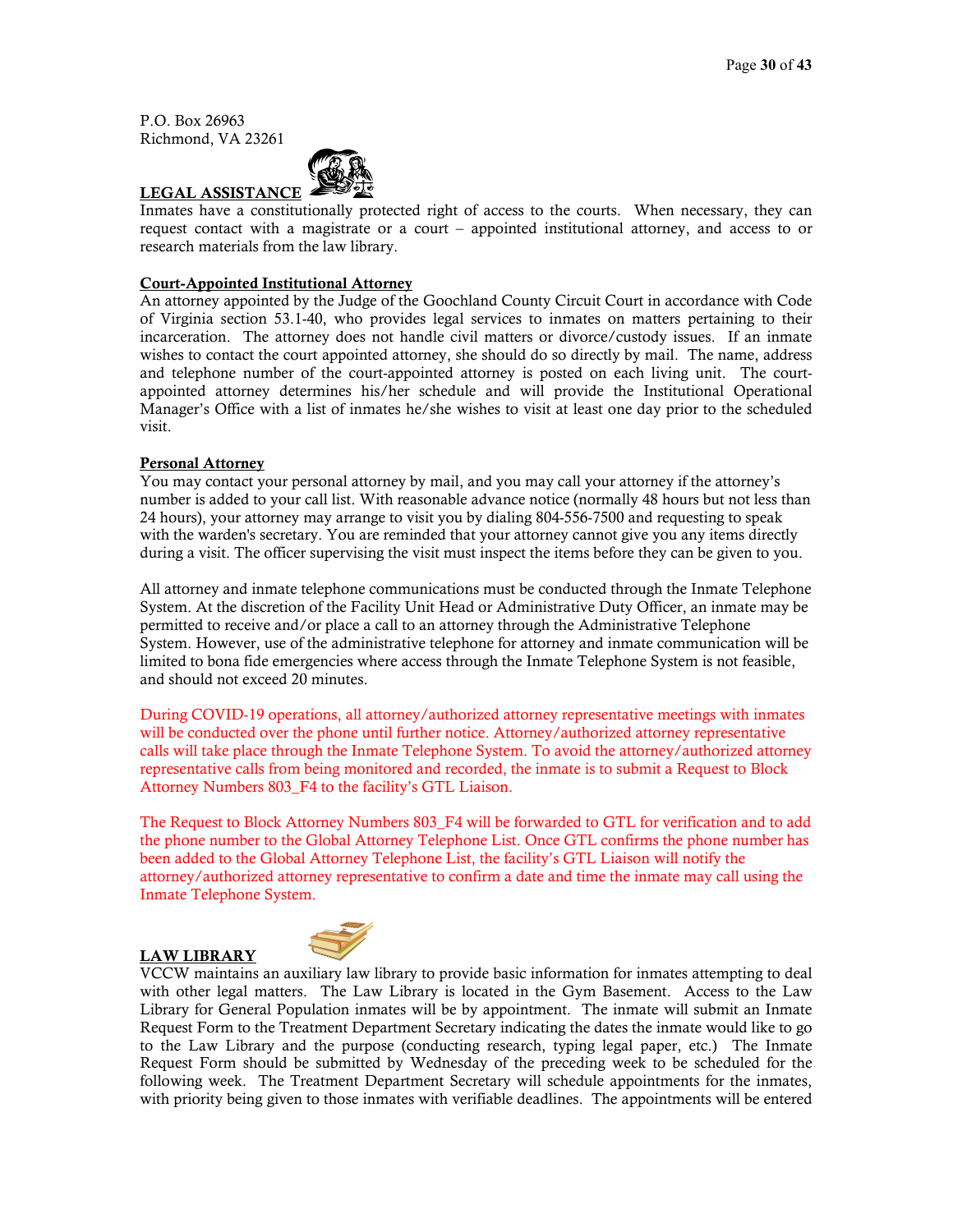P.O. Box 26963
Richmond, VA 23261

## LEGAL ASSISTANCE

Inmates have a constitutionally protected right of access to the courts. When necessary, they can request contact with a magistrate or a court – appointed institutional attorney, and access to or research materials from the law library.

### Court-Appointed Institutional Attorney

An attorney appointed by the Judge of the Goochland County Circuit Court in accordance with Code of Virginia section 53.1-40, who provides legal services to inmates on matters pertaining to their incarceration. The attorney does not handle civil matters or divorce/custody issues. If an inmate wishes to contact the court appointed attorney, she should do so directly by mail. The name, address and telephone number of the court-appointed attorney is posted on each living unit. The court-appointed attorney determines his/her schedule and will provide the Institutional Operational Manager's Office with a list of inmates he/she wishes to visit at least one day prior to the scheduled visit.

### Personal Attorney

You may contact your personal attorney by mail, and you may call your attorney if the attorney's number is added to your call list. With reasonable advance notice (normally 48 hours but not less than 24 hours), your attorney may arrange to visit you by dialing 804-556-7500 and requesting to speak with the warden's secretary. You are reminded that your attorney cannot give you any items directly during a visit. The officer supervising the visit must inspect the items before they can be given to you.

All attorney and inmate telephone communications must be conducted through the Inmate Telephone System. At the discretion of the Facility Unit Head or Administrative Duty Officer, an inmate may be permitted to receive and/or place a call to an attorney through the Administrative Telephone System. However, use of the administrative telephone for attorney and inmate communication will be limited to bona fide emergencies where access through the Inmate Telephone System is not feasible, and should not exceed 20 minutes.

During COVID-19 operations, all attorney/authorized attorney representative meetings with inmates will be conducted over the phone until further notice. Attorney/authorized attorney representative calls will take place through the Inmate Telephone System. To avoid the attorney/authorized attorney representative calls from being monitored and recorded, the inmate is to submit a Request to Block Attorney Numbers 803_F4 to the facility's GTL Liaison.

The Request to Block Attorney Numbers 803_F4 will be forwarded to GTL for verification and to add the phone number to the Global Attorney Telephone List. Once GTL confirms the phone number has been added to the Global Attorney Telephone List, the facility's GTL Liaison will notify the attorney/authorized attorney representative to confirm a date and time the inmate may call using the Inmate Telephone System.

## LAW LIBRARY

VCCW maintains an auxiliary law library to provide basic information for inmates attempting to deal with other legal matters. The Law Library is located in the Gym Basement. Access to the Law Library for General Population inmates will be by appointment. The inmate will submit an Inmate Request Form to the Treatment Department Secretary indicating the dates the inmate would like to go to the Law Library and the purpose (conducting research, typing legal paper, etc.) The Inmate Request Form should be submitted by Wednesday of the preceding week to be scheduled for the following week. The Treatment Department Secretary will schedule appointments for the inmates, with priority being given to those inmates with verifiable deadlines. The appointments will be entered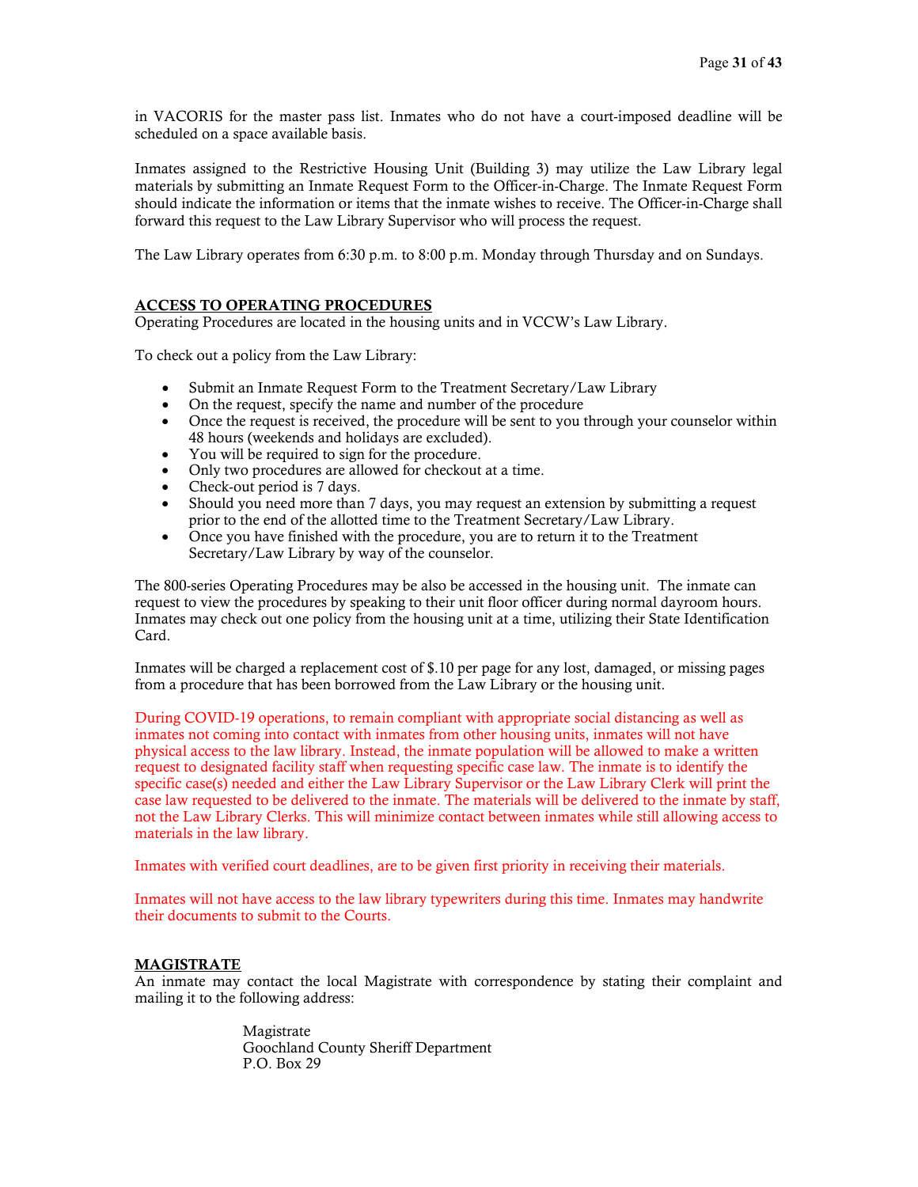in VACORIS for the master pass list. Inmates who do not have a court-imposed deadline will be scheduled on a space available basis.

Inmates assigned to the Restrictive Housing Unit (Building 3) may utilize the Law Library legal materials by submitting an Inmate Request Form to the Officer-in-Charge. The Inmate Request Form should indicate the information or items that the inmate wishes to receive. The Officer-in-Charge shall forward this request to the Law Library Supervisor who will process the request.

The Law Library operates from 6:30 p.m. to 8:00 p.m. Monday through Thursday and on Sundays.

## ACCESS TO OPERATING PROCEDURES

Operating Procedures are located in the housing units and in VCCW's Law Library.

To check out a policy from the Law Library:

- Submit an Inmate Request Form to the Treatment Secretary/Law Library
- On the request, specify the name and number of the procedure
- Once the request is received, the procedure will be sent to you through your counselor within 48 hours (weekends and holidays are excluded).
- You will be required to sign for the procedure.
- Only two procedures are allowed for checkout at a time.
- Check-out period is 7 days.
- Should you need more than 7 days, you may request an extension by submitting a request prior to the end of the allotted time to the Treatment Secretary/Law Library.
- Once you have finished with the procedure, you are to return it to the Treatment Secretary/Law Library by way of the counselor.

The 800-series Operating Procedures may be also be accessed in the housing unit. The inmate can request to view the procedures by speaking to their unit floor officer during normal dayroom hours. Inmates may check out one policy from the housing unit at a time, utilizing their State Identification Card.

Inmates will be charged a replacement cost of $.10 per page for any lost, damaged, or missing pages from a procedure that has been borrowed from the Law Library or the housing unit.

During COVID-19 operations, to remain compliant with appropriate social distancing as well as inmates not coming into contact with inmates from other housing units, inmates will not have physical access to the law library. Instead, the inmate population will be allowed to make a written request to designated facility staff when requesting specific case law. The inmate is to identify the specific case(s) needed and either the Law Library Supervisor or the Law Library Clerk will print the case law requested to be delivered to the inmate. The materials will be delivered to the inmate by staff, not the Law Library Clerks. This will minimize contact between inmates while still allowing access to materials in the law library.

Inmates with verified court deadlines, are to be given first priority in receiving their materials.

Inmates will not have access to the law library typewriters during this time. Inmates may handwrite their documents to submit to the Courts.

## MAGISTRATE

An inmate may contact the local Magistrate with correspondence by stating their complaint and mailing it to the following address:

Magistrate
Goochland County Sheriff Department
P.O. Box 29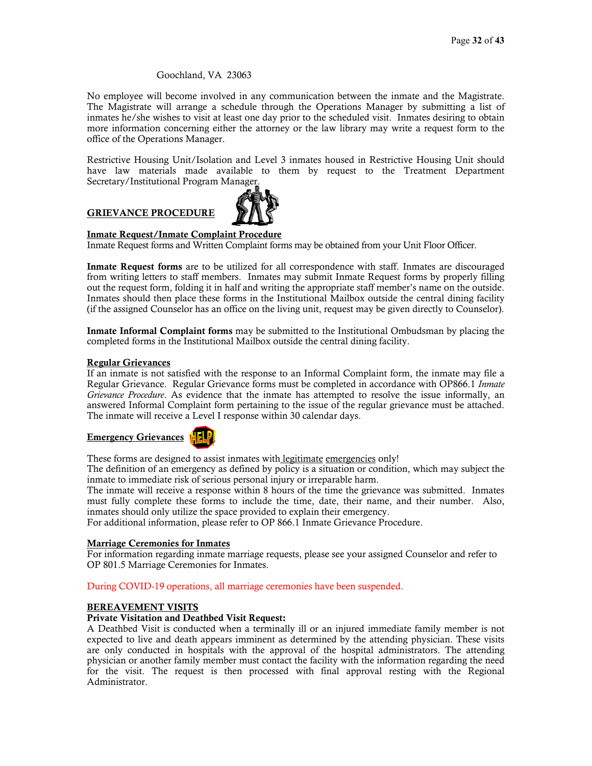Goochland, VA 23063

No employee will become involved in any communication between the inmate and the Magistrate. The Magistrate will arrange a schedule through the Operations Manager by submitting a list of inmates he/she wishes to visit at least one day prior to the scheduled visit. Inmates desiring to obtain more information concerning either the attorney or the law library may write a request form to the office of the Operations Manager.

Restrictive Housing Unit/Isolation and Level 3 inmates housed in Restrictive Housing Unit should have law materials made available to them by request to the Treatment Department Secretary/Institutional Program Manager.

## GRIEVANCE PROCEDURE

### Inmate Request/Inmate Complaint Procedure

Inmate Request forms and Written Complaint forms may be obtained from your Unit Floor Officer.

**Inmate Request forms** are to be utilized for all correspondence with staff. Inmates are discouraged from writing letters to staff members. Inmates may submit Inmate Request forms by properly filling out the request form, folding it in half and writing the appropriate staff member's name on the outside. Inmates should then place these forms in the Institutional Mailbox outside the central dining facility (if the assigned Counselor has an office on the living unit, request may be given directly to Counselor).

**Inmate Informal Complaint forms** may be submitted to the Institutional Ombudsman by placing the completed forms in the Institutional Mailbox outside the central dining facility.

### Regular Grievances

If an inmate is not satisfied with the response to an Informal Complaint form, the inmate may file a Regular Grievance. Regular Grievance forms must be completed in accordance with OP866.1 *Inmate Grievance Procedure*. As evidence that the inmate has attempted to resolve the issue informally, an answered Informal Complaint form pertaining to the issue of the regular grievance must be attached. The inmate will receive a Level I response within 30 calendar days.

### Emergency Grievances

These forms are designed to assist inmates with legitimate emergencies only!
The definition of an emergency as defined by policy is a situation or condition, which may subject the inmate to immediate risk of serious personal injury or irreparable harm.
The inmate will receive a response within 8 hours of the time the grievance was submitted. Inmates must fully complete these forms to include the time, date, their name, and their number. Also, inmates should only utilize the space provided to explain their emergency.
For additional information, please refer to OP 866.1 Inmate Grievance Procedure.

### Marriage Ceremonies for Inmates

For information regarding inmate marriage requests, please see your assigned Counselor and refer to OP 801.5 Marriage Ceremonies for Inmates.

During COVID-19 operations, all marriage ceremonies have been suspended.

## BEREAVEMENT VISITS

**Private Visitation and Deathbed Visit Request:**

A Deathbed Visit is conducted when a terminally ill or an injured immediate family member is not expected to live and death appears imminent as determined by the attending physician. These visits are only conducted in hospitals with the approval of the hospital administrators. The attending physician or another family member must contact the facility with the information regarding the need for the visit. The request is then processed with final approval resting with the Regional Administrator.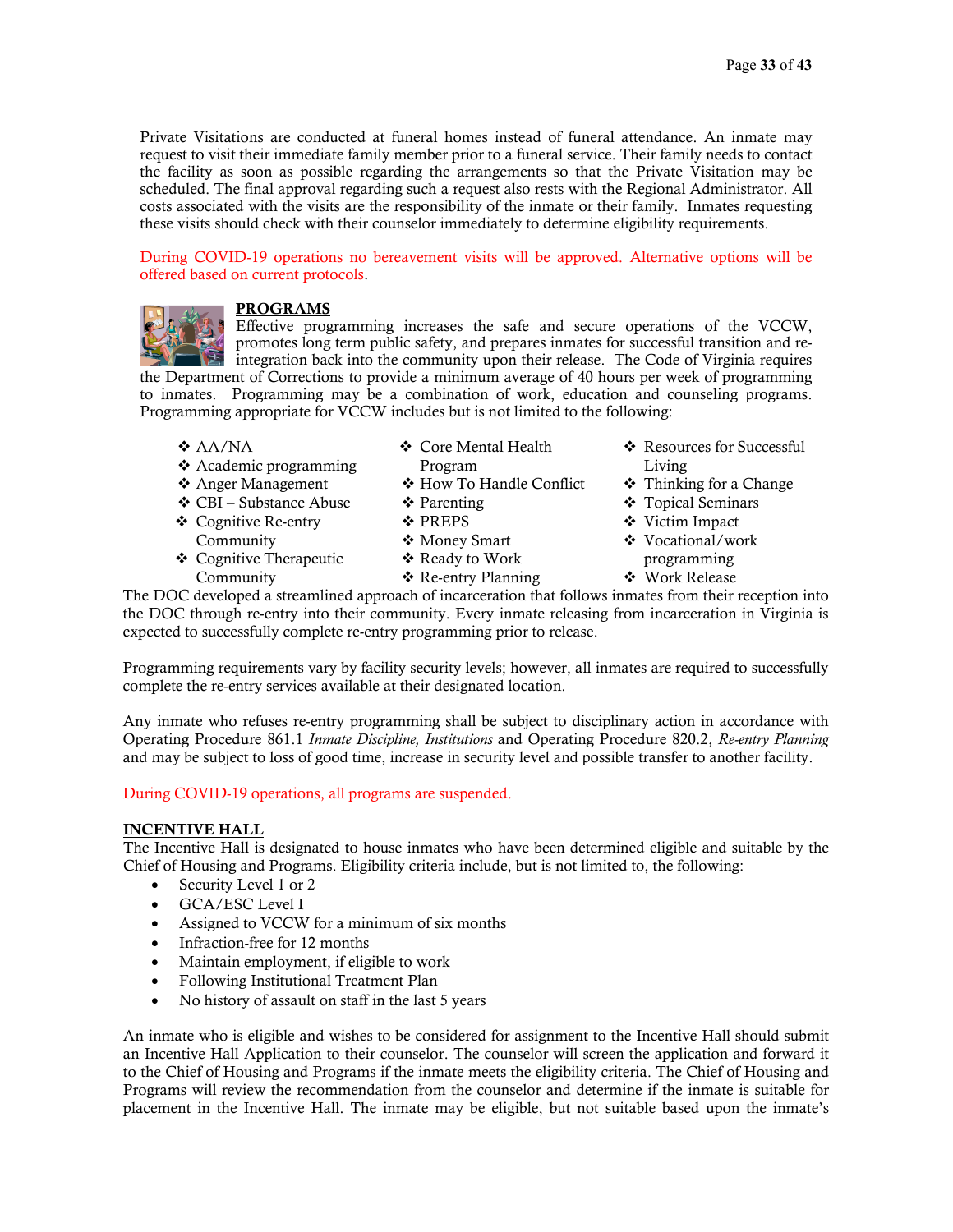Private Visitations are conducted at funeral homes instead of funeral attendance. An inmate may request to visit their immediate family member prior to a funeral service. Their family needs to contact the facility as soon as possible regarding the arrangements so that the Private Visitation may be scheduled. The final approval regarding such a request also rests with the Regional Administrator. All costs associated with the visits are the responsibility of the inmate or their family. Inmates requesting these visits should check with their counselor immediately to determine eligibility requirements.

During COVID-19 operations no bereavement visits will be approved. Alternative options will be offered based on current protocols.

## PROGRAMS

Effective programming increases the safe and secure operations of the VCCW, promotes long term public safety, and prepares inmates for successful transition and re-integration back into the community upon their release. The Code of Virginia requires the Department of Corrections to provide a minimum average of 40 hours per week of programming to inmates. Programming may be a combination of work, education and counseling programs. Programming appropriate for VCCW includes but is not limited to the following:

- AA/NA
- Academic programming
- Anger Management
- CBI – Substance Abuse
- Cognitive Re-entry Community
- Cognitive Therapeutic Community
- Core Mental Health Program
- How To Handle Conflict
- Parenting
- PREPS
- Money Smart
- Ready to Work
- Re-entry Planning
- Resources for Successful Living
- Thinking for a Change
- Topical Seminars
- Victim Impact
- Vocational/work programming
- Work Release

The DOC developed a streamlined approach of incarceration that follows inmates from their reception into the DOC through re-entry into their community. Every inmate releasing from incarceration in Virginia is expected to successfully complete re-entry programming prior to release.

Programming requirements vary by facility security levels; however, all inmates are required to successfully complete the re-entry services available at their designated location.

Any inmate who refuses re-entry programming shall be subject to disciplinary action in accordance with Operating Procedure 861.1 *Inmate Discipline, Institutions* and Operating Procedure 820.2, *Re-entry Planning* and may be subject to loss of good time, increase in security level and possible transfer to another facility.

During COVID-19 operations, all programs are suspended.

## INCENTIVE HALL

The Incentive Hall is designated to house inmates who have been determined eligible and suitable by the Chief of Housing and Programs. Eligibility criteria include, but is not limited to, the following:

- Security Level 1 or 2
- GCA/ESC Level I
- Assigned to VCCW for a minimum of six months
- Infraction-free for 12 months
- Maintain employment, if eligible to work
- Following Institutional Treatment Plan
- No history of assault on staff in the last 5 years

An inmate who is eligible and wishes to be considered for assignment to the Incentive Hall should submit an Incentive Hall Application to their counselor. The counselor will screen the application and forward it to the Chief of Housing and Programs if the inmate meets the eligibility criteria. The Chief of Housing and Programs will review the recommendation from the counselor and determine if the inmate is suitable for placement in the Incentive Hall. The inmate may be eligible, but not suitable based upon the inmate's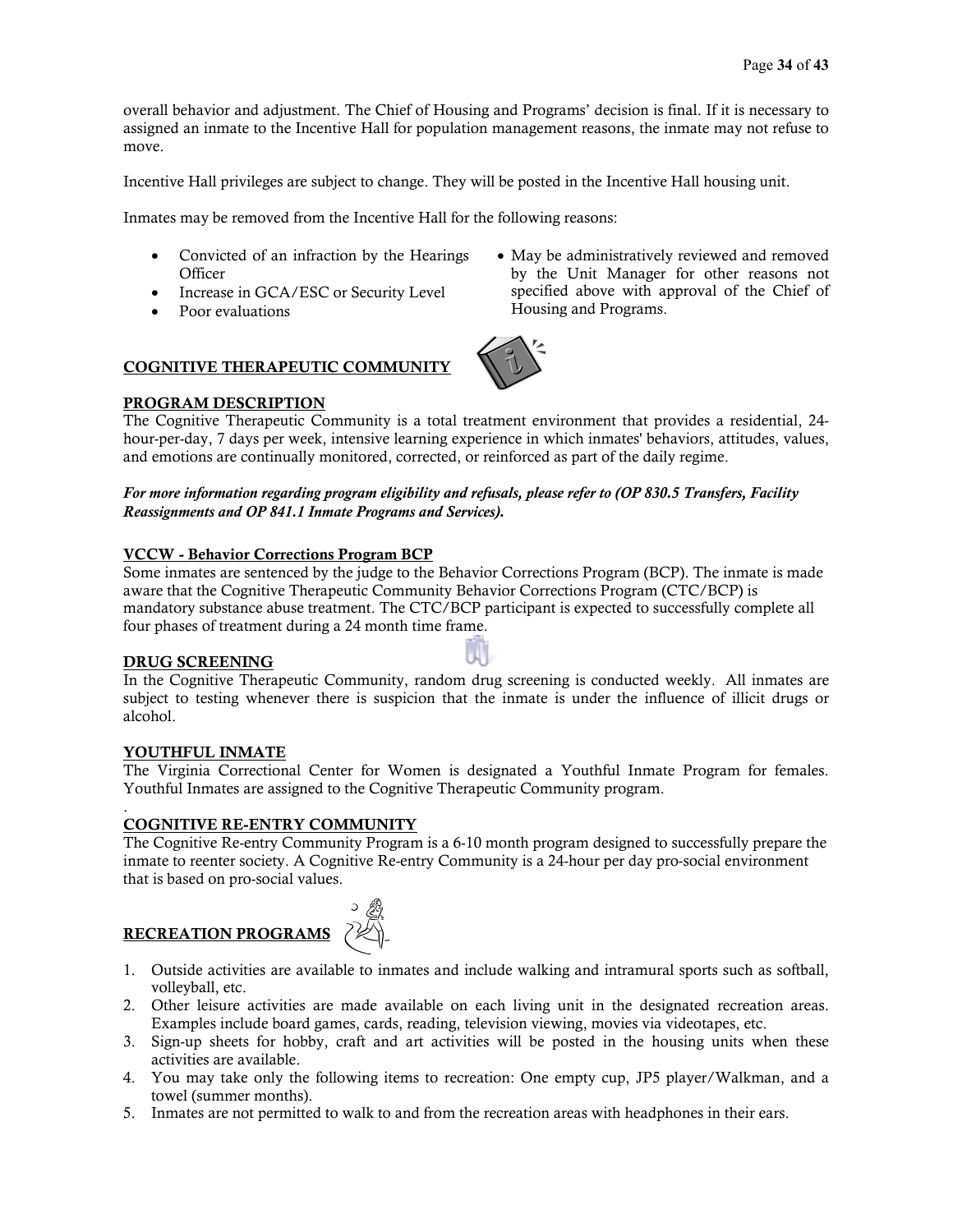overall behavior and adjustment. The Chief of Housing and Programs' decision is final. If it is necessary to assigned an inmate to the Incentive Hall for population management reasons, the inmate may not refuse to move.

Incentive Hall privileges are subject to change. They will be posted in the Incentive Hall housing unit.

Inmates may be removed from the Incentive Hall for the following reasons:

- Convicted of an infraction by the Hearings Officer
- Increase in GCA/ESC or Security Level
- Poor evaluations
- May be administratively reviewed and removed by the Unit Manager for other reasons not specified above with approval of the Chief of Housing and Programs.

## COGNITIVE THERAPEUTIC COMMUNITY

### PROGRAM DESCRIPTION

The Cognitive Therapeutic Community is a total treatment environment that provides a residential, 24-hour-per-day, 7 days per week, intensive learning experience in which inmates' behaviors, attitudes, values, and emotions are continually monitored, corrected, or reinforced as part of the daily regime.

***For more information regarding program eligibility and refusals, please refer to (OP 830.5 Transfers, Facility Reassignments and OP 841.1 Inmate Programs and Services).***

### VCCW - Behavior Corrections Program BCP

Some inmates are sentenced by the judge to the Behavior Corrections Program (BCP). The inmate is made aware that the Cognitive Therapeutic Community Behavior Corrections Program (CTC/BCP) is mandatory substance abuse treatment. The CTC/BCP participant is expected to successfully complete all four phases of treatment during a 24 month time frame.

### DRUG SCREENING

In the Cognitive Therapeutic Community, random drug screening is conducted weekly. All inmates are subject to testing whenever there is suspicion that the inmate is under the influence of illicit drugs or alcohol.

### YOUTHFUL INMATE

The Virginia Correctional Center for Women is designated a Youthful Inmate Program for females. Youthful Inmates are assigned to the Cognitive Therapeutic Community program.

## COGNITIVE RE-ENTRY COMMUNITY

The Cognitive Re-entry Community Program is a 6-10 month program designed to successfully prepare the inmate to reenter society. A Cognitive Re-entry Community is a 24-hour per day pro-social environment that is based on pro-social values.

## RECREATION PROGRAMS

1. Outside activities are available to inmates and include walking and intramural sports such as softball, volleyball, etc.
2. Other leisure activities are made available on each living unit in the designated recreation areas. Examples include board games, cards, reading, television viewing, movies via videotapes, etc.
3. Sign-up sheets for hobby, craft and art activities will be posted in the housing units when these activities are available.
4. You may take only the following items to recreation: One empty cup, JP5 player/Walkman, and a towel (summer months).
5. Inmates are not permitted to walk to and from the recreation areas with headphones in their ears.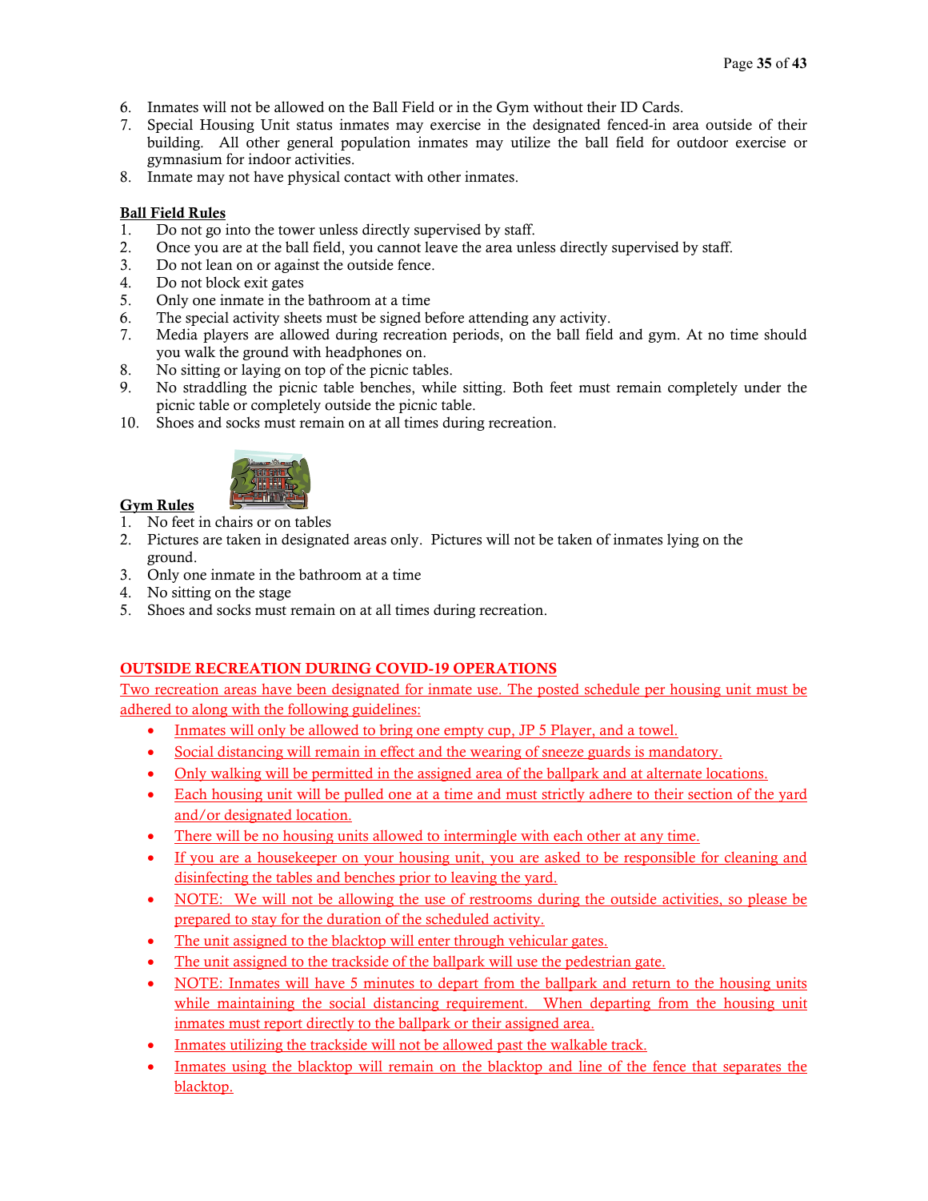6. Inmates will not be allowed on the Ball Field or in the Gym without their ID Cards.
7. Special Housing Unit status inmates may exercise in the designated fenced-in area outside of their building. All other general population inmates may utilize the ball field for outdoor exercise or gymnasium for indoor activities.
8. Inmate may not have physical contact with other inmates.

**Ball Field Rules**

1. Do not go into the tower unless directly supervised by staff.
2. Once you are at the ball field, you cannot leave the area unless directly supervised by staff.
3. Do not lean on or against the outside fence.
4. Do not block exit gates
5. Only one inmate in the bathroom at a time
6. The special activity sheets must be signed before attending any activity.
7. Media players are allowed during recreation periods, on the ball field and gym. At no time should you walk the ground with headphones on.
8. No sitting or laying on top of the picnic tables.
9. No straddling the picnic table benches, while sitting. Both feet must remain completely under the picnic table or completely outside the picnic table.
10. Shoes and socks must remain on at all times during recreation.

**Gym Rules**

1. No feet in chairs or on tables
2. Pictures are taken in designated areas only. Pictures will not be taken of inmates lying on the ground.
3. Only one inmate in the bathroom at a time
4. No sitting on the stage
5. Shoes and socks must remain on at all times during recreation.

**OUTSIDE RECREATION DURING COVID-19 OPERATIONS**

Two recreation areas have been designated for inmate use. The posted schedule per housing unit must be adhered to along with the following guidelines:

- Inmates will only be allowed to bring one empty cup, JP 5 Player, and a towel.
- Social distancing will remain in effect and the wearing of sneeze guards is mandatory.
- Only walking will be permitted in the assigned area of the ballpark and at alternate locations.
- Each housing unit will be pulled one at a time and must strictly adhere to their section of the yard and/or designated location.
- There will be no housing units allowed to intermingle with each other at any time.
- If you are a housekeeper on your housing unit, you are asked to be responsible for cleaning and disinfecting the tables and benches prior to leaving the yard.
- NOTE: We will not be allowing the use of restrooms during the outside activities, so please be prepared to stay for the duration of the scheduled activity.
- The unit assigned to the blacktop will enter through vehicular gates.
- The unit assigned to the trackside of the ballpark will use the pedestrian gate.
- NOTE: Inmates will have 5 minutes to depart from the ballpark and return to the housing units while maintaining the social distancing requirement. When departing from the housing unit inmates must report directly to the ballpark or their assigned area.
- Inmates utilizing the trackside will not be allowed past the walkable track.
- Inmates using the blacktop will remain on the blacktop and line of the fence that separates the blacktop.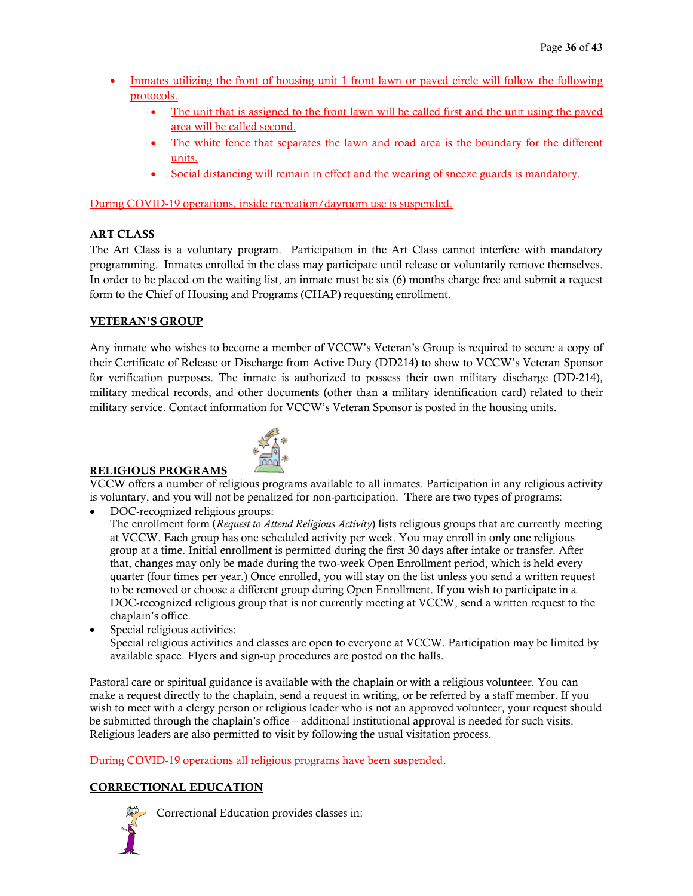- Inmates utilizing the front of housing unit 1 front lawn or paved circle will follow the following protocols.
    - The unit that is assigned to the front lawn will be called first and the unit using the paved area will be called second.
    - The white fence that separates the lawn and road area is the boundary for the different units.
    - Social distancing will remain in effect and the wearing of sneeze guards is mandatory.

During COVID-19 operations, inside recreation/dayroom use is suspended.

## ART CLASS

The Art Class is a voluntary program. Participation in the Art Class cannot interfere with mandatory programming. Inmates enrolled in the class may participate until release or voluntarily remove themselves. In order to be placed on the waiting list, an inmate must be six (6) months charge free and submit a request form to the Chief of Housing and Programs (CHAP) requesting enrollment.

## VETERAN'S GROUP

Any inmate who wishes to become a member of VCCW's Veteran's Group is required to secure a copy of their Certificate of Release or Discharge from Active Duty (DD214) to show to VCCW's Veteran Sponsor for verification purposes. The inmate is authorized to possess their own military discharge (DD-214), military medical records, and other documents (other than a military identification card) related to their military service. Contact information for VCCW's Veteran Sponsor is posted in the housing units.

## RELIGIOUS PROGRAMS

VCCW offers a number of religious programs available to all inmates. Participation in any religious activity is voluntary, and you will not be penalized for non-participation. There are two types of programs:

- DOC-recognized religious groups:
  The enrollment form (*Request to Attend Religious Activity*) lists religious groups that are currently meeting at VCCW. Each group has one scheduled activity per week. You may enroll in only one religious group at a time. Initial enrollment is permitted during the first 30 days after intake or transfer. After that, changes may only be made during the two-week Open Enrollment period, which is held every quarter (four times per year.) Once enrolled, you will stay on the list unless you send a written request to be removed or choose a different group during Open Enrollment. If you wish to participate in a DOC-recognized religious group that is not currently meeting at VCCW, send a written request to the chaplain's office.
- Special religious activities:
  Special religious activities and classes are open to everyone at VCCW. Participation may be limited by available space. Flyers and sign-up procedures are posted on the halls.

Pastoral care or spiritual guidance is available with the chaplain or with a religious volunteer. You can make a request directly to the chaplain, send a request in writing, or be referred by a staff member. If you wish to meet with a clergy person or religious leader who is not an approved volunteer, your request should be submitted through the chaplain's office – additional institutional approval is needed for such visits. Religious leaders are also permitted to visit by following the usual visitation process.

During COVID-19 operations all religious programs have been suspended.

## CORRECTIONAL EDUCATION

Correctional Education provides classes in: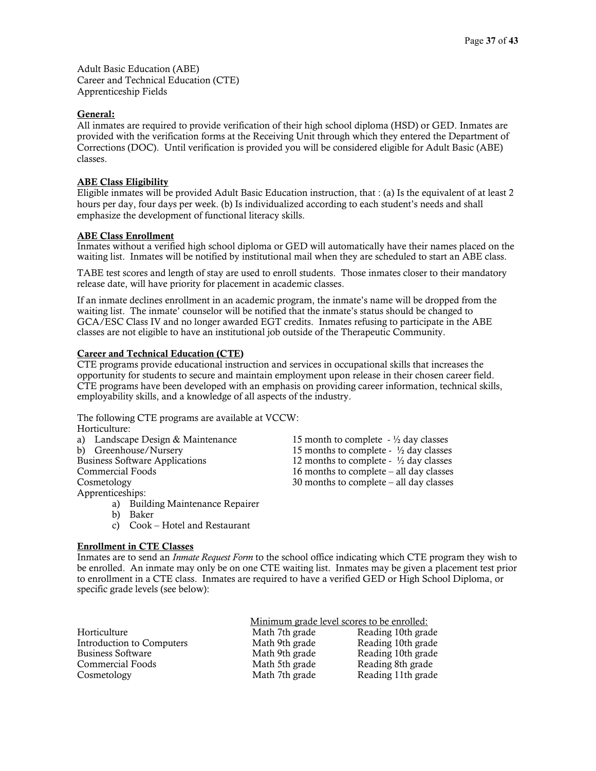Adult Basic Education (ABE)
Career and Technical Education (CTE)
Apprenticeship Fields

**General:**
All inmates are required to provide verification of their high school diploma (HSD) or GED. Inmates are provided with the verification forms at the Receiving Unit through which they entered the Department of Corrections (DOC). Until verification is provided you will be considered eligible for Adult Basic (ABE) classes.

**ABE Class Eligibility**
Eligible inmates will be provided Adult Basic Education instruction, that : (a) Is the equivalent of at least 2 hours per day, four days per week. (b) Is individualized according to each student's needs and shall emphasize the development of functional literacy skills.

**ABE Class Enrollment**
Inmates without a verified high school diploma or GED will automatically have their names placed on the waiting list. Inmates will be notified by institutional mail when they are scheduled to start an ABE class.

TABE test scores and length of stay are used to enroll students. Those inmates closer to their mandatory release date, will have priority for placement in academic classes.

If an inmate declines enrollment in an academic program, the inmate's name will be dropped from the waiting list. The inmate' counselor will be notified that the inmate's status should be changed to GCA/ESC Class IV and no longer awarded EGT credits. Inmates refusing to participate in the ABE classes are not eligible to have an institutional job outside of the Therapeutic Community.

**Career and Technical Education (CTE)**
CTE programs provide educational instruction and services in occupational skills that increases the opportunity for students to secure and maintain employment upon release in their chosen career field. CTE programs have been developed with an emphasis on providing career information, technical skills, employability skills, and a knowledge of all aspects of the industry.

The following CTE programs are available at VCCW:

Horticulture:

| Program | Duration |
|---|---|
| a) Landscape Design & Maintenance | 15 month to complete - ½ day classes |
| b) Greenhouse/Nursery | 15 months to complete - ½ day classes |
| Business Software Applications | 12 months to complete - ½ day classes |
| Commercial Foods | 16 months to complete – all day classes |
| Cosmetology | 30 months to complete – all day classes |

Apprenticeships:

a) Building Maintenance Repairer
b) Baker
c) Cook – Hotel and Restaurant

**Enrollment in CTE Classes**
Inmates are to send an *Inmate Request Form* to the school office indicating which CTE program they wish to be enrolled. An inmate may only be on one CTE waiting list. Inmates may be given a placement test prior to enrollment in a CTE class. Inmates are required to have a verified GED or High School Diploma, or specific grade levels (see below):

| | Minimum grade level scores to be enrolled: | |
|---|---|---|
| Horticulture | Math 7th grade | Reading 10th grade |
| Introduction to Computers | Math 9th grade | Reading 10th grade |
| Business Software | Math 9th grade | Reading 10th grade |
| Commercial Foods | Math 5th grade | Reading 8th grade |
| Cosmetology | Math 7th grade | Reading 11th grade |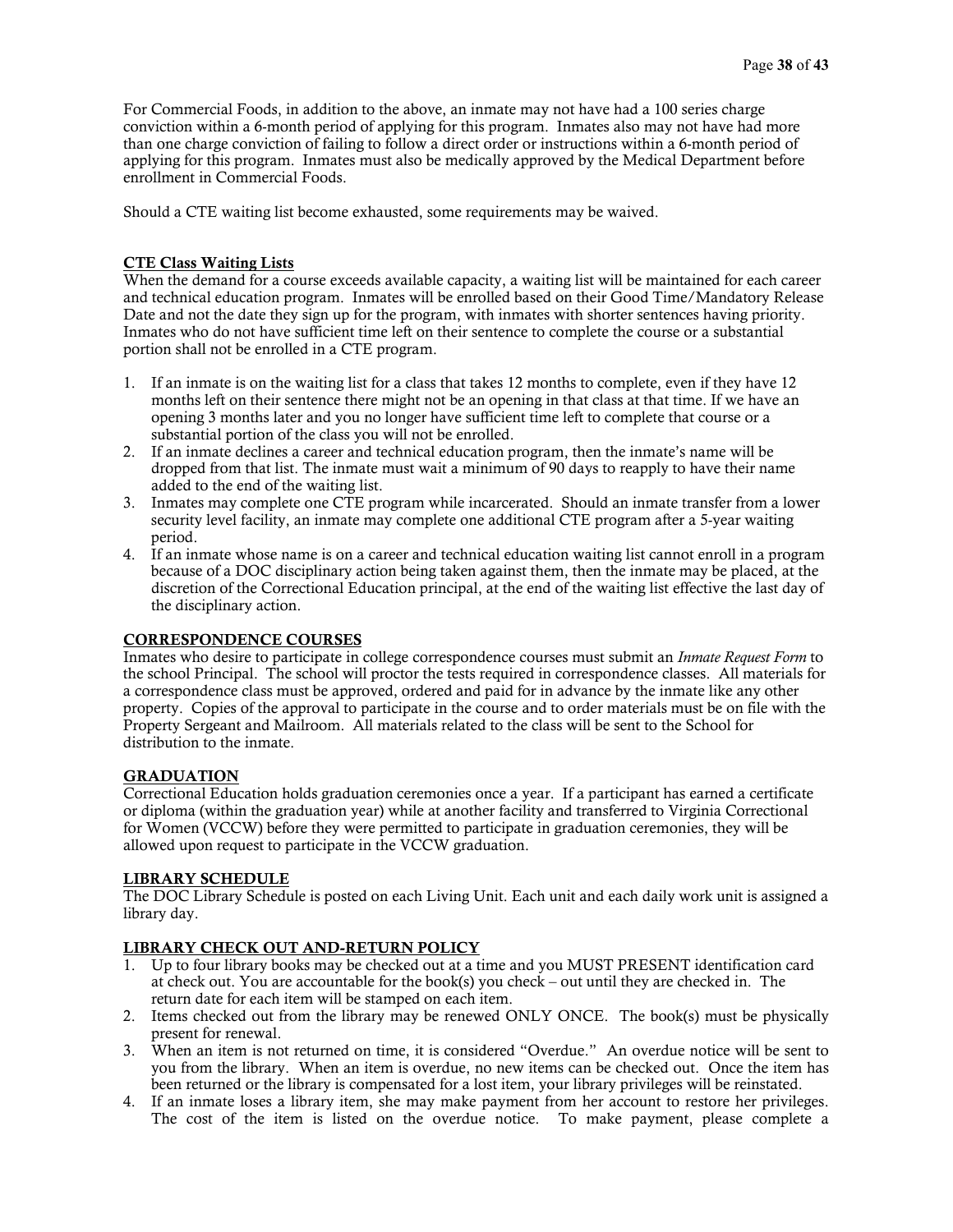For Commercial Foods, in addition to the above, an inmate may not have had a 100 series charge conviction within a 6-month period of applying for this program. Inmates also may not have had more than one charge conviction of failing to follow a direct order or instructions within a 6-month period of applying for this program. Inmates must also be medically approved by the Medical Department before enrollment in Commercial Foods.

Should a CTE waiting list become exhausted, some requirements may be waived.

**CTE Class Waiting Lists**

When the demand for a course exceeds available capacity, a waiting list will be maintained for each career and technical education program. Inmates will be enrolled based on their Good Time/Mandatory Release Date and not the date they sign up for the program, with inmates with shorter sentences having priority. Inmates who do not have sufficient time left on their sentence to complete the course or a substantial portion shall not be enrolled in a CTE program.

1. If an inmate is on the waiting list for a class that takes 12 months to complete, even if they have 12 months left on their sentence there might not be an opening in that class at that time. If we have an opening 3 months later and you no longer have sufficient time left to complete that course or a substantial portion of the class you will not be enrolled.
2. If an inmate declines a career and technical education program, then the inmate's name will be dropped from that list. The inmate must wait a minimum of 90 days to reapply to have their name added to the end of the waiting list.
3. Inmates may complete one CTE program while incarcerated. Should an inmate transfer from a lower security level facility, an inmate may complete one additional CTE program after a 5-year waiting period.
4. If an inmate whose name is on a career and technical education waiting list cannot enroll in a program because of a DOC disciplinary action being taken against them, then the inmate may be placed, at the discretion of the Correctional Education principal, at the end of the waiting list effective the last day of the disciplinary action.

**CORRESPONDENCE COURSES**

Inmates who desire to participate in college correspondence courses must submit an *Inmate Request Form* to the school Principal. The school will proctor the tests required in correspondence classes. All materials for a correspondence class must be approved, ordered and paid for in advance by the inmate like any other property. Copies of the approval to participate in the course and to order materials must be on file with the Property Sergeant and Mailroom. All materials related to the class will be sent to the School for distribution to the inmate.

**GRADUATION**

Correctional Education holds graduation ceremonies once a year. If a participant has earned a certificate or diploma (within the graduation year) while at another facility and transferred to Virginia Correctional for Women (VCCW) before they were permitted to participate in graduation ceremonies, they will be allowed upon request to participate in the VCCW graduation.

**LIBRARY SCHEDULE**

The DOC Library Schedule is posted on each Living Unit. Each unit and each daily work unit is assigned a library day.

**LIBRARY CHECK OUT AND-RETURN POLICY**

1. Up to four library books may be checked out at a time and you MUST PRESENT identification card at check out. You are accountable for the book(s) you check – out until they are checked in. The return date for each item will be stamped on each item.
2. Items checked out from the library may be renewed ONLY ONCE. The book(s) must be physically present for renewal.
3. When an item is not returned on time, it is considered "Overdue." An overdue notice will be sent to you from the library. When an item is overdue, no new items can be checked out. Once the item has been returned or the library is compensated for a lost item, your library privileges will be reinstated.
4. If an inmate loses a library item, she may make payment from her account to restore her privileges. The cost of the item is listed on the overdue notice. To make payment, please complete a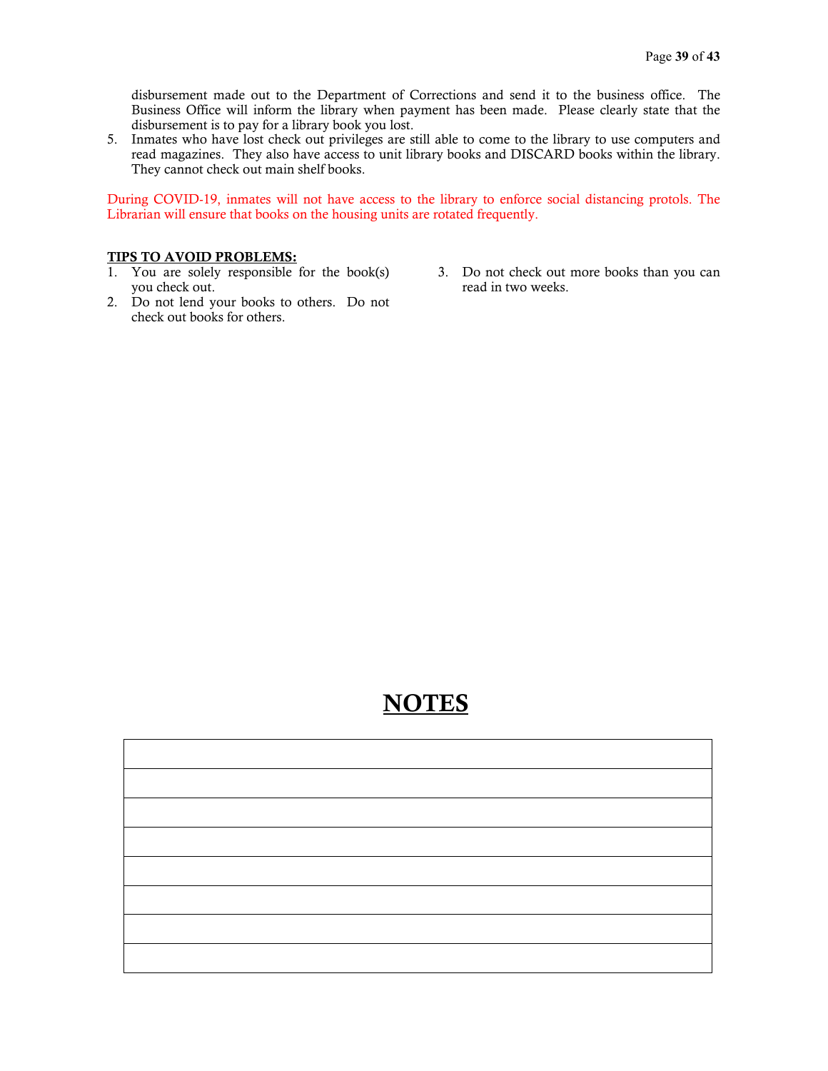disbursement made out to the Department of Corrections and send it to the business office. The Business Office will inform the library when payment has been made. Please clearly state that the disbursement is to pay for a library book you lost.

5. Inmates who have lost check out privileges are still able to come to the library to use computers and read magazines. They also have access to unit library books and DISCARD books within the library. They cannot check out main shelf books.

During COVID-19, inmates will not have access to the library to enforce social distancing protols. The Librarian will ensure that books on the housing units are rotated frequently.

**TIPS TO AVOID PROBLEMS:**

1. You are solely responsible for the book(s) you check out.
2. Do not lend your books to others. Do not check out books for others.
3. Do not check out more books than you can read in two weeks.

# NOTES

| |
|---|
| |
| |
| |
| |
| |
| |
| |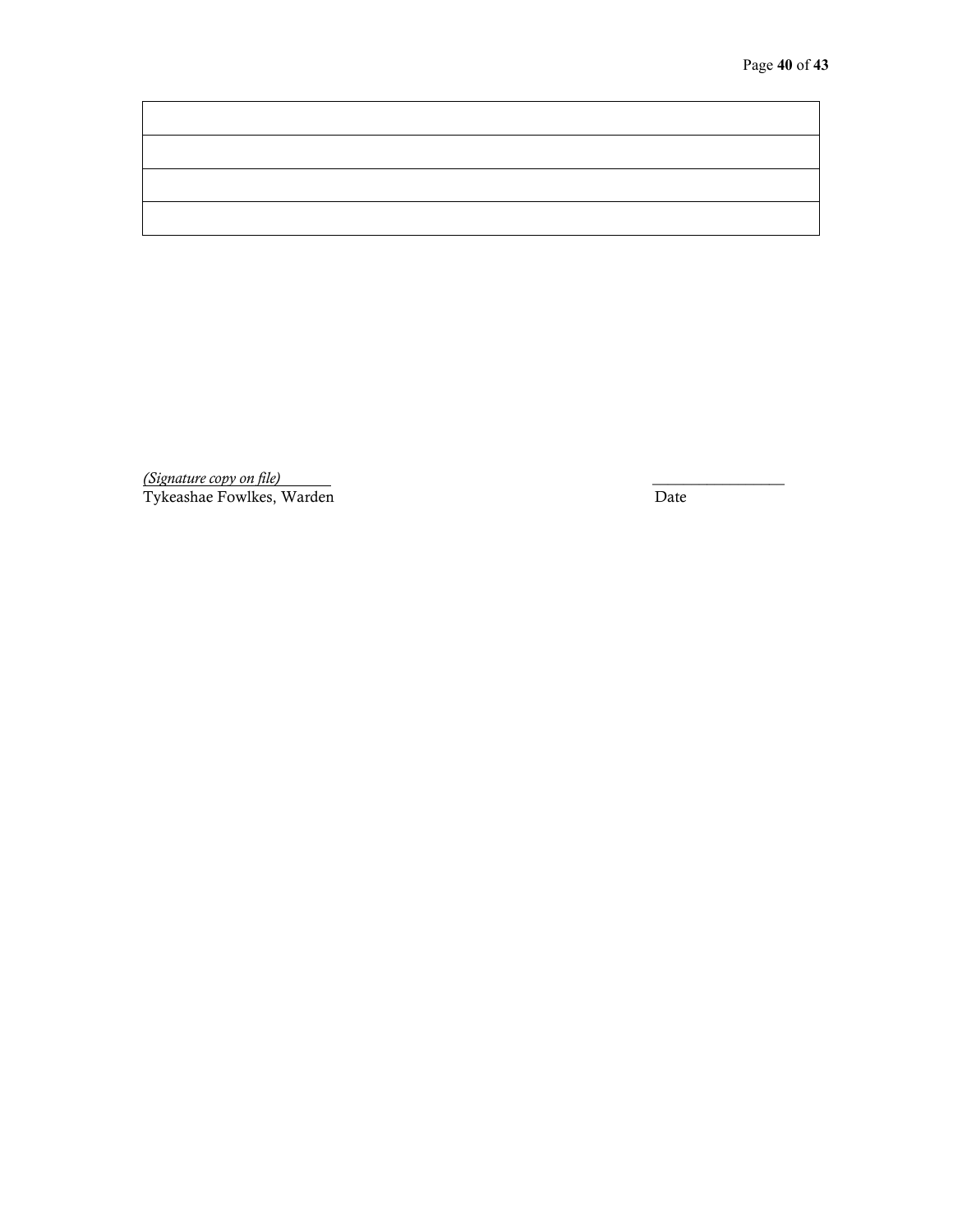| |
|---|
| |
| |
| |

*(Signature copy on file)*
Tykeashae Fowlkes, Warden

_________________
Date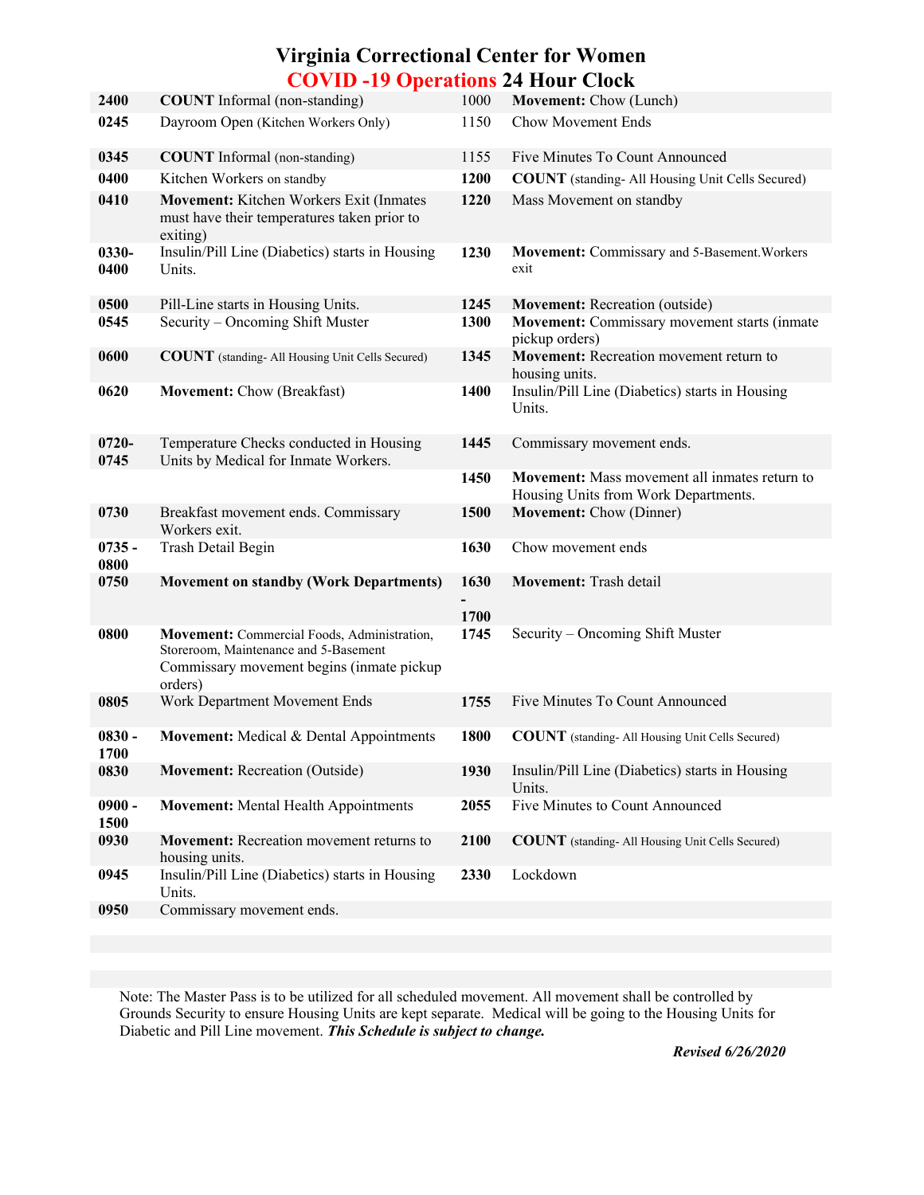# Virginia Correctional Center for Women

## COVID -19 Operations 24 Hour Clock

| | | | |
|---|---|---|---|
| **2400** | **COUNT** Informal (non-standing) | 1000 | **Movement:** Chow (Lunch) |
| **0245** | Dayroom Open (Kitchen Workers Only) | 1150 | Chow Movement Ends |
| **0345** | **COUNT** Informal (non-standing) | 1155 | Five Minutes To Count Announced |
| **0400** | Kitchen Workers on standby | **1200** | **COUNT** (standing- All Housing Unit Cells Secured) |
| **0410** | **Movement:** Kitchen Workers Exit (Inmates must have their temperatures taken prior to exiting) | **1220** | Mass Movement on standby |
| **0330-0400** | Insulin/Pill Line (Diabetics) starts in Housing Units. | **1230** | **Movement:** Commissary and 5-Basement.Workers exit |
| **0500** | Pill-Line starts in Housing Units. | **1245** | **Movement:** Recreation (outside) |
| **0545** | Security – Oncoming Shift Muster | **1300** | **Movement:** Commissary movement starts (inmate pickup orders) |
| **0600** | **COUNT** (standing- All Housing Unit Cells Secured) | **1345** | **Movement:** Recreation movement return to housing units. |
| **0620** | **Movement:** Chow (Breakfast) | **1400** | Insulin/Pill Line (Diabetics) starts in Housing Units. |
| **0720-0745** | Temperature Checks conducted in Housing Units by Medical for Inmate Workers. | **1445** | Commissary movement ends. |
| | | **1450** | **Movement:** Mass movement all inmates return to Housing Units from Work Departments. |
| **0730** | Breakfast movement ends. Commissary Workers exit. | **1500** | **Movement:** Chow (Dinner) |
| **0735 - 0800** | Trash Detail Begin | **1630** | Chow movement ends |
| **0750** | **Movement on standby (Work Departments)** | **1630 - 1700** | **Movement:** Trash detail |
| **0800** | **Movement:** Commercial Foods, Administration, Storeroom, Maintenance and 5-Basement Commissary movement begins (inmate pickup orders) | **1745** | Security – Oncoming Shift Muster |
| **0805** | Work Department Movement Ends | **1755** | Five Minutes To Count Announced |
| **0830 - 1700** | **Movement:** Medical & Dental Appointments | **1800** | **COUNT** (standing- All Housing Unit Cells Secured) |
| **0830** | **Movement:** Recreation (Outside) | **1930** | Insulin/Pill Line (Diabetics) starts in Housing Units. |
| **0900 - 1500** | **Movement:** Mental Health Appointments | **2055** | Five Minutes to Count Announced |
| **0930** | **Movement:** Recreation movement returns to housing units. | **2100** | **COUNT** (standing- All Housing Unit Cells Secured) |
| **0945** | Insulin/Pill Line (Diabetics) starts in Housing Units. | **2330** | Lockdown |
| **0950** | Commissary movement ends. | | |

Note: The Master Pass is to be utilized for all scheduled movement. All movement shall be controlled by Grounds Security to ensure Housing Units are kept separate. Medical will be going to the Housing Units for Diabetic and Pill Line movement. ***This Schedule is subject to change.***

***Revised 6/26/2020***